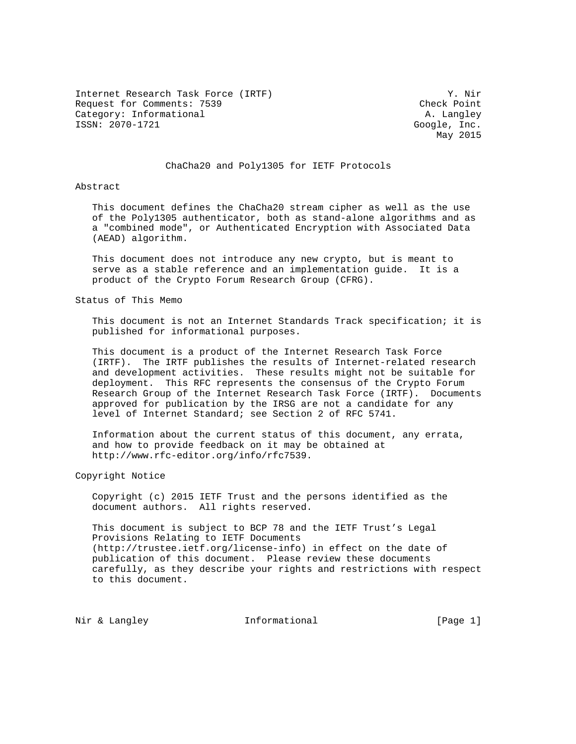Internet Research Task Force (IRTF) — Y. Nir, Check Point
Request for Comments: 7539 — A. Langley, Google, Inc.
Category: Informational
ISSN: 2070-1721
May 2015

# ChaCha20 and Poly1305 for IETF Protocols

## Abstract

This document defines the ChaCha20 stream cipher as well as the use of the Poly1305 authenticator, both as stand-alone algorithms and as a "combined mode", or Authenticated Encryption with Associated Data (AEAD) algorithm.

This document does not introduce any new crypto, but is meant to serve as a stable reference and an implementation guide. It is a product of the Crypto Forum Research Group (CFRG).

## Status of This Memo

This document is not an Internet Standards Track specification; it is published for informational purposes.

This document is a product of the Internet Research Task Force (IRTF). The IRTF publishes the results of Internet-related research and development activities. These results might not be suitable for deployment. This RFC represents the consensus of the Crypto Forum Research Group of the Internet Research Task Force (IRTF). Documents approved for publication by the IRSG are not a candidate for any level of Internet Standard; see Section 2 of RFC 5741.

Information about the current status of this document, any errata, and how to provide feedback on it may be obtained at http://www.rfc-editor.org/info/rfc7539.

## Copyright Notice

Copyright (c) 2015 IETF Trust and the persons identified as the document authors. All rights reserved.

This document is subject to BCP 78 and the IETF Trust's Legal Provisions Relating to IETF Documents (http://trustee.ietf.org/license-info) in effect on the date of publication of this document. Please review these documents carefully, as they describe your rights and restrictions with respect to this document.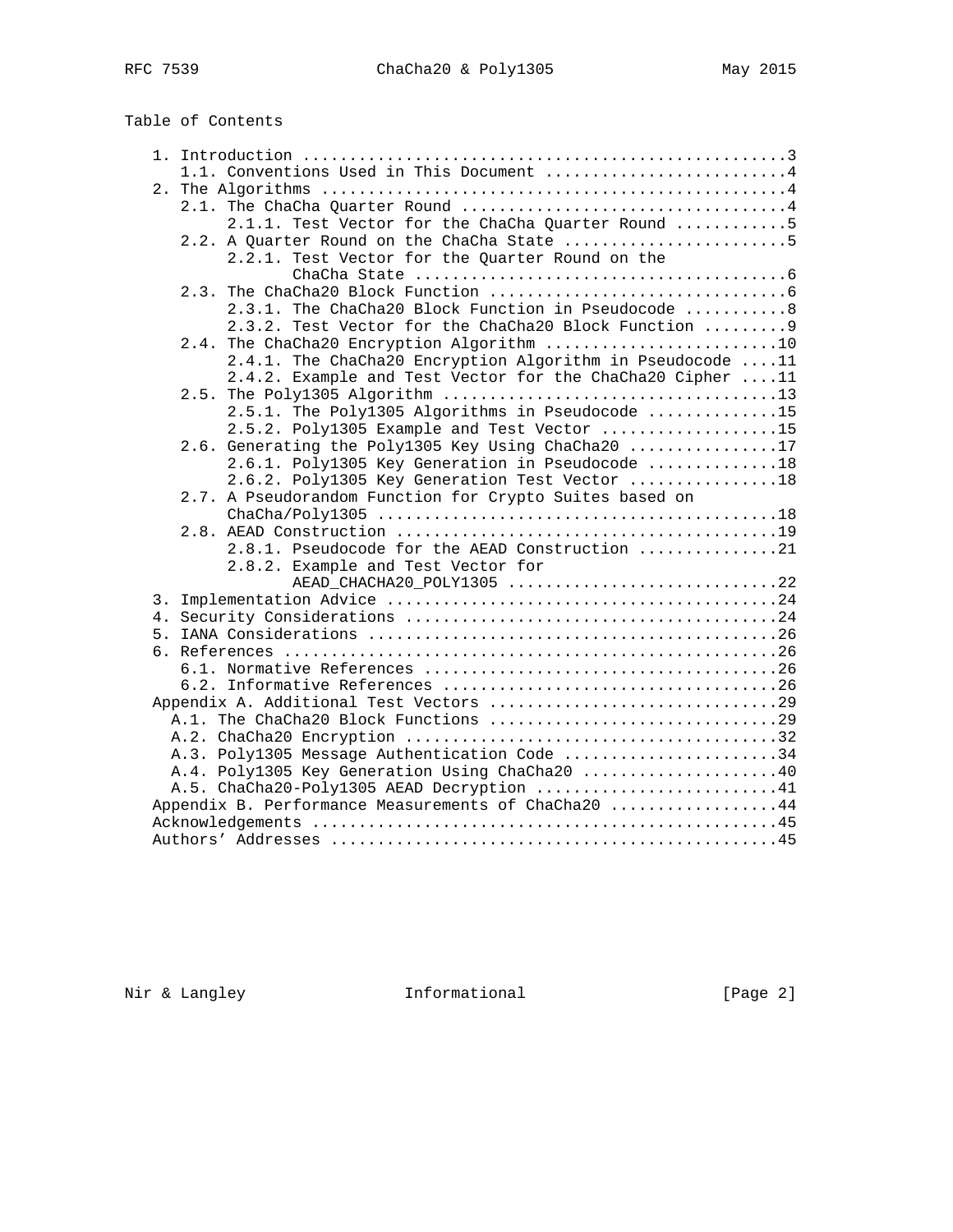Table of Contents

```
   1. Introduction ....................................................3
      1.1. Conventions Used in This Document ..........................4
   2. The Algorithms ..................................................4
      2.1. The ChaCha Quarter Round ...................................4
           2.1.1. Test Vector for the ChaCha Quarter Round ............5
      2.2. A Quarter Round on the ChaCha State ........................5
           2.2.1. Test Vector for the Quarter Round on the
                  ChaCha State ........................................6
      2.3. The ChaCha20 Block Function ................................6
           2.3.1. The ChaCha20 Block Function in Pseudocode ...........8
           2.3.2. Test Vector for the ChaCha20 Block Function .........9
      2.4. The ChaCha20 Encryption Algorithm .........................10
           2.4.1. The ChaCha20 Encryption Algorithm in Pseudocode ....11
           2.4.2. Example and Test Vector for the ChaCha20 Cipher ....11
      2.5. The Poly1305 Algorithm ....................................13
           2.5.1. The Poly1305 Algorithms in Pseudocode ..............15
           2.5.2. Poly1305 Example and Test Vector ...................15
      2.6. Generating the Poly1305 Key Using ChaCha20 ................17
           2.6.1. Poly1305 Key Generation in Pseudocode ..............18
           2.6.2. Poly1305 Key Generation Test Vector ................18
      2.7. A Pseudorandom Function for Crypto Suites based on
           ChaCha/Poly1305 ...........................................18
      2.8. AEAD Construction .........................................19
           2.8.1. Pseudocode for the AEAD Construction ...............21
           2.8.2. Example and Test Vector for
                  AEAD_CHACHA20_POLY1305 .............................22
   3. Implementation Advice ..........................................24
   4. Security Considerations ........................................24
   5. IANA Considerations ............................................26
   6. References .....................................................26
      6.1. Normative References ......................................26
      6.2. Informative References ....................................26
   Appendix A. Additional Test Vectors ...............................29
     A.1. The ChaCha20 Block Functions ...............................29
     A.2. ChaCha20 Encryption ........................................32
     A.3. Poly1305 Message Authentication Code .......................34
     A.4. Poly1305 Key Generation Using ChaCha20 .....................40
     A.5. ChaCha20-Poly1305 AEAD Decryption ..........................41
   Appendix B. Performance Measurements of ChaCha20 ..................44
   Acknowledgements ..................................................45
   Authors' Addresses ................................................45
```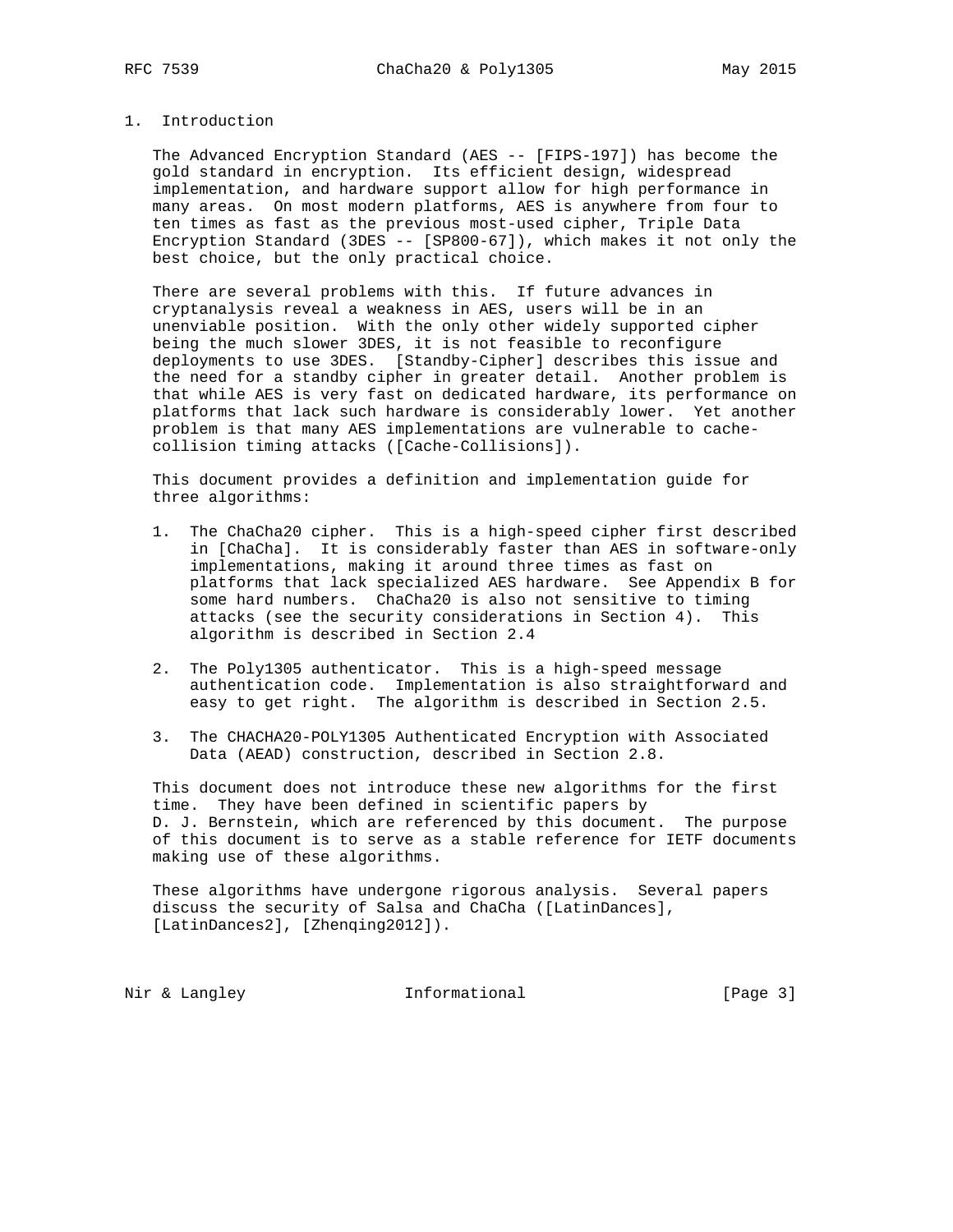## 1. Introduction

The Advanced Encryption Standard (AES -- [FIPS-197]) has become the gold standard in encryption. Its efficient design, widespread implementation, and hardware support allow for high performance in many areas. On most modern platforms, AES is anywhere from four to ten times as fast as the previous most-used cipher, Triple Data Encryption Standard (3DES -- [SP800-67]), which makes it not only the best choice, but the only practical choice.

There are several problems with this. If future advances in cryptanalysis reveal a weakness in AES, users will be in an unenviable position. With the only other widely supported cipher being the much slower 3DES, it is not feasible to reconfigure deployments to use 3DES. [Standby-Cipher] describes this issue and the need for a standby cipher in greater detail. Another problem is that while AES is very fast on dedicated hardware, its performance on platforms that lack such hardware is considerably lower. Yet another problem is that many AES implementations are vulnerable to cache-collision timing attacks ([Cache-Collisions]).

This document provides a definition and implementation guide for three algorithms:

1. The ChaCha20 cipher. This is a high-speed cipher first described in [ChaCha]. It is considerably faster than AES in software-only implementations, making it around three times as fast on platforms that lack specialized AES hardware. See Appendix B for some hard numbers. ChaCha20 is also not sensitive to timing attacks (see the security considerations in Section 4). This algorithm is described in Section 2.4

2. The Poly1305 authenticator. This is a high-speed message authentication code. Implementation is also straightforward and easy to get right. The algorithm is described in Section 2.5.

3. The CHACHA20-POLY1305 Authenticated Encryption with Associated Data (AEAD) construction, described in Section 2.8.

This document does not introduce these new algorithms for the first time. They have been defined in scientific papers by D. J. Bernstein, which are referenced by this document. The purpose of this document is to serve as a stable reference for IETF documents making use of these algorithms.

These algorithms have undergone rigorous analysis. Several papers discuss the security of Salsa and ChaCha ([LatinDances], [LatinDances2], [Zhenqing2012]).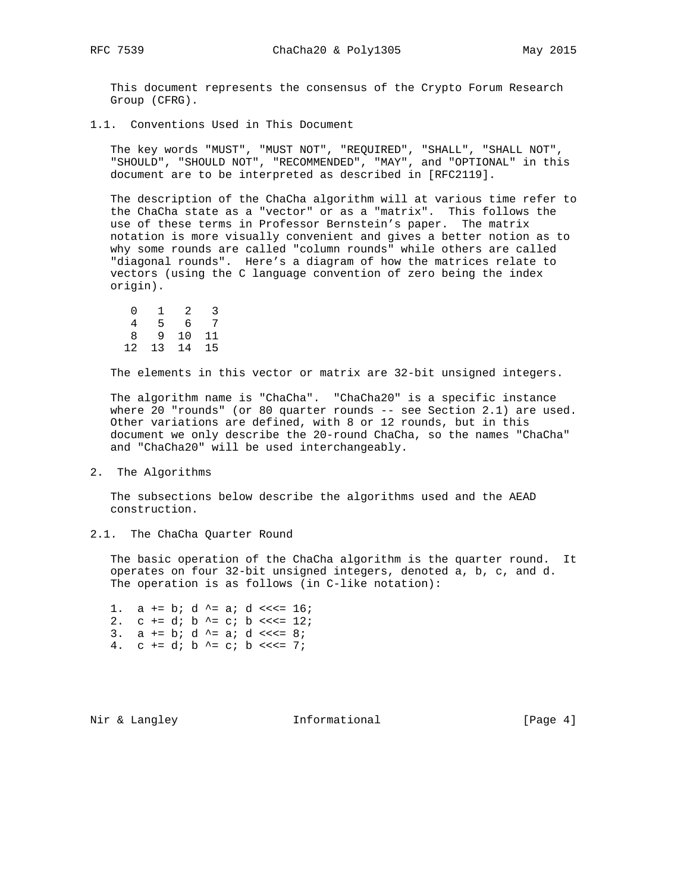This document represents the consensus of the Crypto Forum Research Group (CFRG).

### 1.1. Conventions Used in This Document

The key words "MUST", "MUST NOT", "REQUIRED", "SHALL", "SHALL NOT", "SHOULD", "SHOULD NOT", "RECOMMENDED", "MAY", and "OPTIONAL" in this document are to be interpreted as described in [RFC2119].

The description of the ChaCha algorithm will at various time refer to the ChaCha state as a "vector" or as a "matrix". This follows the use of these terms in Professor Bernstein's paper. The matrix notation is more visually convenient and gives a better notion as to why some rounds are called "column rounds" while others are called "diagonal rounds". Here's a diagram of how the matrices relate to vectors (using the C language convention of zero being the index origin).

```
 0   1   2   3
 4   5   6   7
 8   9  10  11
12  13  14  15
```

The elements in this vector or matrix are 32-bit unsigned integers.

The algorithm name is "ChaCha". "ChaCha20" is a specific instance where 20 "rounds" (or 80 quarter rounds -- see Section 2.1) are used. Other variations are defined, with 8 or 12 rounds, but in this document we only describe the 20-round ChaCha, so the names "ChaCha" and "ChaCha20" will be used interchangeably.

## 2. The Algorithms

The subsections below describe the algorithms used and the AEAD construction.

### 2.1. The ChaCha Quarter Round

The basic operation of the ChaCha algorithm is the quarter round. It operates on four 32-bit unsigned integers, denoted a, b, c, and d. The operation is as follows (in C-like notation):

```
1.  a += b; d ^= a; d <<<= 16;
2.  c += d; b ^= c; b <<<= 12;
3.  a += b; d ^= a; d <<<= 8;
4.  c += d; b ^= c; b <<<= 7;
```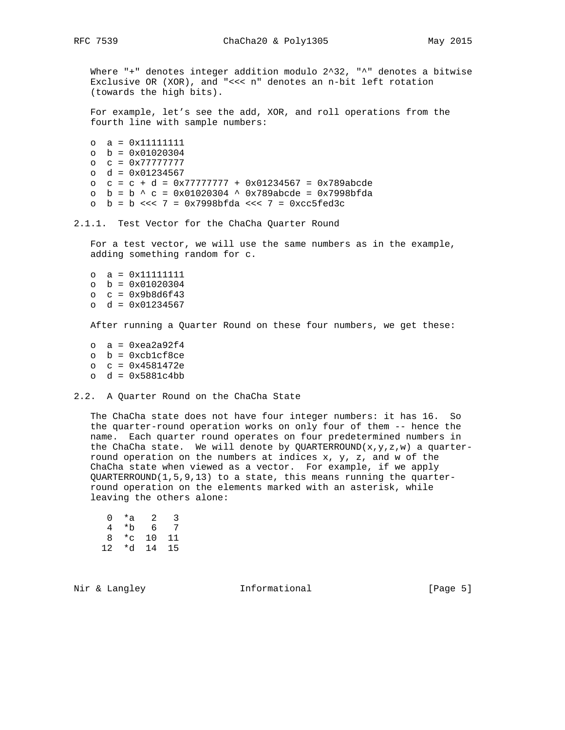Where "+" denotes integer addition modulo 2^32, "^" denotes a bitwise Exclusive OR (XOR), and "<<< n" denotes an n-bit left rotation (towards the high bits).

For example, let's see the add, XOR, and roll operations from the fourth line with sample numbers:

- a = 0x11111111
- b = 0x01020304
- c = 0x77777777
- d = 0x01234567
- c = c + d = 0x77777777 + 0x01234567 = 0x789abcde
- b = b ^ c = 0x01020304 ^ 0x789abcde = 0x7998bfda
- b = b <<< 7 = 0x7998bfda <<< 7 = 0xcc5fed3c

### 2.1.1. Test Vector for the ChaCha Quarter Round

For a test vector, we will use the same numbers as in the example, adding something random for c.

- a = 0x11111111
- b = 0x01020304
- c = 0x9b8d6f43
- d = 0x01234567

After running a Quarter Round on these four numbers, we get these:

- a = 0xea2a92f4
- b = 0xcb1cf8ce
- c = 0x4581472e
- d = 0x5881c4bb

## 2.2. A Quarter Round on the ChaCha State

The ChaCha state does not have four integer numbers: it has 16. So the quarter-round operation works on only four of them -- hence the name. Each quarter round operates on four predetermined numbers in the ChaCha state. We will denote by QUARTERROUND(x,y,z,w) a quarter-round operation on the numbers at indices x, y, z, and w of the ChaCha state when viewed as a vector. For example, if we apply QUARTERROUND(1,5,9,13) to a state, this means running the quarter-round operation on the elements marked with an asterisk, while leaving the others alone:

```
    0  *a   2   3
    4  *b   6   7
    8  *c  10  11
   12  *d  14  15
```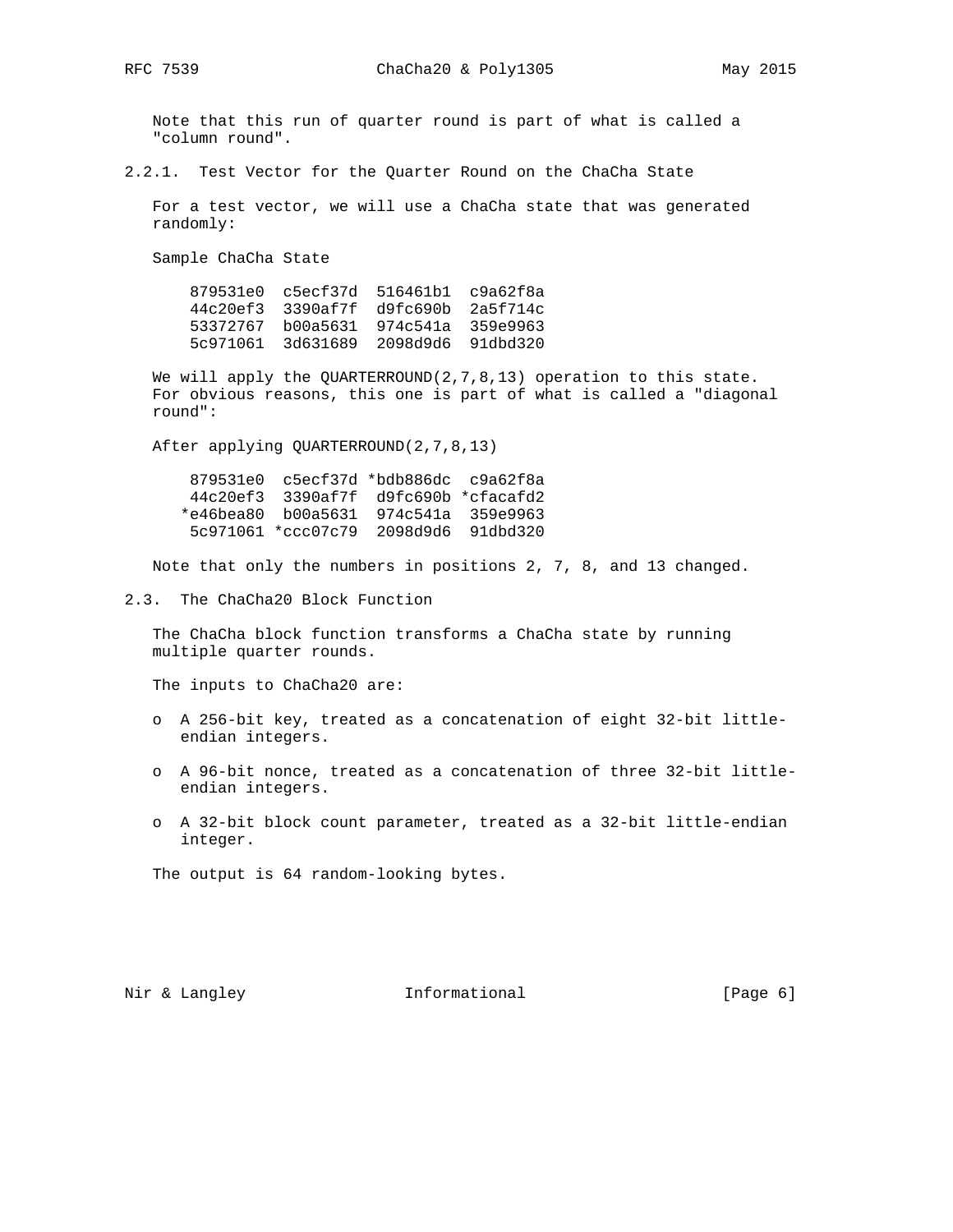Note that this run of quarter round is part of what is called a "column round".

### 2.2.1. Test Vector for the Quarter Round on the ChaCha State

For a test vector, we will use a ChaCha state that was generated randomly:

Sample ChaCha State

```
 879531e0  c5ecf37d  516461b1  c9a62f8a
 44c20ef3  3390af7f  d9fc690b  2a5f714c
 53372767  b00a5631  974c541a  359e9963
 5c971061  3d631689  2098d9d6  91dbd320
```

We will apply the QUARTERROUND(2,7,8,13) operation to this state. For obvious reasons, this one is part of what is called a "diagonal round":

After applying QUARTERROUND(2,7,8,13)

```
 879531e0  c5ecf37d *bdb886dc  c9a62f8a
 44c20ef3  3390af7f  d9fc690b *cfacafd2
*e46bea80  b00a5631  974c541a  359e9963
 5c971061 *ccc07c79  2098d9d6  91dbd320
```

Note that only the numbers in positions 2, 7, 8, and 13 changed.

## 2.3. The ChaCha20 Block Function

The ChaCha block function transforms a ChaCha state by running multiple quarter rounds.

The inputs to ChaCha20 are:

- A 256-bit key, treated as a concatenation of eight 32-bit little-endian integers.
- A 96-bit nonce, treated as a concatenation of three 32-bit little-endian integers.
- A 32-bit block count parameter, treated as a 32-bit little-endian integer.

The output is 64 random-looking bytes.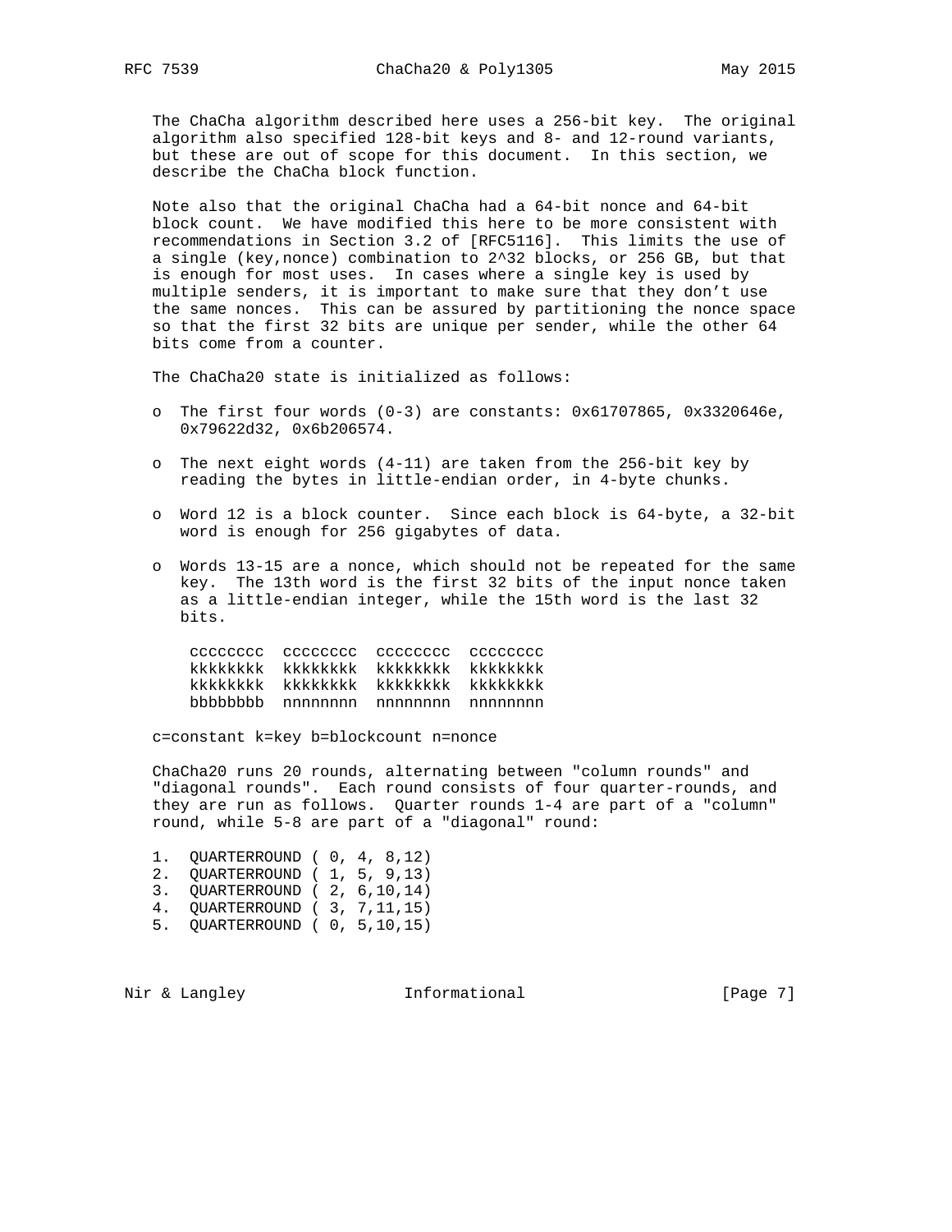The ChaCha algorithm described here uses a 256-bit key. The original algorithm also specified 128-bit keys and 8- and 12-round variants, but these are out of scope for this document. In this section, we describe the ChaCha block function.

Note also that the original ChaCha had a 64-bit nonce and 64-bit block count. We have modified this here to be more consistent with recommendations in Section 3.2 of [RFC5116]. This limits the use of a single (key,nonce) combination to 2^32 blocks, or 256 GB, but that is enough for most uses. In cases where a single key is used by multiple senders, it is important to make sure that they don't use the same nonces. This can be assured by partitioning the nonce space so that the first 32 bits are unique per sender, while the other 64 bits come from a counter.

The ChaCha20 state is initialized as follows:

- The first four words (0-3) are constants: 0x61707865, 0x3320646e, 0x79622d32, 0x6b206574.
- The next eight words (4-11) are taken from the 256-bit key by reading the bytes in little-endian order, in 4-byte chunks.
- Word 12 is a block counter. Since each block is 64-byte, a 32-bit word is enough for 256 gigabytes of data.
- Words 13-15 are a nonce, which should not be repeated for the same key. The 13th word is the first 32 bits of the input nonce taken as a little-endian integer, while the 15th word is the last 32 bits.

```
cccccccc  cccccccc  cccccccc  cccccccc
kkkkkkkk  kkkkkkkk  kkkkkkkk  kkkkkkkk
kkkkkkkk  kkkkkkkk  kkkkkkkk  kkkkkkkk
bbbbbbbb  nnnnnnnn  nnnnnnnn  nnnnnnnn
```

c=constant k=key b=blockcount n=nonce

ChaCha20 runs 20 rounds, alternating between "column rounds" and "diagonal rounds". Each round consists of four quarter-rounds, and they are run as follows. Quarter rounds 1-4 are part of a "column" round, while 5-8 are part of a "diagonal" round:

1. QUARTERROUND ( 0, 4, 8,12)
2. QUARTERROUND ( 1, 5, 9,13)
3. QUARTERROUND ( 2, 6,10,14)
4. QUARTERROUND ( 3, 7,11,15)
5. QUARTERROUND ( 0, 5,10,15)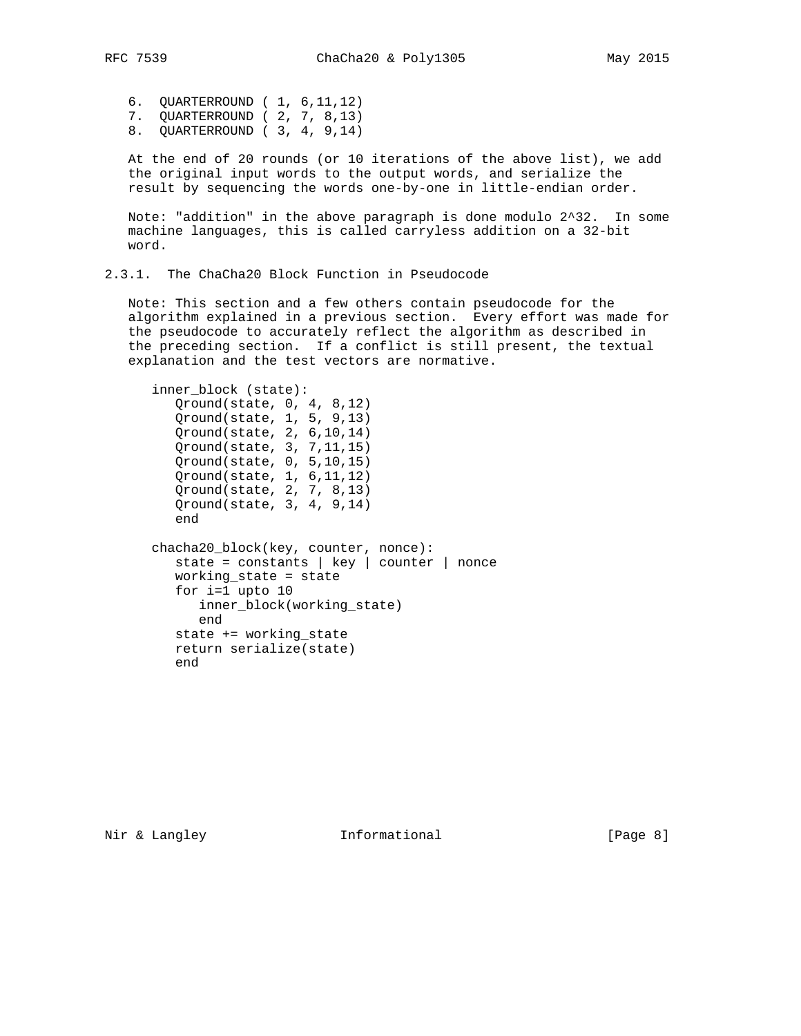6. QUARTERROUND ( 1, 6,11,12)
7. QUARTERROUND ( 2, 7, 8,13)
8. QUARTERROUND ( 3, 4, 9,14)

At the end of 20 rounds (or 10 iterations of the above list), we add the original input words to the output words, and serialize the result by sequencing the words one-by-one in little-endian order.

Note: "addition" in the above paragraph is done modulo 2^32. In some machine languages, this is called carryless addition on a 32-bit word.

### 2.3.1. The ChaCha20 Block Function in Pseudocode

Note: This section and a few others contain pseudocode for the algorithm explained in a previous section. Every effort was made for the pseudocode to accurately reflect the algorithm as described in the preceding section. If a conflict is still present, the textual explanation and the test vectors are normative.

```
inner_block (state):
   Qround(state, 0, 4, 8,12)
   Qround(state, 1, 5, 9,13)
   Qround(state, 2, 6,10,14)
   Qround(state, 3, 7,11,15)
   Qround(state, 0, 5,10,15)
   Qround(state, 1, 6,11,12)
   Qround(state, 2, 7, 8,13)
   Qround(state, 3, 4, 9,14)
   end

chacha20_block(key, counter, nonce):
   state = constants | key | counter | nonce
   working_state = state
   for i=1 upto 10
      inner_block(working_state)
      end
   state += working_state
   return serialize(state)
   end
```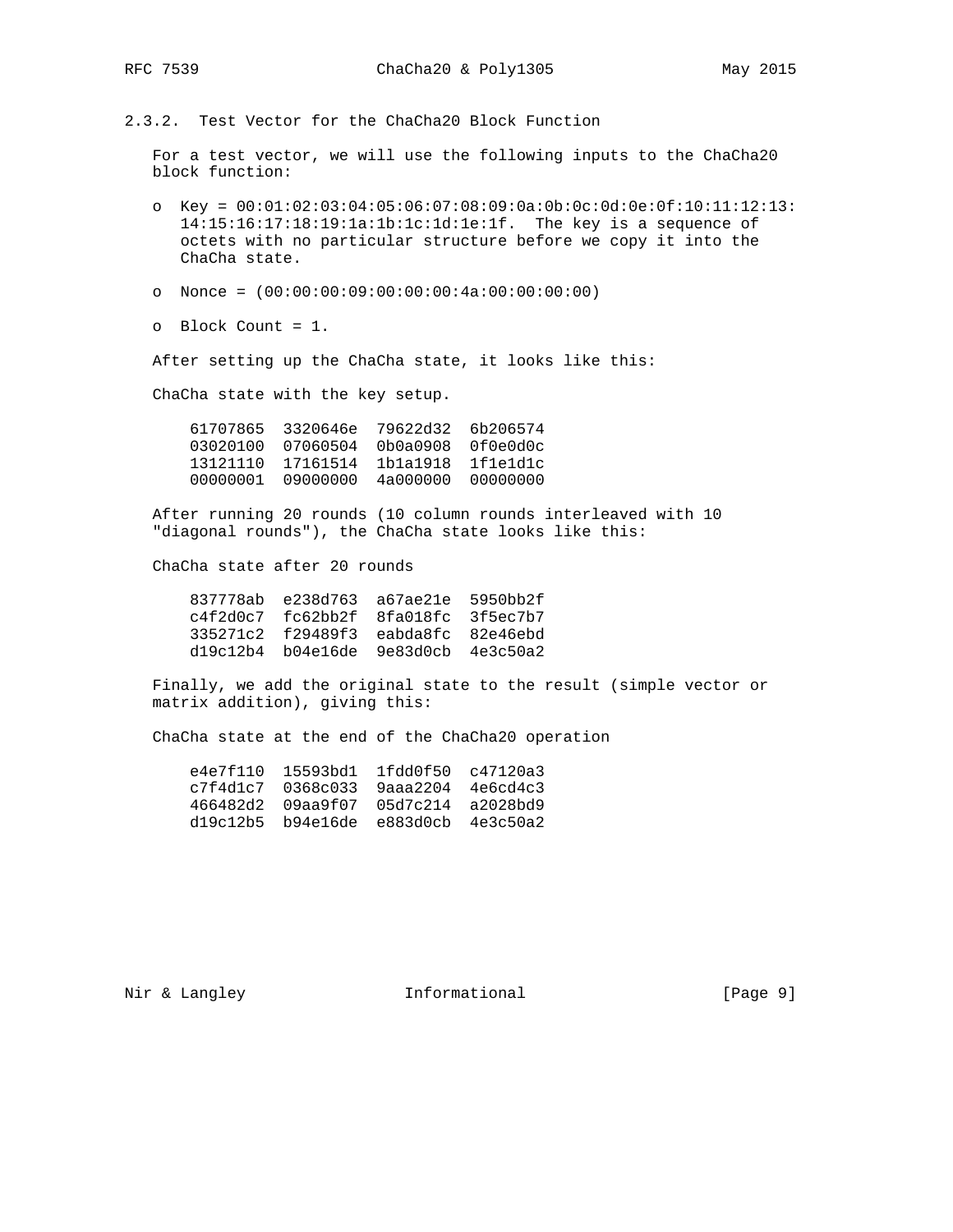### 2.3.2. Test Vector for the ChaCha20 Block Function

For a test vector, we will use the following inputs to the ChaCha20 block function:

- Key = 00:01:02:03:04:05:06:07:08:09:0a:0b:0c:0d:0e:0f:10:11:12:13:14:15:16:17:18:19:1a:1b:1c:1d:1e:1f. The key is a sequence of octets with no particular structure before we copy it into the ChaCha state.
- Nonce = (00:00:00:09:00:00:00:4a:00:00:00:00)
- Block Count = 1.

After setting up the ChaCha state, it looks like this:

ChaCha state with the key setup.

```
61707865  3320646e  79622d32  6b206574
03020100  07060504  0b0a0908  0f0e0d0c
13121110  17161514  1b1a1918  1f1e1d1c
00000001  09000000  4a000000  00000000
```

After running 20 rounds (10 column rounds interleaved with 10 "diagonal rounds"), the ChaCha state looks like this:

ChaCha state after 20 rounds

```
837778ab  e238d763  a67ae21e  5950bb2f
c4f2d0c7  fc62bb2f  8fa018fc  3f5ec7b7
335271c2  f29489f3  eabda8fc  82e46ebd
d19c12b4  b04e16de  9e83d0cb  4e3c50a2
```

Finally, we add the original state to the result (simple vector or matrix addition), giving this:

ChaCha state at the end of the ChaCha20 operation

```
e4e7f110  15593bd1  1fdd0f50  c47120a3
c7f4d1c7  0368c033  9aaa2204  4e6cd4c3
466482d2  09aa9f07  05d7c214  a2028bd9
d19c12b5  b94e16de  e883d0cb  4e3c50a2
```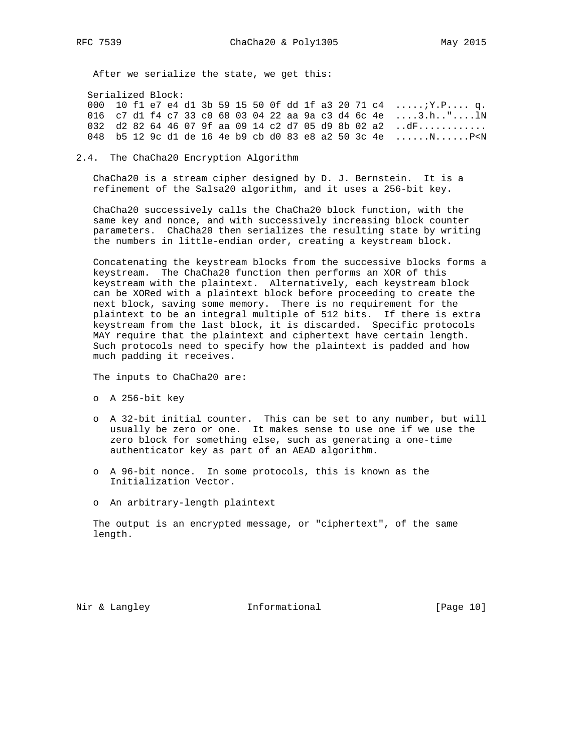After we serialize the state, we get this:

```
Serialized Block:
000  10 f1 e7 e4 d1 3b 59 15 50 0f dd 1f a3 20 71 c4  .....;Y.P.... q.
016  c7 d1 f4 c7 33 c0 68 03 04 22 aa 9a c3 d4 6c 4e  ....3.h.."....lN
032  d2 82 64 46 07 9f aa 09 14 c2 d7 05 d9 8b 02 a2  ..dF............
048  b5 12 9c d1 de 16 4e b9 cb d0 83 e8 a2 50 3c 4e  ......N......P<N
```

## 2.4. The ChaCha20 Encryption Algorithm

ChaCha20 is a stream cipher designed by D. J. Bernstein. It is a refinement of the Salsa20 algorithm, and it uses a 256-bit key.

ChaCha20 successively calls the ChaCha20 block function, with the same key and nonce, and with successively increasing block counter parameters. ChaCha20 then serializes the resulting state by writing the numbers in little-endian order, creating a keystream block.

Concatenating the keystream blocks from the successive blocks forms a keystream. The ChaCha20 function then performs an XOR of this keystream with the plaintext. Alternatively, each keystream block can be XORed with a plaintext block before proceeding to create the next block, saving some memory. There is no requirement for the plaintext to be an integral multiple of 512 bits. If there is extra keystream from the last block, it is discarded. Specific protocols MAY require that the plaintext and ciphertext have certain length. Such protocols need to specify how the plaintext is padded and how much padding it receives.

The inputs to ChaCha20 are:

- A 256-bit key
- A 32-bit initial counter. This can be set to any number, but will usually be zero or one. It makes sense to use one if we use the zero block for something else, such as generating a one-time authenticator key as part of an AEAD algorithm.
- A 96-bit nonce. In some protocols, this is known as the Initialization Vector.
- An arbitrary-length plaintext

The output is an encrypted message, or "ciphertext", of the same length.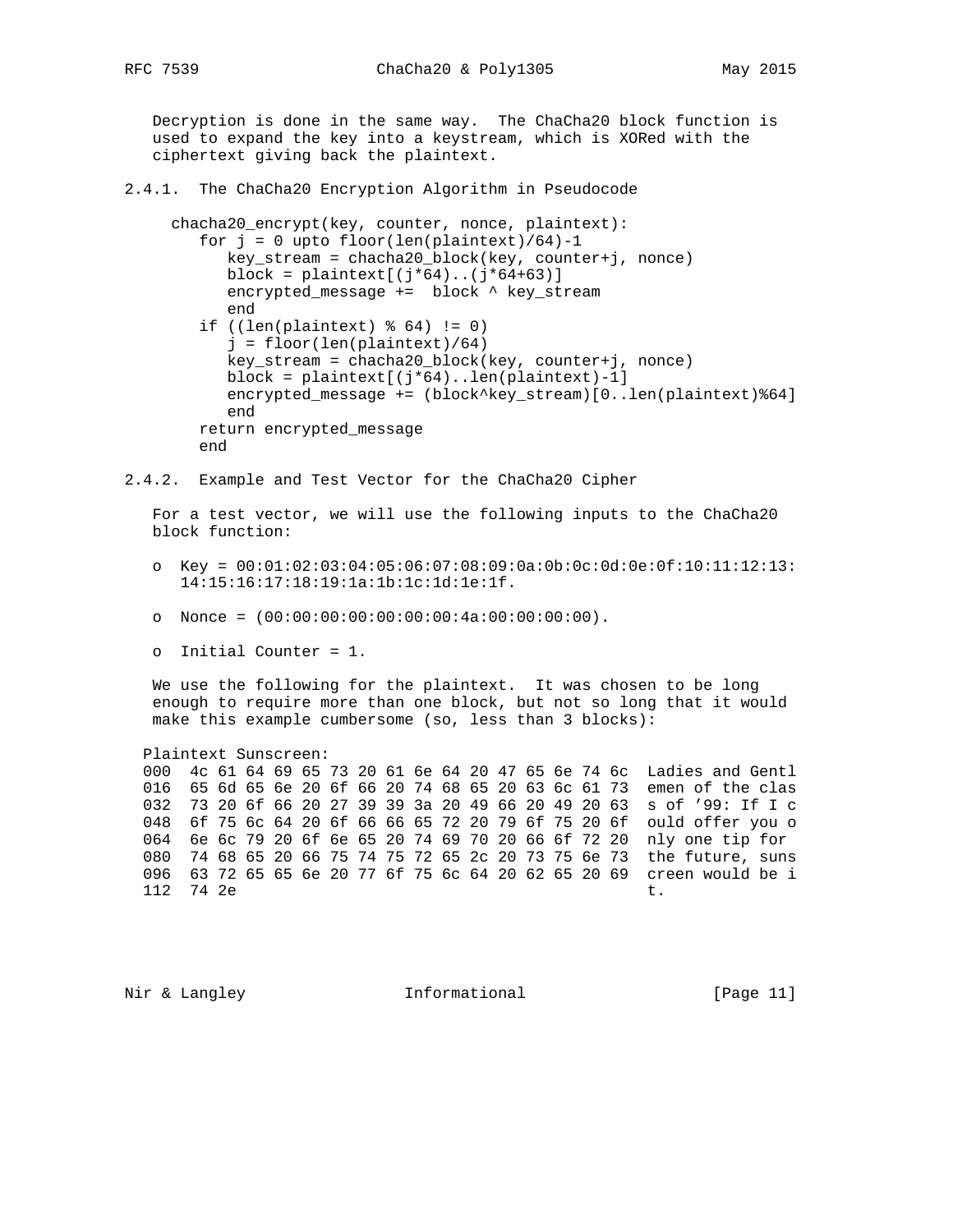Decryption is done in the same way. The ChaCha20 block function is used to expand the key into a keystream, which is XORed with the ciphertext giving back the plaintext.

### 2.4.1. The ChaCha20 Encryption Algorithm in Pseudocode

```
chacha20_encrypt(key, counter, nonce, plaintext):
   for j = 0 upto floor(len(plaintext)/64)-1
      key_stream = chacha20_block(key, counter+j, nonce)
      block = plaintext[(j*64)..(j*64+63)]
      encrypted_message +=  block ^ key_stream
      end
   if ((len(plaintext) % 64) != 0)
      j = floor(len(plaintext)/64)
      key_stream = chacha20_block(key, counter+j, nonce)
      block = plaintext[(j*64)..len(plaintext)-1]
      encrypted_message += (block^key_stream)[0..len(plaintext)%64]
      end
   return encrypted_message
   end
```

### 2.4.2. Example and Test Vector for the ChaCha20 Cipher

For a test vector, we will use the following inputs to the ChaCha20 block function:

- Key = 00:01:02:03:04:05:06:07:08:09:0a:0b:0c:0d:0e:0f:10:11:12:13:14:15:16:17:18:19:1a:1b:1c:1d:1e:1f.

- Nonce = (00:00:00:00:00:00:00:4a:00:00:00:00).

- Initial Counter = 1.

We use the following for the plaintext. It was chosen to be long enough to require more than one block, but not so long that it would make this example cumbersome (so, less than 3 blocks):

```
Plaintext Sunscreen:
000  4c 61 64 69 65 73 20 61 6e 64 20 47 65 6e 74 6c  Ladies and Gentl
016  65 6d 65 6e 20 6f 66 20 74 68 65 20 63 6c 61 73  emen of the clas
032  73 20 6f 66 20 27 39 39 3a 20 49 66 20 49 20 63  s of '99: If I c
048  6f 75 6c 64 20 6f 66 66 65 72 20 79 6f 75 20 6f  ould offer you o
064  6e 6c 79 20 6f 6e 65 20 74 69 70 20 66 6f 72 20  nly one tip for
080  74 68 65 20 66 75 74 75 72 65 2c 20 73 75 6e 73  the future, suns
096  63 72 65 65 6e 20 77 6f 75 6c 64 20 62 65 20 69  creen would be i
112  74 2e                                            t.
```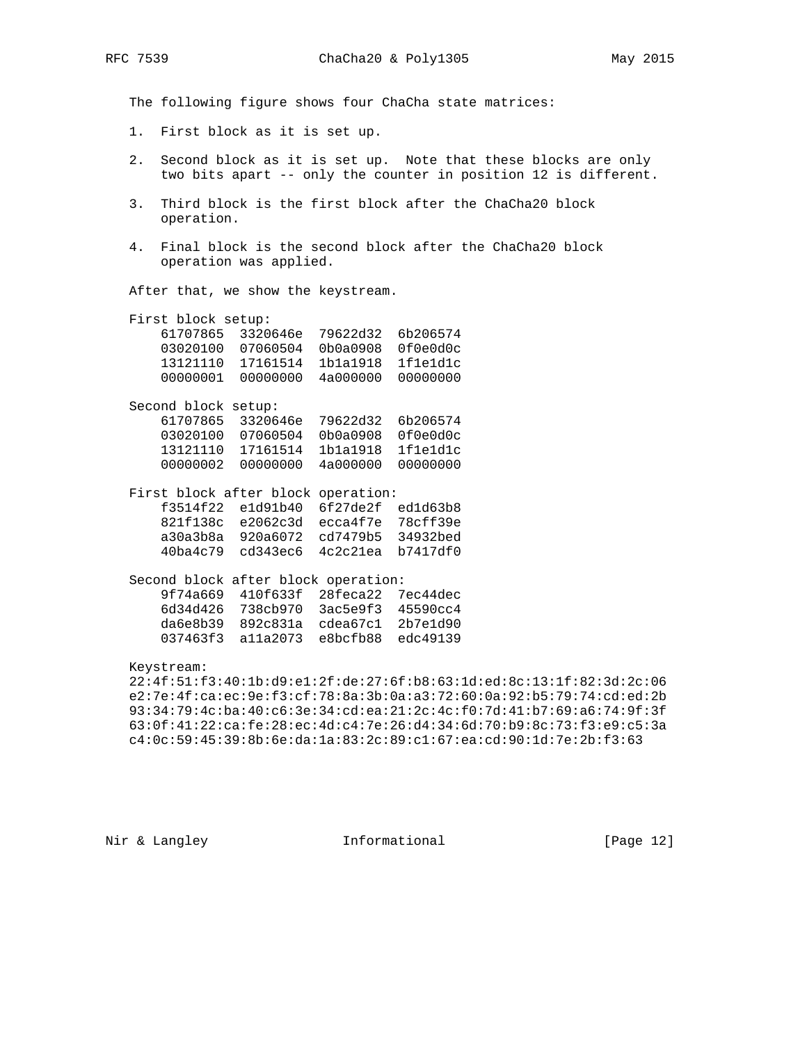The following figure shows four ChaCha state matrices:

1. First block as it is set up.
2. Second block as it is set up. Note that these blocks are only two bits apart -- only the counter in position 12 is different.
3. Third block is the first block after the ChaCha20 block operation.
4. Final block is the second block after the ChaCha20 block operation was applied.

After that, we show the keystream.

```
First block setup:
    61707865  3320646e  79622d32  6b206574
    03020100  07060504  0b0a0908  0f0e0d0c
    13121110  17161514  1b1a1918  1f1e1d1c
    00000001  00000000  4a000000  00000000

Second block setup:
    61707865  3320646e  79622d32  6b206574
    03020100  07060504  0b0a0908  0f0e0d0c
    13121110  17161514  1b1a1918  1f1e1d1c
    00000002  00000000  4a000000  00000000

First block after block operation:
    f3514f22  e1d91b40  6f27de2f  ed1d63b8
    821f138c  e2062c3d  ecca4f7e  78cff39e
    a30a3b8a  920a6072  cd7479b5  34932bed
    40ba4c79  cd343ec6  4c2c21ea  b7417df0

Second block after block operation:
    9f74a669  410f633f  28feca22  7ec44dec
    6d34d426  738cb970  3ac5e9f3  45590cc4
    da6e8b39  892c831a  cdea67c1  2b7e1d90
    037463f3  a11a2073  e8bcfb88  edc49139

Keystream:
22:4f:51:f3:40:1b:d9:e1:2f:de:27:6f:b8:63:1d:ed:8c:13:1f:82:3d:2c:06
e2:7e:4f:ca:ec:9e:f3:cf:78:8a:3b:0a:a3:72:60:0a:92:b5:79:74:cd:ed:2b
93:34:79:4c:ba:40:c6:3e:34:cd:ea:21:2c:4c:f0:7d:41:b7:69:a6:74:9f:3f
63:0f:41:22:ca:fe:28:ec:4d:c4:7e:26:d4:34:6d:70:b9:8c:73:f3:e9:c5:3a
c4:0c:59:45:39:8b:6e:da:1a:83:2c:89:c1:67:ea:cd:90:1d:7e:2b:f3:63
```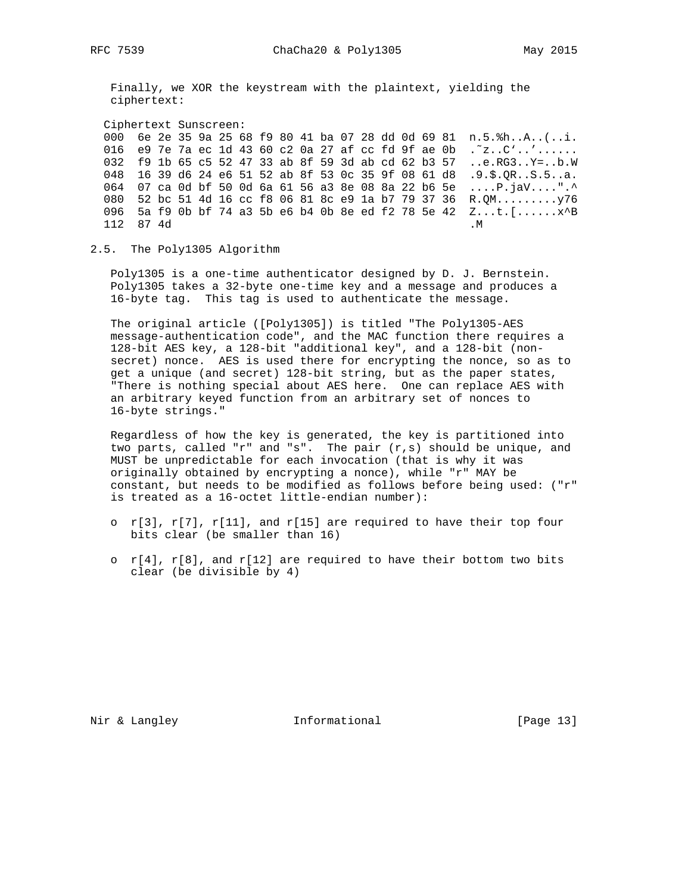Finally, we XOR the keystream with the plaintext, yielding the ciphertext:

```
Ciphertext Sunscreen:
000  6e 2e 35 9a 25 68 f9 80 41 ba 07 28 dd 0d 69 81  n.5.%h..A..(..i.
016  e9 7e 7a ec 1d 43 60 c2 0a 27 af cc fd 9f ae 0b  .~z..C`..'......
032  f9 1b 65 c5 52 47 33 ab 8f 59 3d ab cd 62 b3 57  ..e.RG3..Y=..b.W
048  16 39 d6 24 e6 51 52 ab 8f 53 0c 35 9f 08 61 d8  .9.$.QR..S.5..a.
064  07 ca 0d bf 50 0d 6a 61 56 a3 8e 08 8a 22 b6 5e  ....P.jaV....".^
080  52 bc 51 4d 16 cc f8 06 81 8c e9 1a b7 79 37 36  R.QM.........y76
096  5a f9 0b bf 74 a3 5b e6 b4 0b 8e ed f2 78 5e 42  Z...t.[......x^B
112  87 4d                                            .M
```

## 2.5. The Poly1305 Algorithm

Poly1305 is a one-time authenticator designed by D. J. Bernstein. Poly1305 takes a 32-byte one-time key and a message and produces a 16-byte tag. This tag is used to authenticate the message.

The original article ([Poly1305]) is titled "The Poly1305-AES message-authentication code", and the MAC function there requires a 128-bit AES key, a 128-bit "additional key", and a 128-bit (non-secret) nonce. AES is used there for encrypting the nonce, so as to get a unique (and secret) 128-bit string, but as the paper states, "There is nothing special about AES here. One can replace AES with an arbitrary keyed function from an arbitrary set of nonces to 16-byte strings."

Regardless of how the key is generated, the key is partitioned into two parts, called "r" and "s". The pair (r,s) should be unique, and MUST be unpredictable for each invocation (that is why it was originally obtained by encrypting a nonce), while "r" MAY be constant, but needs to be modified as follows before being used: ("r" is treated as a 16-octet little-endian number):

- r[3], r[7], r[11], and r[15] are required to have their top four bits clear (be smaller than 16)
- r[4], r[8], and r[12] are required to have their bottom two bits clear (be divisible by 4)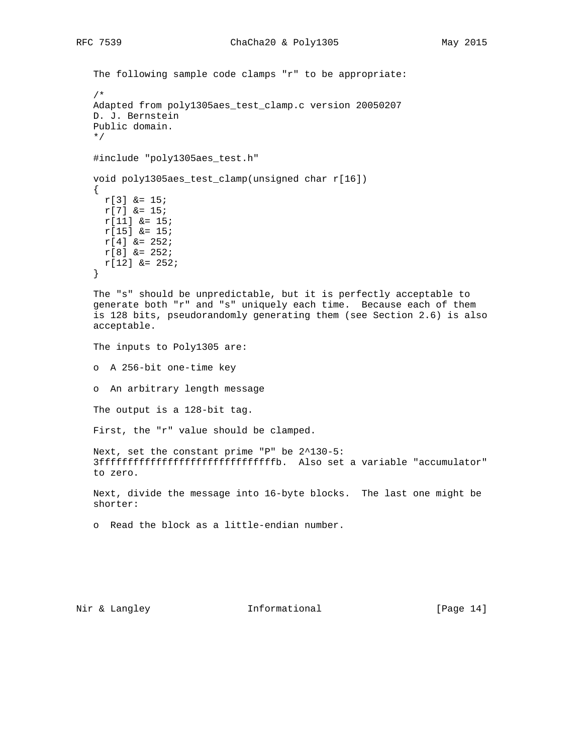The following sample code clamps "r" to be appropriate:

```
/*
Adapted from poly1305aes_test_clamp.c version 20050207
D. J. Bernstein
Public domain.
*/

#include "poly1305aes_test.h"

void poly1305aes_test_clamp(unsigned char r[16])
{
  r[3] &= 15;
  r[7] &= 15;
  r[11] &= 15;
  r[15] &= 15;
  r[4] &= 252;
  r[8] &= 252;
  r[12] &= 252;
}
```

The "s" should be unpredictable, but it is perfectly acceptable to generate both "r" and "s" uniquely each time. Because each of them is 128 bits, pseudorandomly generating them (see Section 2.6) is also acceptable.

The inputs to Poly1305 are:

- A 256-bit one-time key
- An arbitrary length message

The output is a 128-bit tag.

First, the "r" value should be clamped.

Next, set the constant prime "P" be 2^130-5: 3fffffffffffffffffffffffffffffffb. Also set a variable "accumulator" to zero.

Next, divide the message into 16-byte blocks. The last one might be shorter:

- Read the block as a little-endian number.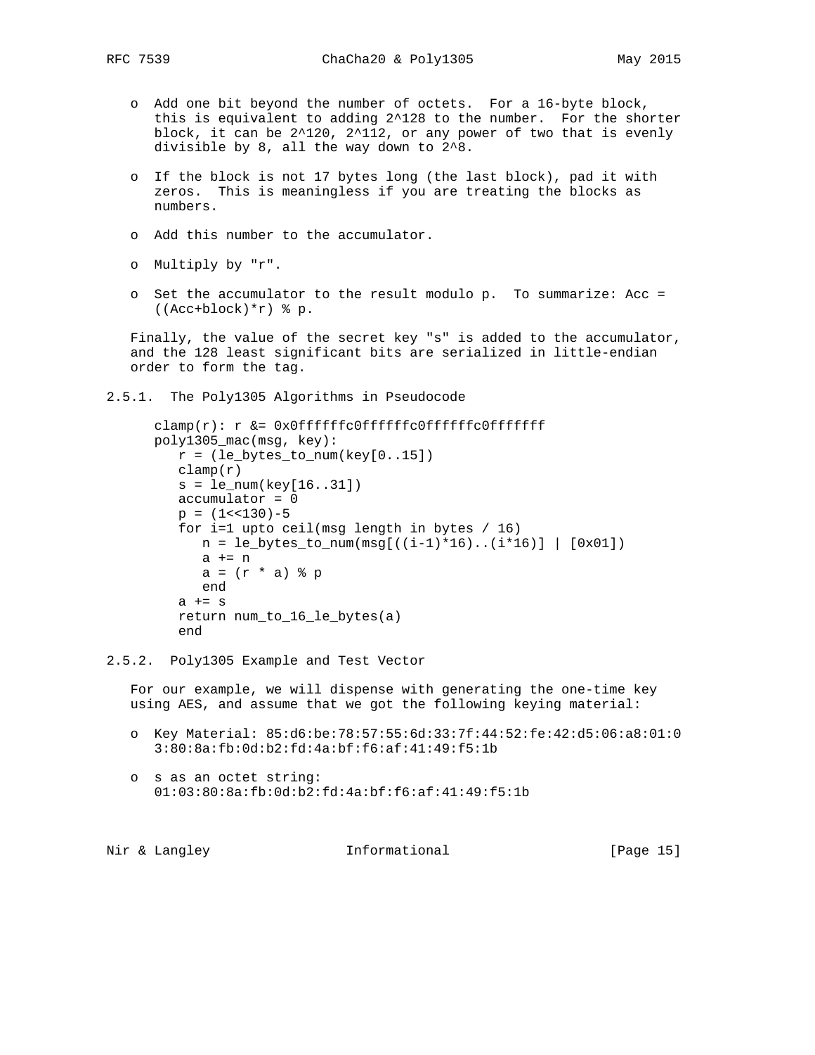- Add one bit beyond the number of octets. For a 16-byte block, this is equivalent to adding $2^{128}$ to the number. For the shorter block, it can be $2^{120}$, $2^{112}$, or any power of two that is evenly divisible by 8, all the way down to $2^8$.

- If the block is not 17 bytes long (the last block), pad it with zeros. This is meaningless if you are treating the blocks as numbers.

- Add this number to the accumulator.

- Multiply by "r".

- Set the accumulator to the result modulo p. To summarize: Acc = ((Acc+block)*r) % p.

Finally, the value of the secret key "s" is added to the accumulator, and the 128 least significant bits are serialized in little-endian order to form the tag.

### 2.5.1. The Poly1305 Algorithms in Pseudocode

```
clamp(r): r &= 0x0ffffffc0ffffffc0ffffffc0fffffff
poly1305_mac(msg, key):
   r = (le_bytes_to_num(key[0..15])
   clamp(r)
   s = le_num(key[16..31])
   accumulator = 0
   p = (1<<130)-5
   for i=1 upto ceil(msg length in bytes / 16)
      n = le_bytes_to_num(msg[((i-1)*16)..(i*16)] | [0x01])
      a += n
      a = (r * a) % p
      end
   a += s
   return num_to_16_le_bytes(a)
   end
```

### 2.5.2. Poly1305 Example and Test Vector

For our example, we will dispense with generating the one-time key using AES, and assume that we got the following keying material:

- Key Material: 85:d6:be:78:57:55:6d:33:7f:44:52:fe:42:d5:06:a8:01:0 3:80:8a:fb:0d:b2:fd:4a:bf:f6:af:41:49:f5:1b

- s as an octet string: 01:03:80:8a:fb:0d:b2:fd:4a:bf:f6:af:41:49:f5:1b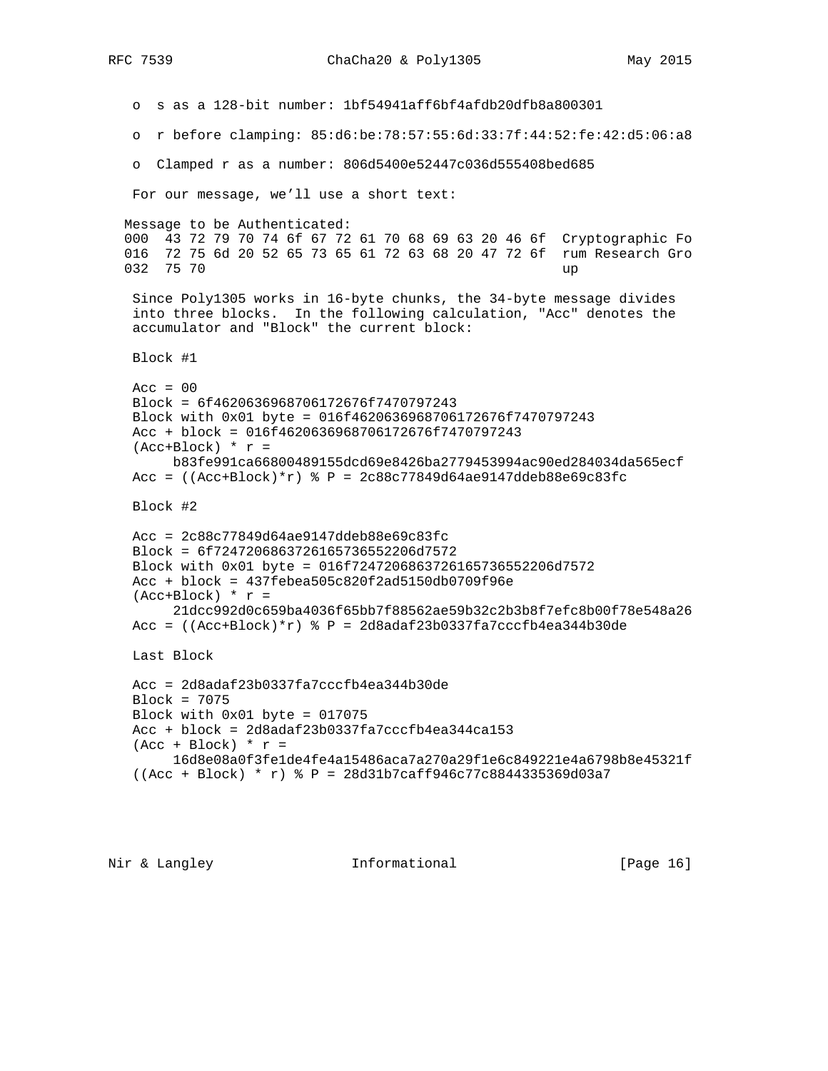- s as a 128-bit number: 1bf54941aff6bf4afdb20dfb8a800301

- r before clamping: 85:d6:be:78:57:55:6d:33:7f:44:52:fe:42:d5:06:a8

- Clamped r as a number: 806d5400e52447c036d555408bed685

For our message, we'll use a short text:

```
Message to be Authenticated:
000  43 72 79 70 74 6f 67 72 61 70 68 69 63 20 46 6f  Cryptographic Fo
016  72 75 6d 20 52 65 73 65 61 72 63 68 20 47 72 6f  rum Research Gro
032  75 70                                            up
```

Since Poly1305 works in 16-byte chunks, the 34-byte message divides into three blocks. In the following calculation, "Acc" denotes the accumulator and "Block" the current block:

```
Block #1

Acc = 00
Block = 6f4620636968706172676f7470797243
Block with 0x01 byte = 016f4620636968706172676f7470797243
Acc + block = 016f4620636968706172676f7470797243
(Acc+Block) * r =
     b83fe991ca66800489155dcd69e8426ba2779453994ac90ed284034da565ecf
Acc = ((Acc+Block)*r) % P = 2c88c77849d64ae9147ddeb88e69c83fc

Block #2

Acc = 2c88c77849d64ae9147ddeb88e69c83fc
Block = 6f7247206863726165736552206d7572
Block with 0x01 byte = 016f7247206863726165736552206d7572
Acc + block = 437febea505c820f2ad5150db0709f96e
(Acc+Block) * r =
     21dcc992d0c659ba4036f65bb7f88562ae59b32c2b3b8f7efc8b00f78e548a26
Acc = ((Acc+Block)*r) % P = 2d8adaf23b0337fa7cccfb4ea344b30de

Last Block

Acc = 2d8adaf23b0337fa7cccfb4ea344b30de
Block = 7075
Block with 0x01 byte = 017075
Acc + block = 2d8adaf23b0337fa7cccfb4ea344ca153
(Acc + Block) * r =
     16d8e08a0f3fe1de4fe4a15486aca7a270a29f1e6c849221e4a6798b8e45321f
((Acc + Block) * r) % P = 28d31b7caff946c77c8844335369d03a7
```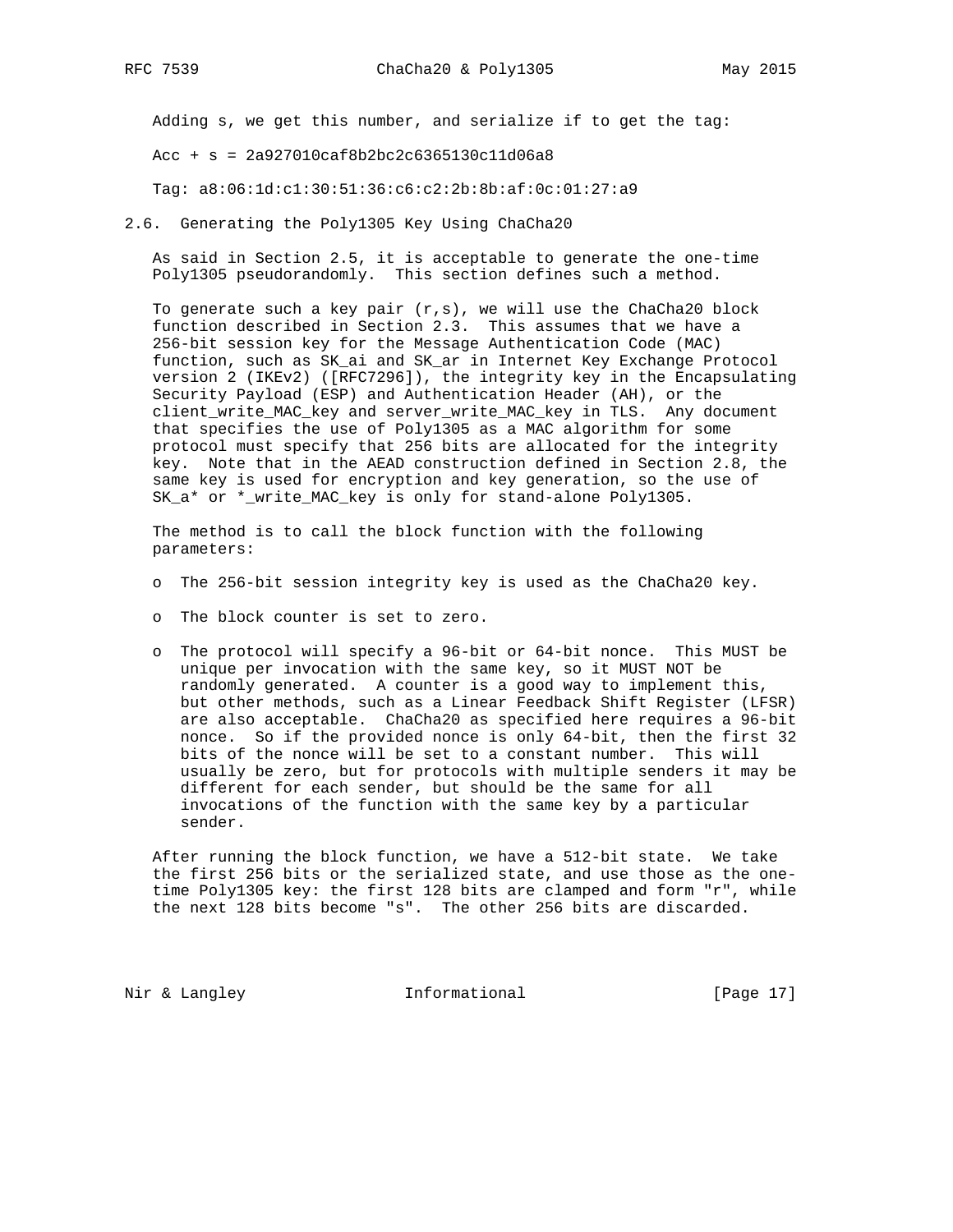Adding s, we get this number, and serialize if to get the tag:

Acc + s = 2a927010caf8b2bc2c6365130c11d06a8

Tag: a8:06:1d:c1:30:51:36:c6:c2:2b:8b:af:0c:01:27:a9

## 2.6. Generating the Poly1305 Key Using ChaCha20

As said in Section 2.5, it is acceptable to generate the one-time Poly1305 pseudorandomly. This section defines such a method.

To generate such a key pair (r,s), we will use the ChaCha20 block function described in Section 2.3. This assumes that we have a 256-bit session key for the Message Authentication Code (MAC) function, such as SK_ai and SK_ar in Internet Key Exchange Protocol version 2 (IKEv2) ([RFC7296]), the integrity key in the Encapsulating Security Payload (ESP) and Authentication Header (AH), or the client_write_MAC_key and server_write_MAC_key in TLS. Any document that specifies the use of Poly1305 as a MAC algorithm for some protocol must specify that 256 bits are allocated for the integrity key. Note that in the AEAD construction defined in Section 2.8, the same key is used for encryption and key generation, so the use of SK_a* or *_write_MAC_key is only for stand-alone Poly1305.

The method is to call the block function with the following parameters:

- The 256-bit session integrity key is used as the ChaCha20 key.
- The block counter is set to zero.
- The protocol will specify a 96-bit or 64-bit nonce. This MUST be unique per invocation with the same key, so it MUST NOT be randomly generated. A counter is a good way to implement this, but other methods, such as a Linear Feedback Shift Register (LFSR) are also acceptable. ChaCha20 as specified here requires a 96-bit nonce. So if the provided nonce is only 64-bit, then the first 32 bits of the nonce will be set to a constant number. This will usually be zero, but for protocols with multiple senders it may be different for each sender, but should be the same for all invocations of the function with the same key by a particular sender.

After running the block function, we have a 512-bit state. We take the first 256 bits or the serialized state, and use those as the one-time Poly1305 key: the first 128 bits are clamped and form "r", while the next 128 bits become "s". The other 256 bits are discarded.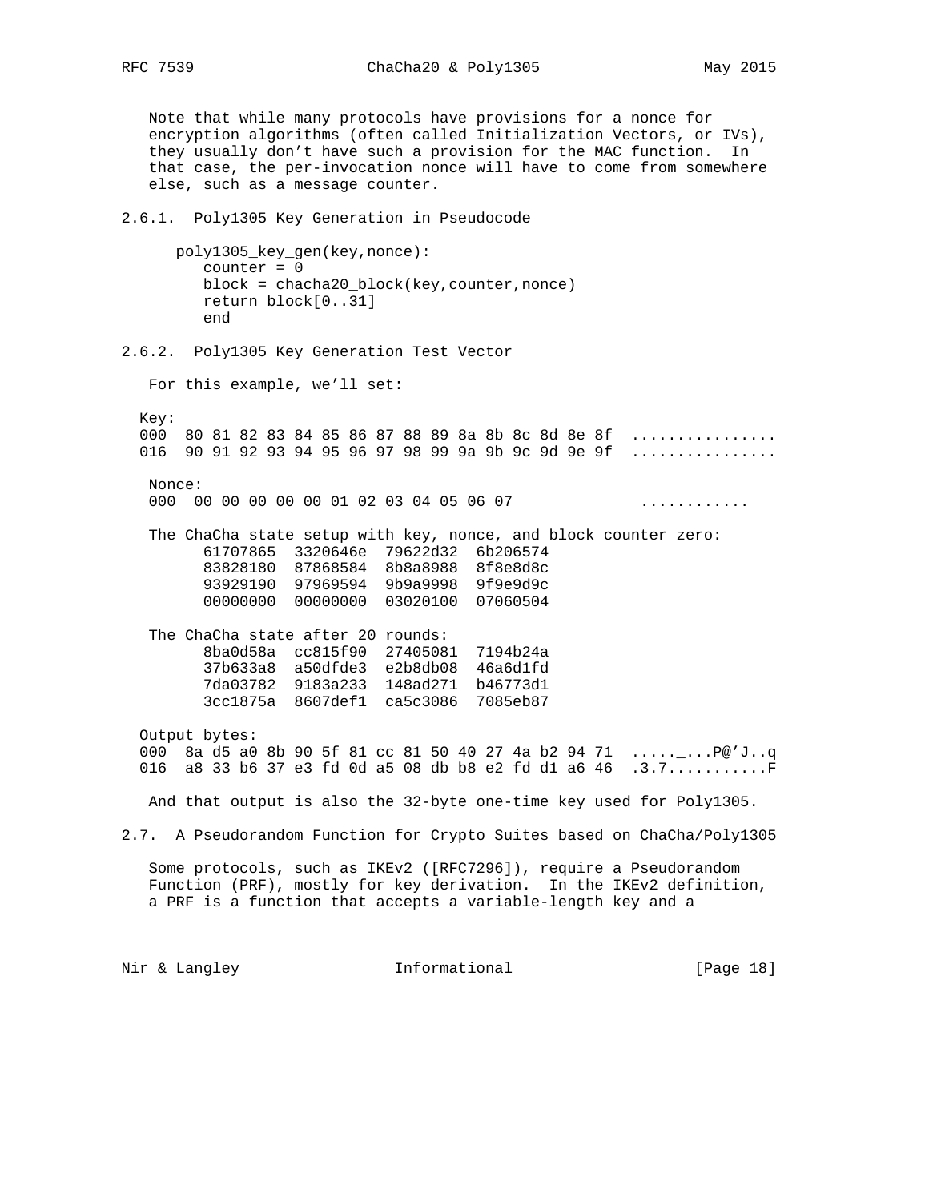Note that while many protocols have provisions for a nonce for encryption algorithms (often called Initialization Vectors, or IVs), they usually don't have such a provision for the MAC function. In that case, the per-invocation nonce will have to come from somewhere else, such as a message counter.

### 2.6.1. Poly1305 Key Generation in Pseudocode

```
poly1305_key_gen(key,nonce):
   counter = 0
   block = chacha20_block(key,counter,nonce)
   return block[0..31]
   end
```

### 2.6.2. Poly1305 Key Generation Test Vector

For this example, we'll set:

```
Key:
000  80 81 82 83 84 85 86 87 88 89 8a 8b 8c 8d 8e 8f  ................
016  90 91 92 93 94 95 96 97 98 99 9a 9b 9c 9d 9e 9f  ................
```

```
Nonce:
000  00 00 00 00 00 01 02 03 04 05 06 07             ............
```

The ChaCha state setup with key, nonce, and block counter zero:

```
61707865  3320646e  79622d32  6b206574
83828180  87868584  8b8a8988  8f8e8d8c
93929190  97969594  9b9a9998  9f9e9d9c
00000000  00000000  03020100  07060504
```

The ChaCha state after 20 rounds:

```
8ba0d58a  cc815f90  27405081  7194b24a
37b633a8  a50dfde3  e2b8db08  46a6d1fd
7da03782  9183a233  148ad271  b46773d1
3cc1875a  8607def1  ca5c3086  7085eb87
```

```
Output bytes:
000  8a d5 a0 8b 90 5f 81 cc 81 50 40 27 4a b2 94 71  ....._...P@'J..q
016  a8 33 b6 37 e3 fd 0d a5 08 db b8 e2 fd d1 a6 46  .3.7...........F
```

And that output is also the 32-byte one-time key used for Poly1305.

## 2.7. A Pseudorandom Function for Crypto Suites based on ChaCha/Poly1305

Some protocols, such as IKEv2 ([RFC7296]), require a Pseudorandom Function (PRF), mostly for key derivation. In the IKEv2 definition, a PRF is a function that accepts a variable-length key and a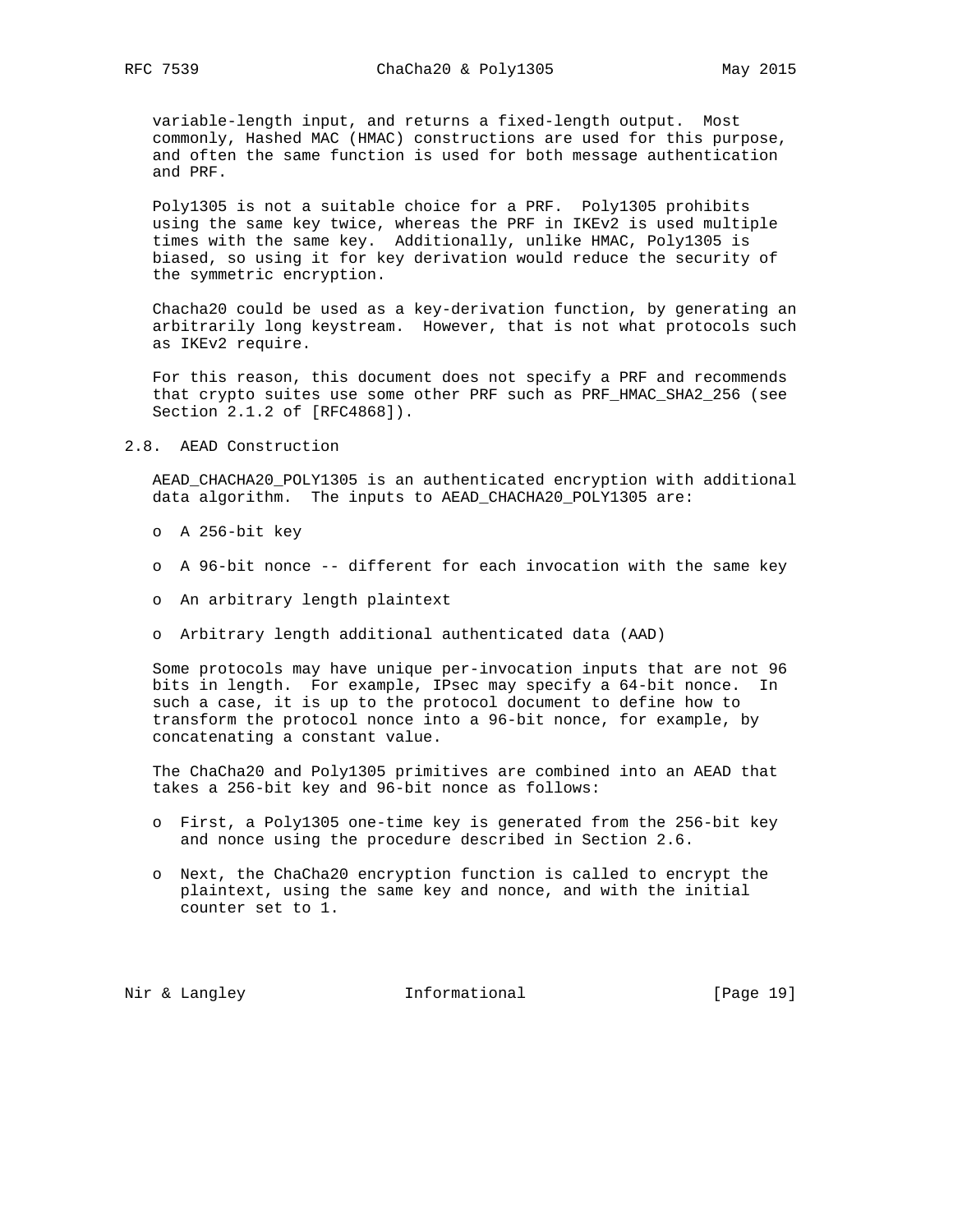variable-length input, and returns a fixed-length output. Most commonly, Hashed MAC (HMAC) constructions are used for this purpose, and often the same function is used for both message authentication and PRF.

Poly1305 is not a suitable choice for a PRF. Poly1305 prohibits using the same key twice, whereas the PRF in IKEv2 is used multiple times with the same key. Additionally, unlike HMAC, Poly1305 is biased, so using it for key derivation would reduce the security of the symmetric encryption.

Chacha20 could be used as a key-derivation function, by generating an arbitrarily long keystream. However, that is not what protocols such as IKEv2 require.

For this reason, this document does not specify a PRF and recommends that crypto suites use some other PRF such as PRF_HMAC_SHA2_256 (see Section 2.1.2 of [RFC4868]).

## 2.8. AEAD Construction

AEAD_CHACHA20_POLY1305 is an authenticated encryption with additional data algorithm. The inputs to AEAD_CHACHA20_POLY1305 are:

- A 256-bit key
- A 96-bit nonce -- different for each invocation with the same key
- An arbitrary length plaintext
- Arbitrary length additional authenticated data (AAD)

Some protocols may have unique per-invocation inputs that are not 96 bits in length. For example, IPsec may specify a 64-bit nonce. In such a case, it is up to the protocol document to define how to transform the protocol nonce into a 96-bit nonce, for example, by concatenating a constant value.

The ChaCha20 and Poly1305 primitives are combined into an AEAD that takes a 256-bit key and 96-bit nonce as follows:

- First, a Poly1305 one-time key is generated from the 256-bit key and nonce using the procedure described in Section 2.6.
- Next, the ChaCha20 encryption function is called to encrypt the plaintext, using the same key and nonce, and with the initial counter set to 1.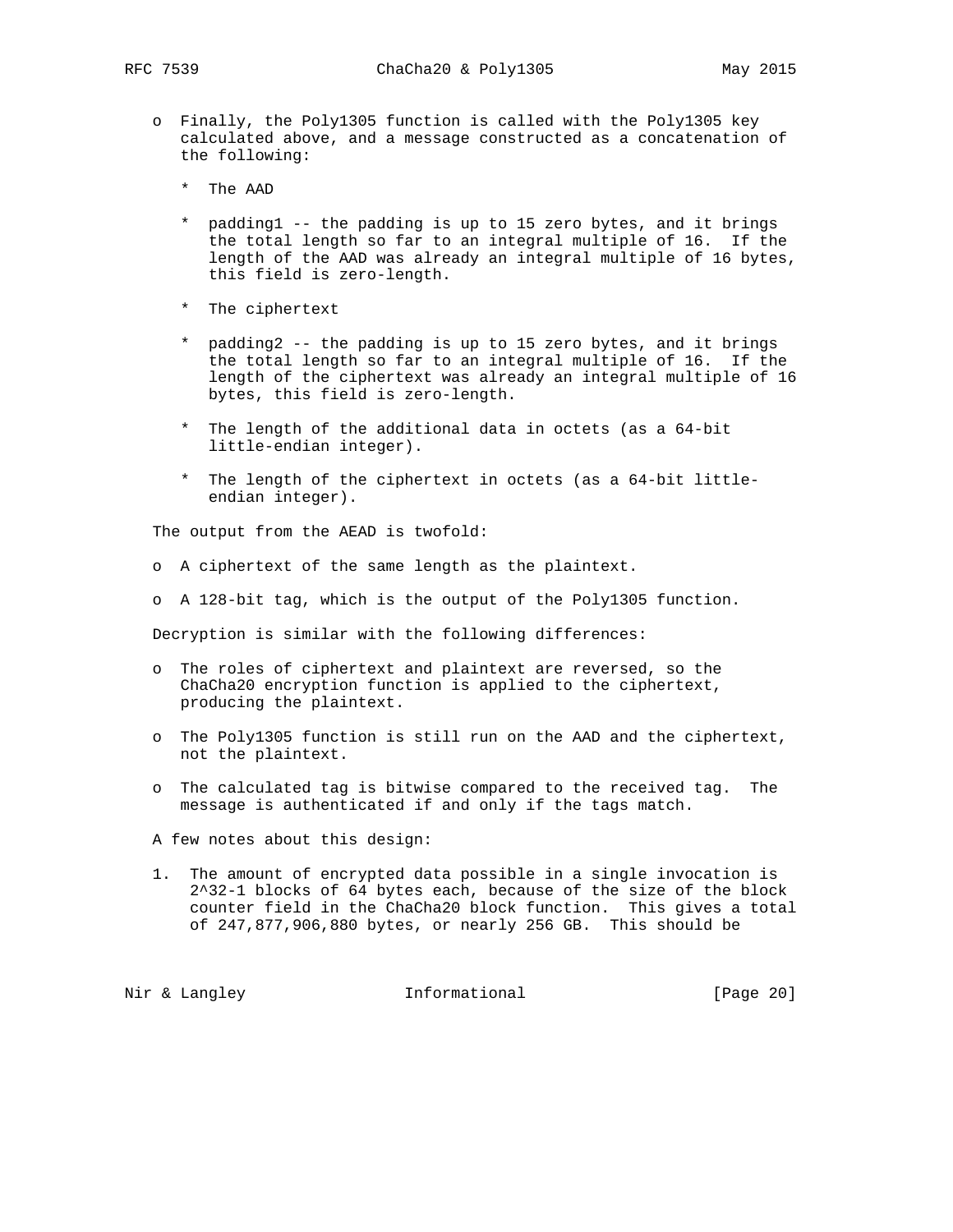- Finally, the Poly1305 function is called with the Poly1305 key calculated above, and a message constructed as a concatenation of the following:

  * The AAD

  * padding1 -- the padding is up to 15 zero bytes, and it brings the total length so far to an integral multiple of 16. If the length of the AAD was already an integral multiple of 16 bytes, this field is zero-length.

  * The ciphertext

  * padding2 -- the padding is up to 15 zero bytes, and it brings the total length so far to an integral multiple of 16. If the length of the ciphertext was already an integral multiple of 16 bytes, this field is zero-length.

  * The length of the additional data in octets (as a 64-bit little-endian integer).

  * The length of the ciphertext in octets (as a 64-bit little-endian integer).

The output from the AEAD is twofold:

- A ciphertext of the same length as the plaintext.

- A 128-bit tag, which is the output of the Poly1305 function.

Decryption is similar with the following differences:

- The roles of ciphertext and plaintext are reversed, so the ChaCha20 encryption function is applied to the ciphertext, producing the plaintext.

- The Poly1305 function is still run on the AAD and the ciphertext, not the plaintext.

- The calculated tag is bitwise compared to the received tag. The message is authenticated if and only if the tags match.

A few notes about this design:

1. The amount of encrypted data possible in a single invocation is $2^{32}-1$ blocks of 64 bytes each, because of the size of the block counter field in the ChaCha20 block function. This gives a total of 247,877,906,880 bytes, or nearly 256 GB. This should be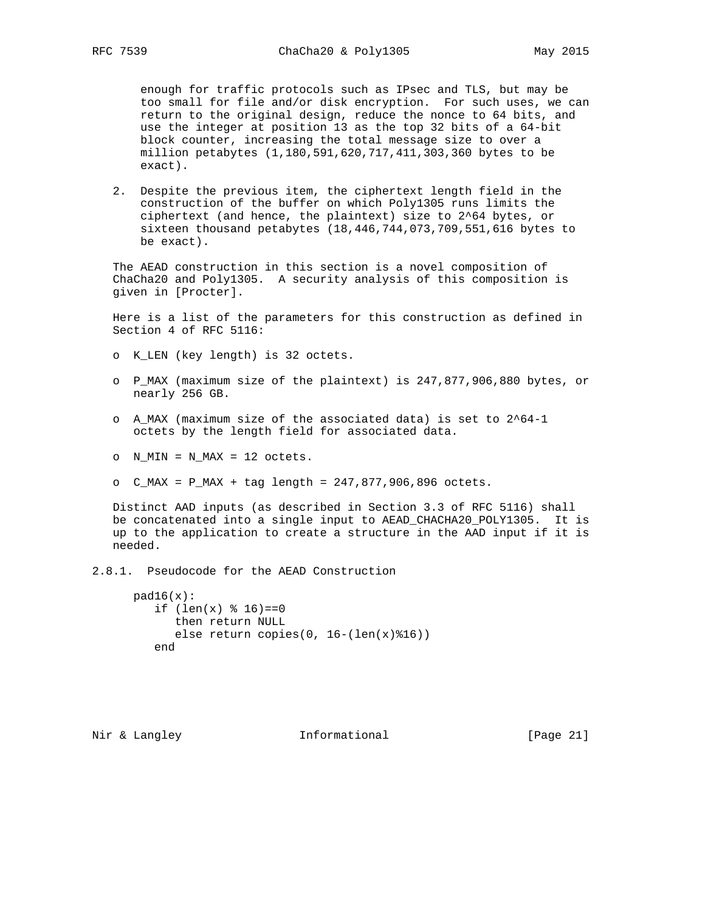enough for traffic protocols such as IPsec and TLS, but may be too small for file and/or disk encryption. For such uses, we can return to the original design, reduce the nonce to 64 bits, and use the integer at position 13 as the top 32 bits of a 64-bit block counter, increasing the total message size to over a million petabytes (1,180,591,620,717,411,303,360 bytes to be exact).

2. Despite the previous item, the ciphertext length field in the construction of the buffer on which Poly1305 runs limits the ciphertext (and hence, the plaintext) size to $2^{64}$ bytes, or sixteen thousand petabytes (18,446,744,073,709,551,616 bytes to be exact).

The AEAD construction in this section is a novel composition of ChaCha20 and Poly1305. A security analysis of this composition is given in [Procter].

Here is a list of the parameters for this construction as defined in Section 4 of RFC 5116:

- K_LEN (key length) is 32 octets.
- P_MAX (maximum size of the plaintext) is 247,877,906,880 bytes, or nearly 256 GB.
- A_MAX (maximum size of the associated data) is set to $2^{64}-1$ octets by the length field for associated data.
- N_MIN = N_MAX = 12 octets.
- C_MAX = P_MAX + tag length = 247,877,906,896 octets.

Distinct AAD inputs (as described in Section 3.3 of RFC 5116) shall be concatenated into a single input to AEAD_CHACHA20_POLY1305. It is up to the application to create a structure in the AAD input if it is needed.

### 2.8.1. Pseudocode for the AEAD Construction

```
pad16(x):
   if (len(x) % 16)==0
      then return NULL
      else return copies(0, 16-(len(x)%16))
   end
```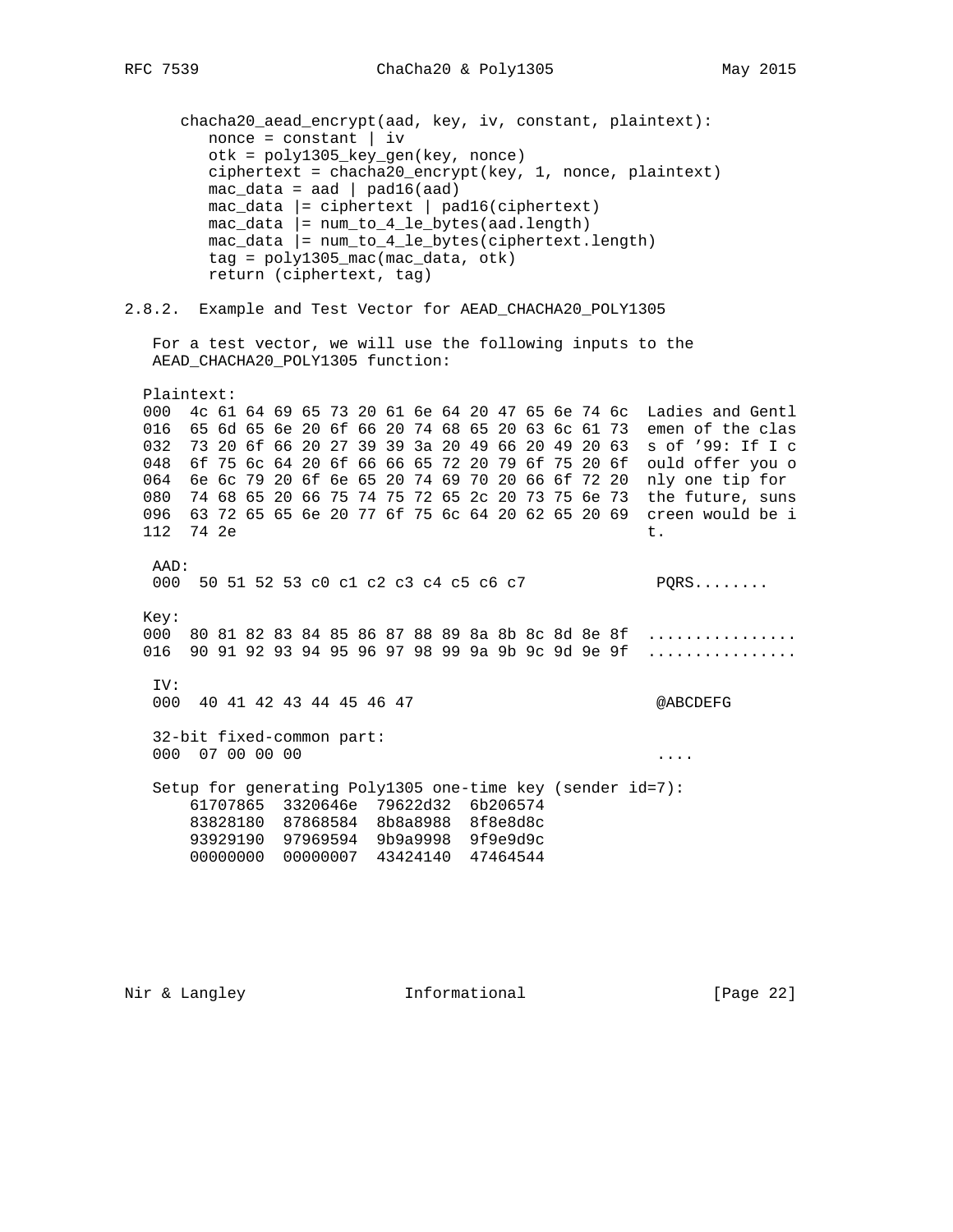```
chacha20_aead_encrypt(aad, key, iv, constant, plaintext):
   nonce = constant | iv
   otk = poly1305_key_gen(key, nonce)
   ciphertext = chacha20_encrypt(key, 1, nonce, plaintext)
   mac_data = aad | pad16(aad)
   mac_data |= ciphertext | pad16(ciphertext)
   mac_data |= num_to_4_le_bytes(aad.length)
   mac_data |= num_to_4_le_bytes(ciphertext.length)
   tag = poly1305_mac(mac_data, otk)
   return (ciphertext, tag)
```

### 2.8.2. Example and Test Vector for AEAD_CHACHA20_POLY1305

For a test vector, we will use the following inputs to the AEAD_CHACHA20_POLY1305 function:

```
Plaintext:
000  4c 61 64 69 65 73 20 61 6e 64 20 47 65 6e 74 6c  Ladies and Gentl
016  65 6d 65 6e 20 6f 66 20 74 68 65 20 63 6c 61 73  emen of the clas
032  73 20 6f 66 20 27 39 39 3a 20 49 66 20 49 20 63  s of '99: If I c
048  6f 75 6c 64 20 6f 66 66 65 72 20 79 6f 75 20 6f  ould offer you o
064  6e 6c 79 20 6f 6e 65 20 74 69 70 20 66 6f 72 20  nly one tip for
080  74 68 65 20 66 75 74 75 72 65 2c 20 73 75 6e 73  the future, suns
096  63 72 65 65 6e 20 77 6f 75 6c 64 20 62 65 20 69  creen would be i
112  74 2e                                            t.

 AAD:
 000  50 51 52 53 c0 c1 c2 c3 c4 c5 c6 c7              PQRS........

Key:
000  80 81 82 83 84 85 86 87 88 89 8a 8b 8c 8d 8e 8f  ................
016  90 91 92 93 94 95 96 97 98 99 9a 9b 9c 9d 9e 9f  ................

 IV:
 000  40 41 42 43 44 45 46 47                          @ABCDEFG

 32-bit fixed-common part:
 000  07 00 00 00                                      ....

 Setup for generating Poly1305 one-time key (sender id=7):
     61707865  3320646e  79622d32  6b206574
     83828180  87868584  8b8a8988  8f8e8d8c
     93929190  97969594  9b9a9998  9f9e9d9c
     00000000  00000007  43424140  47464544
```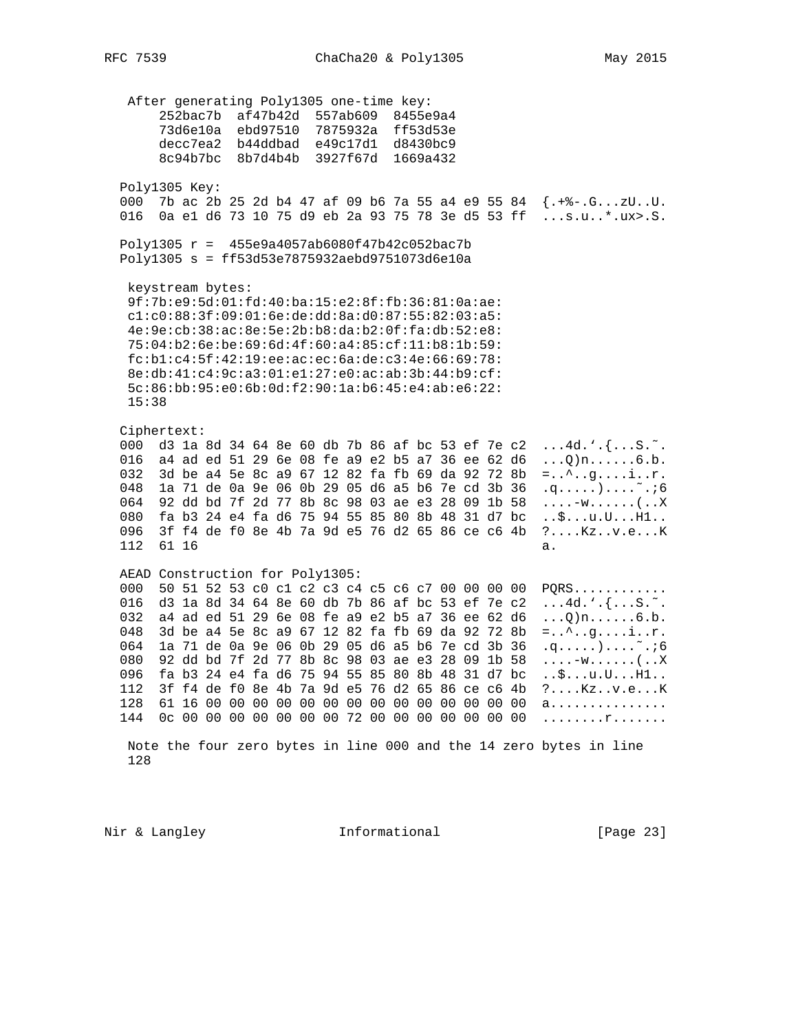After generating Poly1305 one-time key:

```
    252bac7b  af47b42d  557ab609  8455e9a4
    73d6e10a  ebd97510  7875932a  ff53d53e
    decc7ea2  b44ddbad  e49c17d1  d8430bc9
    8c94b7bc  8b7d4b4b  3927f67d  1669a432
```

Poly1305 Key:

```
000  7b ac 2b 25 2d b4 47 af 09 b6 7a 55 a4 e9 55 84  {.+%-.G...zU..U.
016  0a e1 d6 73 10 75 d9 eb 2a 93 75 78 3e d5 53 ff  ...s.u..*.ux>.S.
```

```
Poly1305 r =  455e9a4057ab6080f47b42c052bac7b
Poly1305 s = ff53d53e7875932aebd9751073d6e10a
```

keystream bytes:

```
9f:7b:e9:5d:01:fd:40:ba:15:e2:8f:fb:36:81:0a:ae:
c1:c0:88:3f:09:01:6e:de:dd:8a:d0:87:55:82:03:a5:
4e:9e:cb:38:ac:8e:5e:2b:b8:da:b2:0f:fa:db:52:e8:
75:04:b2:6e:be:69:6d:4f:60:a4:85:cf:11:b8:1b:59:
fc:b1:c4:5f:42:19:ee:ac:ec:6a:de:c3:4e:66:69:78:
8e:db:41:c4:9c:a3:01:e1:27:e0:ac:ab:3b:44:b9:cf:
5c:86:bb:95:e0:6b:0d:f2:90:1a:b6:45:e4:ab:e6:22:
15:38
```

Ciphertext:

```
000  d3 1a 8d 34 64 8e 60 db 7b 86 af bc 53 ef 7e c2  ...4d.`.{...S.~.
016  a4 ad ed 51 29 6e 08 fe a9 e2 b5 a7 36 ee 62 d6  ...Q)n......6.b.
032  3d be a4 5e 8c a9 67 12 82 fa fb 69 da 92 72 8b  =..^..g....i..r.
048  1a 71 de 0a 9e 06 0b 29 05 d6 a5 b6 7e cd 3b 36  .q.....)....~.;6
064  92 dd bd 7f 2d 77 8b 8c 98 03 ae e3 28 09 1b 58  ....-w......(..X
080  fa b3 24 e4 fa d6 75 94 55 85 80 8b 48 31 d7 bc  ..$...u.U...H1..
096  3f f4 de f0 8e 4b 7a 9d e5 76 d2 65 86 ce c6 4b  ?....Kz..v.e...K
112  61 16                                            a.
```

AEAD Construction for Poly1305:

```
000  50 51 52 53 c0 c1 c2 c3 c4 c5 c6 c7 00 00 00 00  PQRS............
016  d3 1a 8d 34 64 8e 60 db 7b 86 af bc 53 ef 7e c2  ...4d.`.{...S.~.
032  a4 ad ed 51 29 6e 08 fe a9 e2 b5 a7 36 ee 62 d6  ...Q)n......6.b.
048  3d be a4 5e 8c a9 67 12 82 fa fb 69 da 92 72 8b  =..^..g....i..r.
064  1a 71 de 0a 9e 06 0b 29 05 d6 a5 b6 7e cd 3b 36  .q.....)....~.;6
080  92 dd bd 7f 2d 77 8b 8c 98 03 ae e3 28 09 1b 58  ....-w......(..X
096  fa b3 24 e4 fa d6 75 94 55 85 80 8b 48 31 d7 bc  ..$...u.U...H1..
112  3f f4 de f0 8e 4b 7a 9d e5 76 d2 65 86 ce c6 4b  ?....Kz..v.e...K
128  61 16 00 00 00 00 00 00 00 00 00 00 00 00 00 00  a...............
144  0c 00 00 00 00 00 00 00 72 00 00 00 00 00 00 00  ........r.......
```

Note the four zero bytes in line 000 and the 14 zero bytes in line 128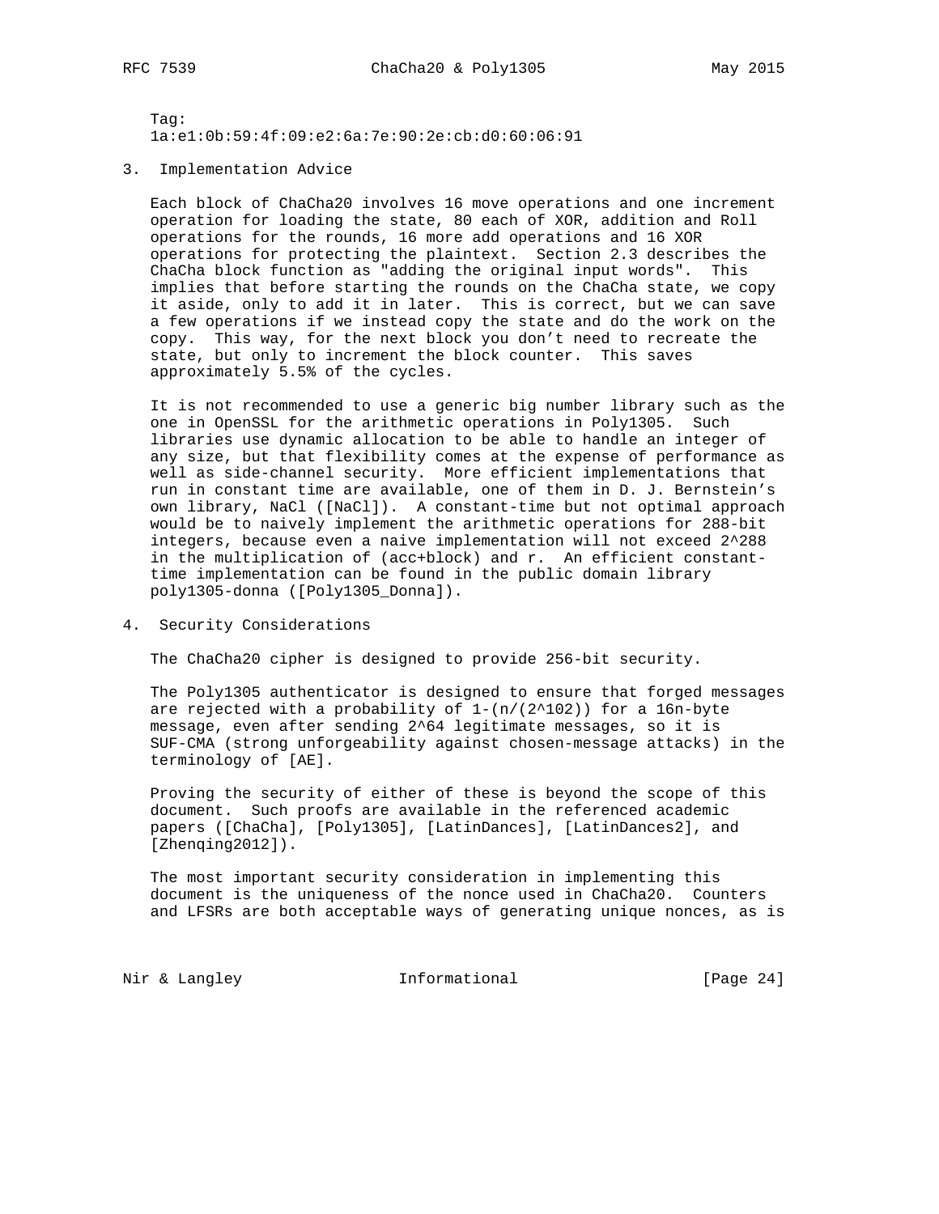Tag:
1a:e1:0b:59:4f:09:e2:6a:7e:90:2e:cb:d0:60:06:91

## 3. Implementation Advice

Each block of ChaCha20 involves 16 move operations and one increment operation for loading the state, 80 each of XOR, addition and Roll operations for the rounds, 16 more add operations and 16 XOR operations for protecting the plaintext. Section 2.3 describes the ChaCha block function as "adding the original input words". This implies that before starting the rounds on the ChaCha state, we copy it aside, only to add it in later. This is correct, but we can save a few operations if we instead copy the state and do the work on the copy. This way, for the next block you don't need to recreate the state, but only to increment the block counter. This saves approximately 5.5% of the cycles.

It is not recommended to use a generic big number library such as the one in OpenSSL for the arithmetic operations in Poly1305. Such libraries use dynamic allocation to be able to handle an integer of any size, but that flexibility comes at the expense of performance as well as side-channel security. More efficient implementations that run in constant time are available, one of them in D. J. Bernstein's own library, NaCl ([NaCl]). A constant-time but not optimal approach would be to naively implement the arithmetic operations for 288-bit integers, because even a naive implementation will not exceed $2^{288}$ in the multiplication of (acc+block) and r. An efficient constant-time implementation can be found in the public domain library poly1305-donna ([Poly1305_Donna]).

## 4. Security Considerations

The ChaCha20 cipher is designed to provide 256-bit security.

The Poly1305 authenticator is designed to ensure that forged messages are rejected with a probability of $1-(n/(2^{102}))$ for a 16n-byte message, even after sending $2^{64}$ legitimate messages, so it is SUF-CMA (strong unforgeability against chosen-message attacks) in the terminology of [AE].

Proving the security of either of these is beyond the scope of this document. Such proofs are available in the referenced academic papers ([ChaCha], [Poly1305], [LatinDances], [LatinDances2], and [Zhenqing2012]).

The most important security consideration in implementing this document is the uniqueness of the nonce used in ChaCha20. Counters and LFSRs are both acceptable ways of generating unique nonces, as is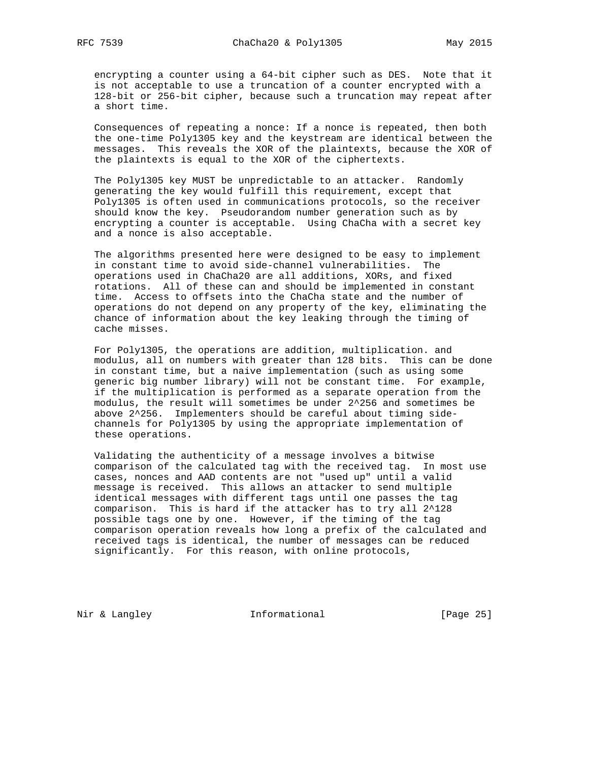encrypting a counter using a 64-bit cipher such as DES. Note that it is not acceptable to use a truncation of a counter encrypted with a 128-bit or 256-bit cipher, because such a truncation may repeat after a short time.

Consequences of repeating a nonce: If a nonce is repeated, then both the one-time Poly1305 key and the keystream are identical between the messages. This reveals the XOR of the plaintexts, because the XOR of the plaintexts is equal to the XOR of the ciphertexts.

The Poly1305 key MUST be unpredictable to an attacker. Randomly generating the key would fulfill this requirement, except that Poly1305 is often used in communications protocols, so the receiver should know the key. Pseudorandom number generation such as by encrypting a counter is acceptable. Using ChaCha with a secret key and a nonce is also acceptable.

The algorithms presented here were designed to be easy to implement in constant time to avoid side-channel vulnerabilities. The operations used in ChaCha20 are all additions, XORs, and fixed rotations. All of these can and should be implemented in constant time. Access to offsets into the ChaCha state and the number of operations do not depend on any property of the key, eliminating the chance of information about the key leaking through the timing of cache misses.

For Poly1305, the operations are addition, multiplication. and modulus, all on numbers with greater than 128 bits. This can be done in constant time, but a naive implementation (such as using some generic big number library) will not be constant time. For example, if the multiplication is performed as a separate operation from the modulus, the result will sometimes be under $2^{256}$ and sometimes be above $2^{256}$. Implementers should be careful about timing side-channels for Poly1305 by using the appropriate implementation of these operations.

Validating the authenticity of a message involves a bitwise comparison of the calculated tag with the received tag. In most use cases, nonces and AAD contents are not "used up" until a valid message is received. This allows an attacker to send multiple identical messages with different tags until one passes the tag comparison. This is hard if the attacker has to try all $2^{128}$ possible tags one by one. However, if the timing of the tag comparison operation reveals how long a prefix of the calculated and received tags is identical, the number of messages can be reduced significantly. For this reason, with online protocols,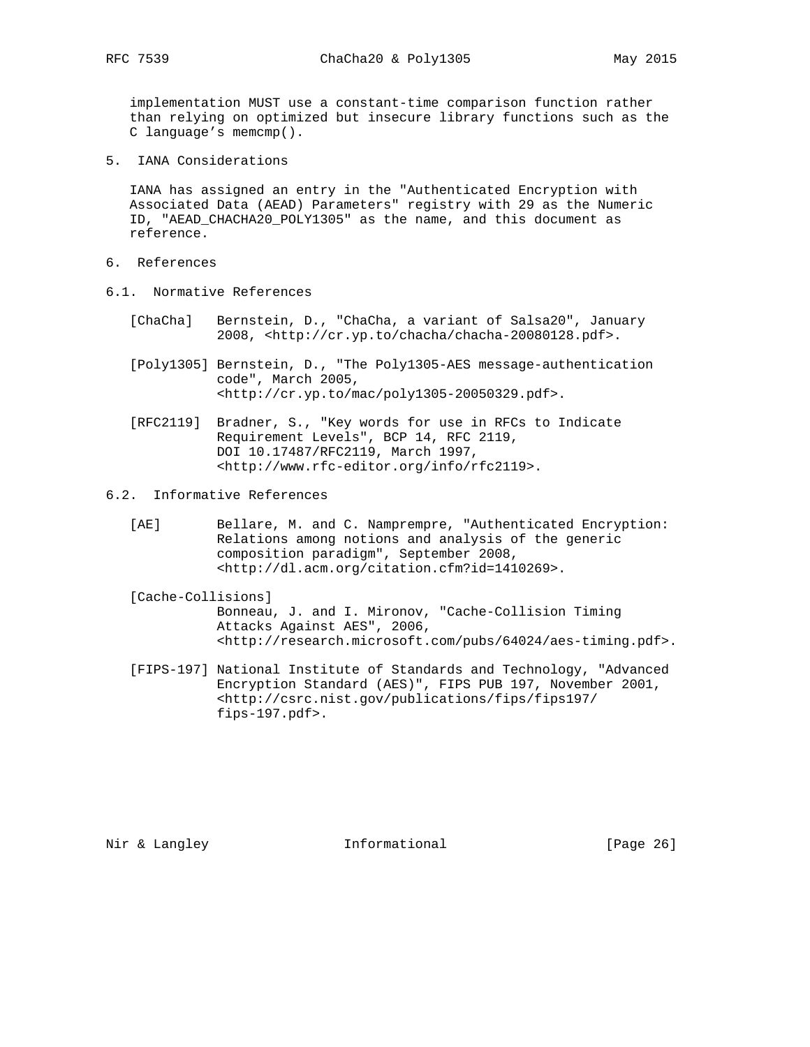implementation MUST use a constant-time comparison function rather than relying on optimized but insecure library functions such as the C language's memcmp().

## 5. IANA Considerations

IANA has assigned an entry in the "Authenticated Encryption with Associated Data (AEAD) Parameters" registry with 29 as the Numeric ID, "AEAD_CHACHA20_POLY1305" as the name, and this document as reference.

## 6. References

### 6.1. Normative References

[ChaCha] Bernstein, D., "ChaCha, a variant of Salsa20", January 2008, <http://cr.yp.to/chacha/chacha-20080128.pdf>.

[Poly1305] Bernstein, D., "The Poly1305-AES message-authentication code", March 2005, <http://cr.yp.to/mac/poly1305-20050329.pdf>.

[RFC2119] Bradner, S., "Key words for use in RFCs to Indicate Requirement Levels", BCP 14, RFC 2119, DOI 10.17487/RFC2119, March 1997, <http://www.rfc-editor.org/info/rfc2119>.

### 6.2. Informative References

[AE] Bellare, M. and C. Namprempre, "Authenticated Encryption: Relations among notions and analysis of the generic composition paradigm", September 2008, <http://dl.acm.org/citation.cfm?id=1410269>.

[Cache-Collisions] Bonneau, J. and I. Mironov, "Cache-Collision Timing Attacks Against AES", 2006, <http://research.microsoft.com/pubs/64024/aes-timing.pdf>.

[FIPS-197] National Institute of Standards and Technology, "Advanced Encryption Standard (AES)", FIPS PUB 197, November 2001, <http://csrc.nist.gov/publications/fips/fips197/fips-197.pdf>.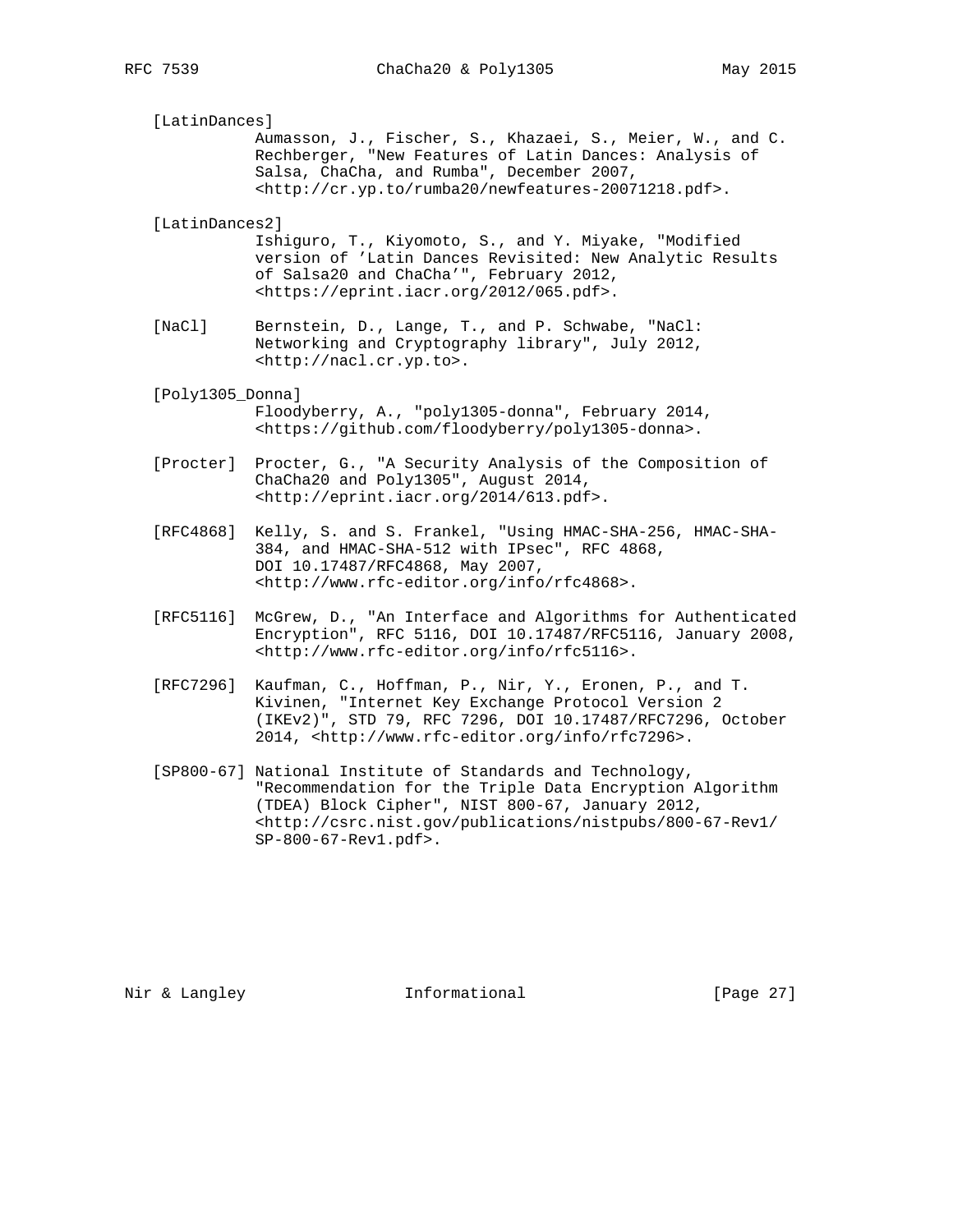[LatinDances]
Aumasson, J., Fischer, S., Khazaei, S., Meier, W., and C. Rechberger, "New Features of Latin Dances: Analysis of Salsa, ChaCha, and Rumba", December 2007, <http://cr.yp.to/rumba20/newfeatures-20071218.pdf>.

[LatinDances2]
Ishiguro, T., Kiyomoto, S., and Y. Miyake, "Modified version of 'Latin Dances Revisited: New Analytic Results of Salsa20 and ChaCha'", February 2012, <https://eprint.iacr.org/2012/065.pdf>.

[NaCl] Bernstein, D., Lange, T., and P. Schwabe, "NaCl: Networking and Cryptography library", July 2012, <http://nacl.cr.yp.to>.

[Poly1305_Donna]
Floodyberry, A., "poly1305-donna", February 2014, <https://github.com/floodyberry/poly1305-donna>.

[Procter] Procter, G., "A Security Analysis of the Composition of ChaCha20 and Poly1305", August 2014, <http://eprint.iacr.org/2014/613.pdf>.

[RFC4868] Kelly, S. and S. Frankel, "Using HMAC-SHA-256, HMAC-SHA-384, and HMAC-SHA-512 with IPsec", RFC 4868, DOI 10.17487/RFC4868, May 2007, <http://www.rfc-editor.org/info/rfc4868>.

[RFC5116] McGrew, D., "An Interface and Algorithms for Authenticated Encryption", RFC 5116, DOI 10.17487/RFC5116, January 2008, <http://www.rfc-editor.org/info/rfc5116>.

[RFC7296] Kaufman, C., Hoffman, P., Nir, Y., Eronen, P., and T. Kivinen, "Internet Key Exchange Protocol Version 2 (IKEv2)", STD 79, RFC 7296, DOI 10.17487/RFC7296, October 2014, <http://www.rfc-editor.org/info/rfc7296>.

[SP800-67] National Institute of Standards and Technology, "Recommendation for the Triple Data Encryption Algorithm (TDEA) Block Cipher", NIST 800-67, January 2012, <http://csrc.nist.gov/publications/nistpubs/800-67-Rev1/SP-800-67-Rev1.pdf>.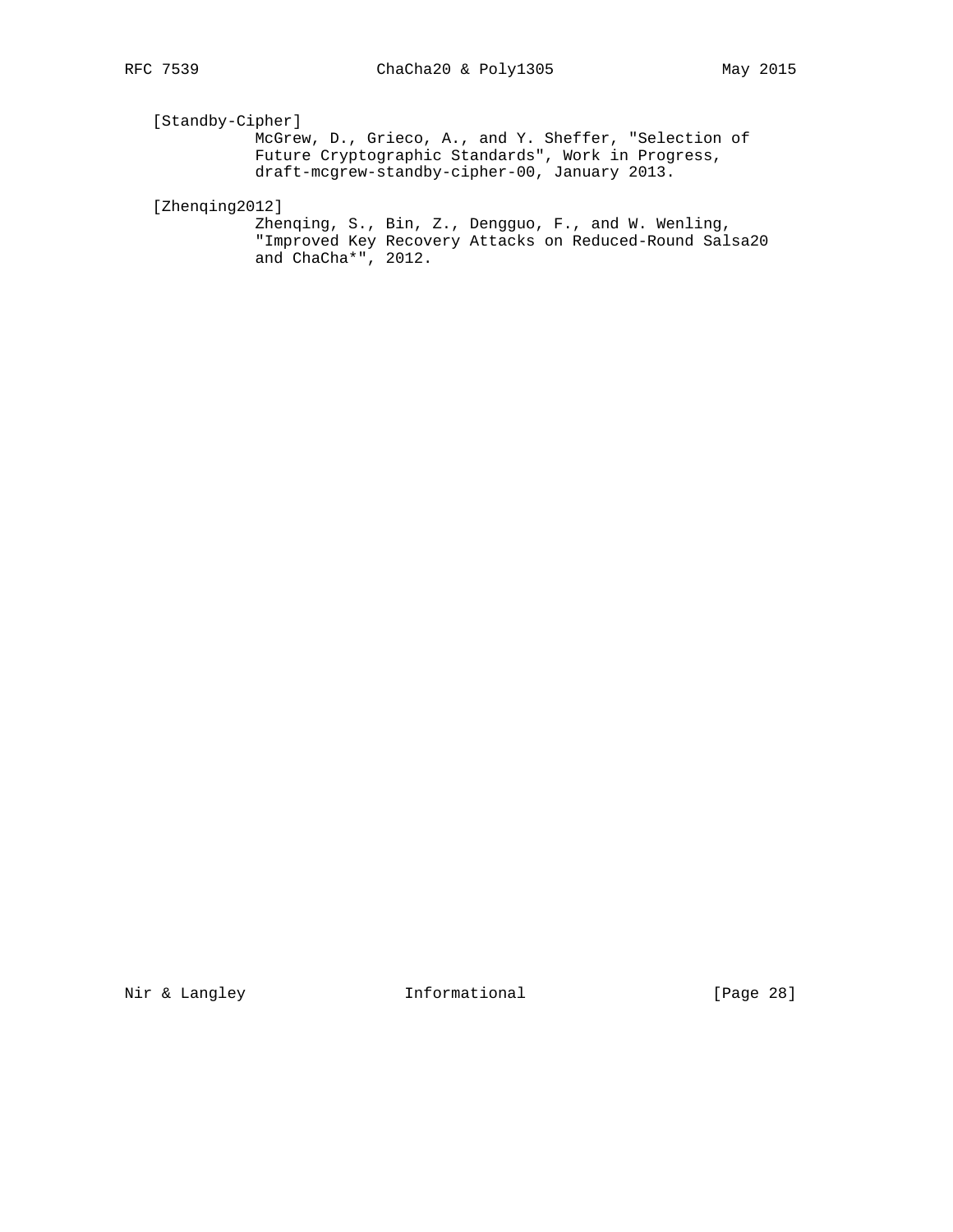[Standby-Cipher]
McGrew, D., Grieco, A., and Y. Sheffer, "Selection of Future Cryptographic Standards", Work in Progress, draft-mcgrew-standby-cipher-00, January 2013.

[Zhenqing2012]
Zhenqing, S., Bin, Z., Dengguo, F., and W. Wenling, "Improved Key Recovery Attacks on Reduced-Round Salsa20 and ChaCha*", 2012.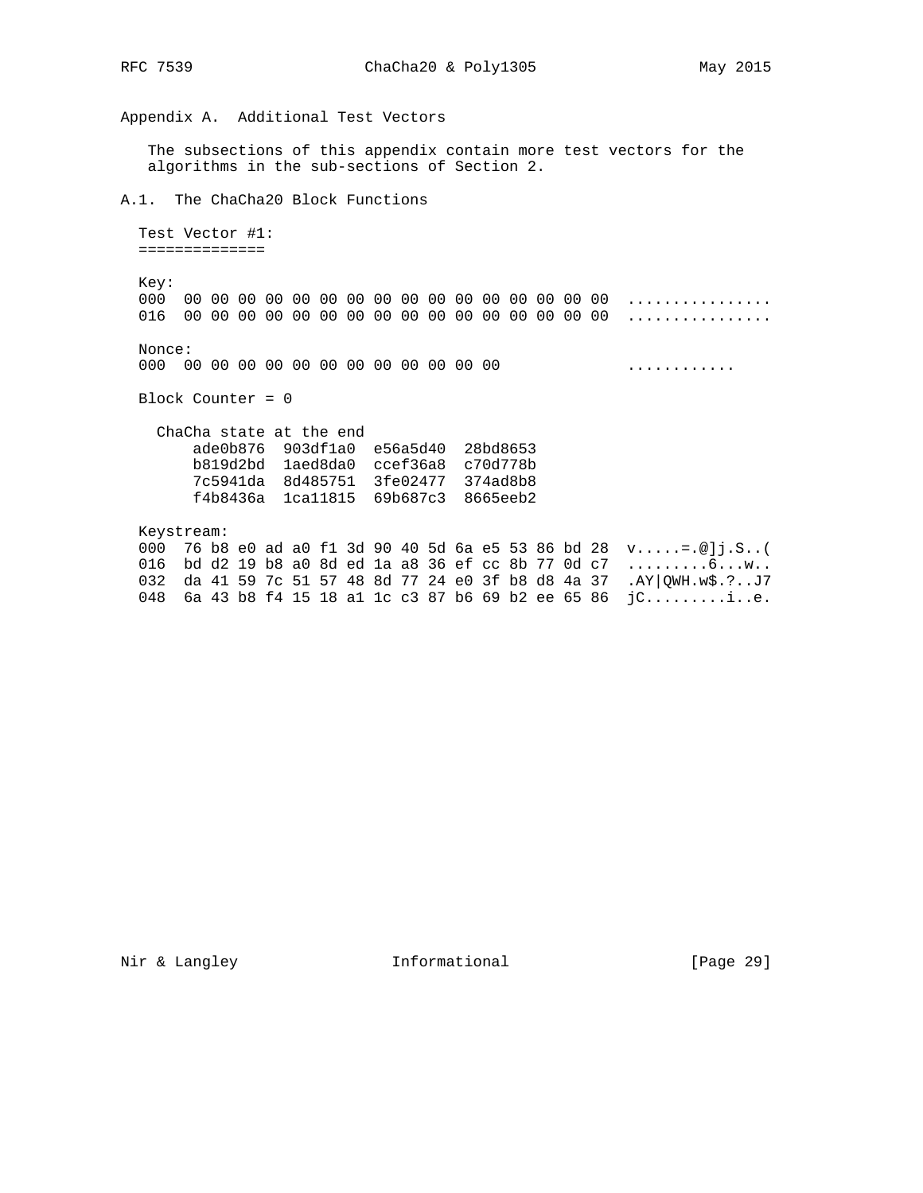## Appendix A. Additional Test Vectors

The subsections of this appendix contain more test vectors for the algorithms in the sub-sections of Section 2.

### A.1. The ChaCha20 Block Functions

```
Test Vector #1:
==============

Key:
000  00 00 00 00 00 00 00 00 00 00 00 00 00 00 00 00  ................
016  00 00 00 00 00 00 00 00 00 00 00 00 00 00 00 00  ................

Nonce:
000  00 00 00 00 00 00 00 00 00 00 00 00              ............

Block Counter = 0

  ChaCha state at the end
      ade0b876  903df1a0  e56a5d40  28bd8653
      b819d2bd  1aed8da0  ccef36a8  c70d778b
      7c5941da  8d485751  3fe02477  374ad8b8
      f4b8436a  1ca11815  69b687c3  8665eeb2

Keystream:
000  76 b8 e0 ad a0 f1 3d 90 40 5d 6a e5 53 86 bd 28  v.....=.@]j.S..(
016  bd d2 19 b8 a0 8d ed 1a a8 36 ef cc 8b 77 0d c7  .........6...w..
032  da 41 59 7c 51 57 48 8d 77 24 e0 3f b8 d8 4a 37  .AY|QWH.w$.?..J7
048  6a 43 b8 f4 15 18 a1 1c c3 87 b6 69 b2 ee 65 86  jC.........i..e.
```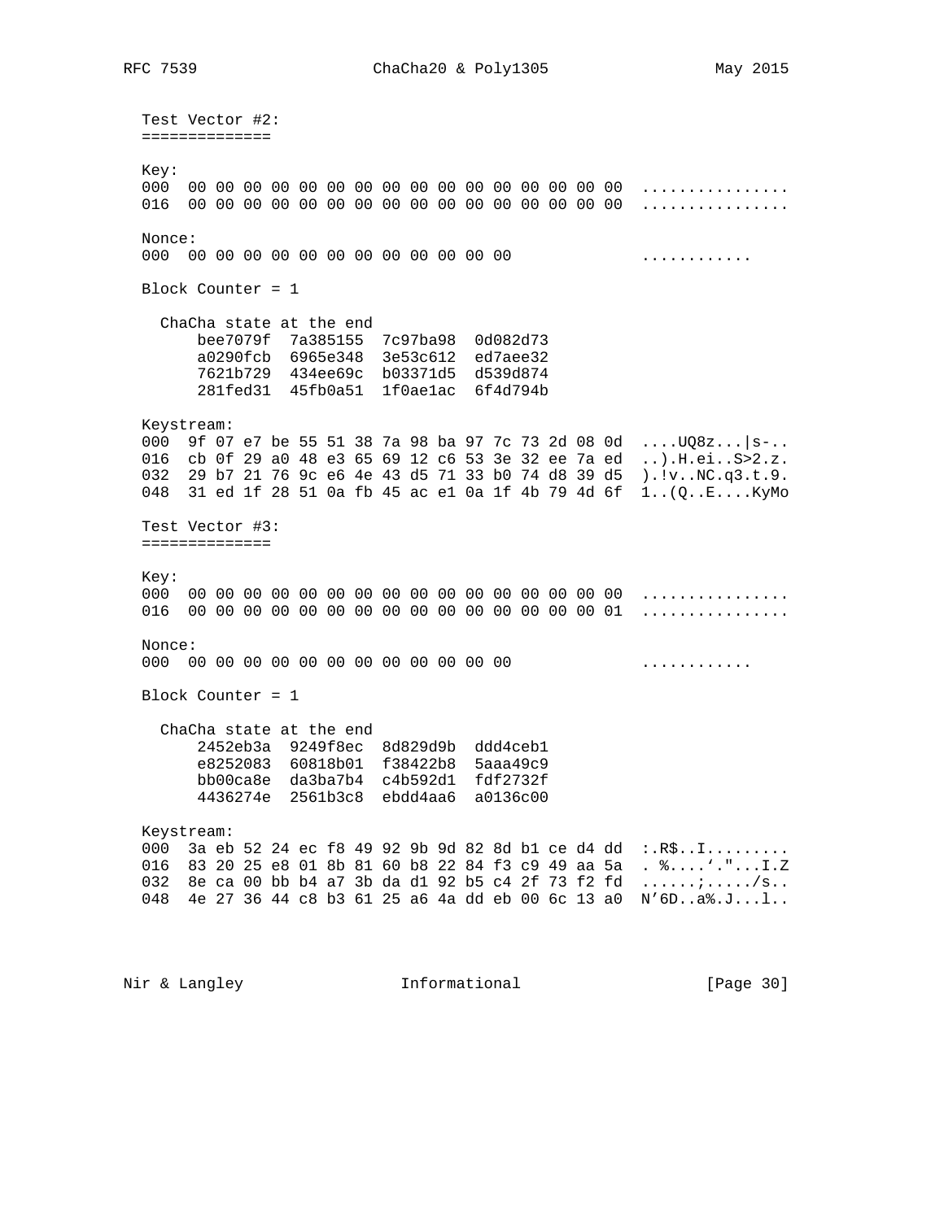Test Vector #2:
==============

```
Key:
000  00 00 00 00 00 00 00 00 00 00 00 00 00 00 00 00  ................
016  00 00 00 00 00 00 00 00 00 00 00 00 00 00 00 00  ................

Nonce:
000  00 00 00 00 00 00 00 00 00 00 00 00              ............

Block Counter = 1

  ChaCha state at the end
      bee7079f  7a385155  7c97ba98  0d082d73
      a0290fcb  6965e348  3e53c612  ed7aee32
      7621b729  434ee69c  b03371d5  d539d874
      281fed31  45fb0a51  1f0ae1ac  6f4d794b

Keystream:
000  9f 07 e7 be 55 51 38 7a 98 ba 97 7c 73 2d 08 0d  ....UQ8z...|s-..
016  cb 0f 29 a0 48 e3 65 69 12 c6 53 3e 32 ee 7a ed  ..).H.ei..S>2.z.
032  29 b7 21 76 9c e6 4e 43 d5 71 33 b0 74 d8 39 d5  ).!v..NC.q3.t.9.
048  31 ed 1f 28 51 0a fb 45 ac e1 0a 1f 4b 79 4d 6f  1..(Q..E....KyMo
```

Test Vector #3:
==============

```
Key:
000  00 00 00 00 00 00 00 00 00 00 00 00 00 00 00 00  ................
016  00 00 00 00 00 00 00 00 00 00 00 00 00 00 00 01  ................

Nonce:
000  00 00 00 00 00 00 00 00 00 00 00 00              ............

Block Counter = 1

  ChaCha state at the end
      2452eb3a  9249f8ec  8d829d9b  ddd4ceb1
      e8252083  60818b01  f38422b8  5aaa49c9
      bb00ca8e  da3ba7b4  c4b592d1  fdf2732f
      4436274e  2561b3c8  ebdd4aa6  a0136c00

Keystream:
000  3a eb 52 24 ec f8 49 92 9b 9d 82 8d b1 ce d4 dd  :.R$..I.........
016  83 20 25 e8 01 8b 81 60 b8 22 84 f3 c9 49 aa 5a  . %....`."...I.Z
032  8e ca 00 bb b4 a7 3b da d1 92 b5 c4 2f 73 f2 fd  ......;...../s..
048  4e 27 36 44 c8 b3 61 25 a6 4a dd eb 00 6c 13 a0  N'6D..a%.J...l..
```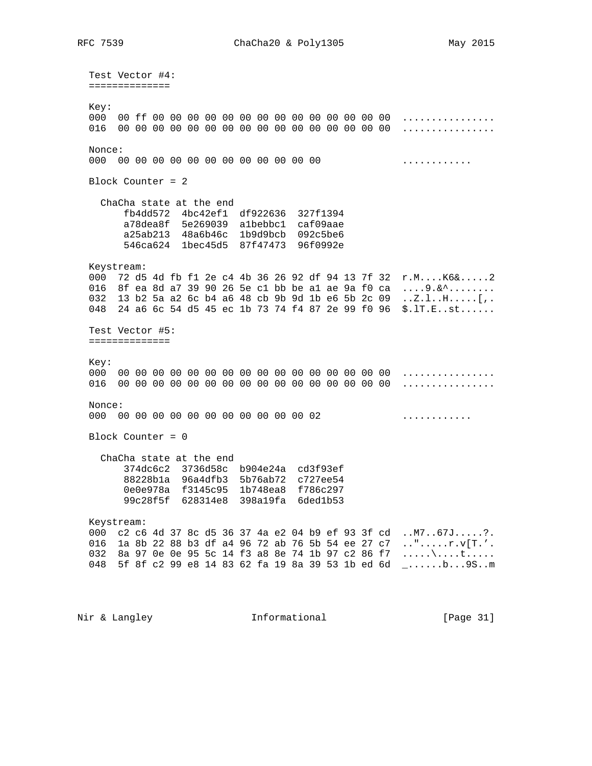Test Vector #4:
==============

Key:
```
000  00 ff 00 00 00 00 00 00 00 00 00 00 00 00 00 00  ................
016  00 00 00 00 00 00 00 00 00 00 00 00 00 00 00 00  ................
```

Nonce:
```
000  00 00 00 00 00 00 00 00 00 00 00 00              ............
```

Block Counter = 2

ChaCha state at the end
```
    fb4dd572  4bc42ef1  df922636  327f1394
    a78dea8f  5e269039  a1bebbc1  caf09aae
    a25ab213  48a6b46c  1b9d9bcb  092c5be6
    546ca624  1bec45d5  87f47473  96f0992e
```

Keystream:
```
000  72 d5 4d fb f1 2e c4 4b 36 26 92 df 94 13 7f 32  r.M....K6&.....2
016  8f ea 8d a7 39 90 26 5e c1 bb be a1 ae 9a f0 ca  ....9.&^........
032  13 b2 5a a2 6c b4 a6 48 cb 9b 9d 1b e6 5b 2c 09  ..Z.l..H.....[,.
048  24 a6 6c 54 d5 45 ec 1b 73 74 f4 87 2e 99 f0 96  $.lT.E..st......
```

Test Vector #5:
==============

Key:
```
000  00 00 00 00 00 00 00 00 00 00 00 00 00 00 00 00  ................
016  00 00 00 00 00 00 00 00 00 00 00 00 00 00 00 00  ................
```

Nonce:
```
000  00 00 00 00 00 00 00 00 00 00 00 02              ............
```

Block Counter = 0

ChaCha state at the end
```
    374dc6c2  3736d58c  b904e24a  cd3f93ef
    88228b1a  96a4dfb3  5b76ab72  c727ee54
    0e0e978a  f3145c95  1b748ea8  f786c297
    99c28f5f  628314e8  398a19fa  6ded1b53
```

Keystream:
```
000  c2 c6 4d 37 8c d5 36 37 4a e2 04 b9 ef 93 3f cd  ..M7..67J.....?.
016  1a 8b 22 88 b3 df a4 96 72 ab 76 5b 54 ee 27 c7  ..".....r.v[T.'.
032  8a 97 0e 0e 95 5c 14 f3 a8 8e 74 1b 97 c2 86 f7  .....\....t.....
048  5f 8f c2 99 e8 14 83 62 fa 19 8a 39 53 1b ed 6d  _......b...9S..m
```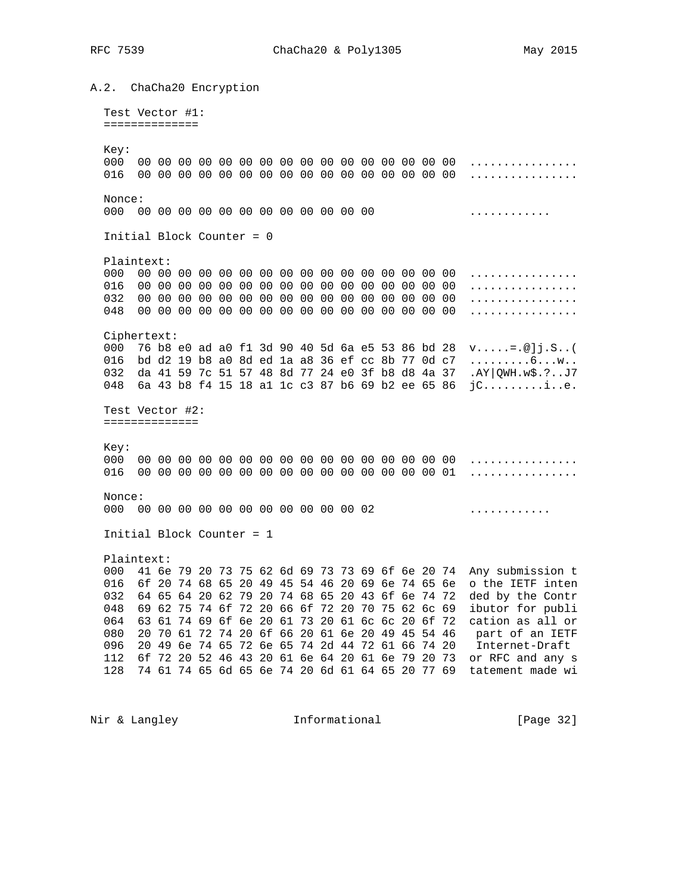## A.2. ChaCha20 Encryption

Test Vector #1:
==============

```
Key:
000  00 00 00 00 00 00 00 00 00 00 00 00 00 00 00 00  ................
016  00 00 00 00 00 00 00 00 00 00 00 00 00 00 00 00  ................

Nonce:
000  00 00 00 00 00 00 00 00 00 00 00 00              ............

Initial Block Counter = 0

Plaintext:
000  00 00 00 00 00 00 00 00 00 00 00 00 00 00 00 00  ................
016  00 00 00 00 00 00 00 00 00 00 00 00 00 00 00 00  ................
032  00 00 00 00 00 00 00 00 00 00 00 00 00 00 00 00  ................
048  00 00 00 00 00 00 00 00 00 00 00 00 00 00 00 00  ................

Ciphertext:
000  76 b8 e0 ad a0 f1 3d 90 40 5d 6a e5 53 86 bd 28  v.....=.@]j.S..(
016  bd d2 19 b8 a0 8d ed 1a a8 36 ef cc 8b 77 0d c7  .........6...w..
032  da 41 59 7c 51 57 48 8d 77 24 e0 3f b8 d8 4a 37  .AY|QWH.w$.?..J7
048  6a 43 b8 f4 15 18 a1 1c c3 87 b6 69 b2 ee 65 86  jC.........i..e.
```

Test Vector #2:
==============

```
Key:
000  00 00 00 00 00 00 00 00 00 00 00 00 00 00 00 00  ................
016  00 00 00 00 00 00 00 00 00 00 00 00 00 00 00 01  ................

Nonce:
000  00 00 00 00 00 00 00 00 00 00 00 02              ............

Initial Block Counter = 1

Plaintext:
000  41 6e 79 20 73 75 62 6d 69 73 73 69 6f 6e 20 74  Any submission t
016  6f 20 74 68 65 20 49 45 54 46 20 69 6e 74 65 6e  o the IETF inten
032  64 65 64 20 62 79 20 74 68 65 20 43 6f 6e 74 72  ded by the Contr
048  69 62 75 74 6f 72 20 66 6f 72 20 70 75 62 6c 69  ibutor for publi
064  63 61 74 69 6f 6e 20 61 73 20 61 6c 6c 20 6f 72  cation as all or
080  20 70 61 72 74 20 6f 66 20 61 6e 20 49 45 54 46   part of an IETF
096  20 49 6e 74 65 72 6e 65 74 2d 44 72 61 66 74 20   Internet-Draft
112  6f 72 20 52 46 43 20 61 6e 64 20 61 6e 79 20 73  or RFC and any s
128  74 61 74 65 6d 65 6e 74 20 6d 61 64 65 20 77 69  tatement made wi
```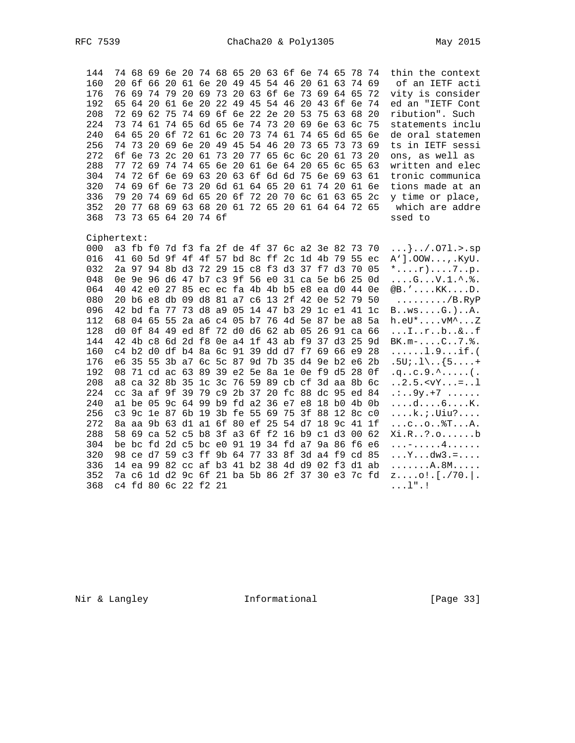```
  144  74 68 69 6e 20 74 68 65 20 63 6f 6e 74 65 78 74  thin the context
  160  20 6f 66 20 61 6e 20 49 45 54 46 20 61 63 74 69   of an IETF acti
  176  76 69 74 79 20 69 73 20 63 6f 6e 73 69 64 65 72  vity is consider
  192  65 64 20 61 6e 20 22 49 45 54 46 20 43 6f 6e 74  ed an "IETF Cont
  208  72 69 62 75 74 69 6f 6e 22 2e 20 53 75 63 68 20  ribution". Such
  224  73 74 61 74 65 6d 65 6e 74 73 20 69 6e 63 6c 75  statements inclu
  240  64 65 20 6f 72 61 6c 20 73 74 61 74 65 6d 65 6e  de oral statemen
  256  74 73 20 69 6e 20 49 45 54 46 20 73 65 73 73 69  ts in IETF sessi
  272  6f 6e 73 2c 20 61 73 20 77 65 6c 6c 20 61 73 20  ons, as well as
  288  77 72 69 74 74 65 6e 20 61 6e 64 20 65 6c 65 63  written and elec
  304  74 72 6f 6e 69 63 20 63 6f 6d 6d 75 6e 69 63 61  tronic communica
  320  74 69 6f 6e 73 20 6d 61 64 65 20 61 74 20 61 6e  tions made at an
  336  79 20 74 69 6d 65 20 6f 72 20 70 6c 61 63 65 2c  y time or place,
  352  20 77 68 69 63 68 20 61 72 65 20 61 64 64 72 65   which are addre
  368  73 73 65 64 20 74 6f                             ssed to

  Ciphertext:
  000  a3 fb f0 7d f3 fa 2f de 4f 37 6c a2 3e 82 73 70  ...}../.O7l.>.sp
  016  41 60 5d 9f 4f 4f 57 bd 8c ff 2c 1d 4b 79 55 ec  A`].OOW...,.KyU.
  032  2a 97 94 8b d3 72 29 15 c8 f3 d3 37 f7 d3 70 05  *....r)....7..p.
  048  0e 9e 96 d6 47 b7 c3 9f 56 e0 31 ca 5e b6 25 0d  ....G...V.1.^.%.
  064  40 42 e0 27 85 ec ec fa 4b 4b b5 e8 ea d0 44 0e  @B.'....KK....D.
  080  20 b6 e8 db 09 d8 81 a7 c6 13 2f 42 0e 52 79 50   ........./B.RyP
  096  42 bd fa 77 73 d8 a9 05 14 47 b3 29 1c e1 41 1c  B..ws....G.)..A.
  112  68 04 65 55 2a a6 c4 05 b7 76 4d 5e 87 be a8 5a  h.eU*....vM^...Z
  128  d0 0f 84 49 ed 8f 72 d0 d6 62 ab 05 26 91 ca 66  ...I..r..b..&..f
  144  42 4b c8 6d 2d f8 0e a4 1f 43 ab f9 37 d3 25 9d  BK.m-....C..7.%.
  160  c4 b2 d0 df b4 8a 6c 91 39 dd d7 f7 69 66 e9 28  ......l.9...if.(
  176  e6 35 55 3b a7 6c 5c 87 9d 7b 35 d4 9e b2 e6 2b  .5U;.l\..{5....+
  192  08 71 cd ac 63 89 39 e2 5e 8a 1e 0e f9 d5 28 0f  .q..c.9.^.....(.
  208  a8 ca 32 8b 35 1c 3c 76 59 89 cb cf 3d aa 8b 6c  ..2.5.<vY...=..l
  224  cc 3a af 9f 39 79 c9 2b 37 20 fc 88 dc 95 ed 84  .:..9y.+7 ......
  240  a1 be 05 9c 64 99 b9 fd a2 36 e7 e8 18 b0 4b 0b  ....d....6....K.
  256  c3 9c 1e 87 6b 19 3b fe 55 69 75 3f 88 12 8c c0  ....k.;.Uiu?....
  272  8a aa 9b 63 d1 a1 6f 80 ef 25 54 d7 18 9c 41 1f  ...c..o..%T...A.
  288  58 69 ca 52 c5 b8 3f a3 6f f2 16 b9 c1 d3 00 62  Xi.R..?.o......b
  304  be bc fd 2d c5 bc e0 91 19 34 fd a7 9a 86 f6 e6  ...-.....4......
  320  98 ce d7 59 c3 ff 9b 64 77 33 8f 3d a4 f9 cd 85  ...Y...dw3.=....
  336  14 ea 99 82 cc af b3 41 b2 38 4d d9 02 f3 d1 ab  .......A.8M.....
  352  7a c6 1d d2 9c 6f 21 ba 5b 86 2f 37 30 e3 7c fd  z....o!.[./70.|.
  368  c4 fd 80 6c 22 f2 21                             ...l".!
```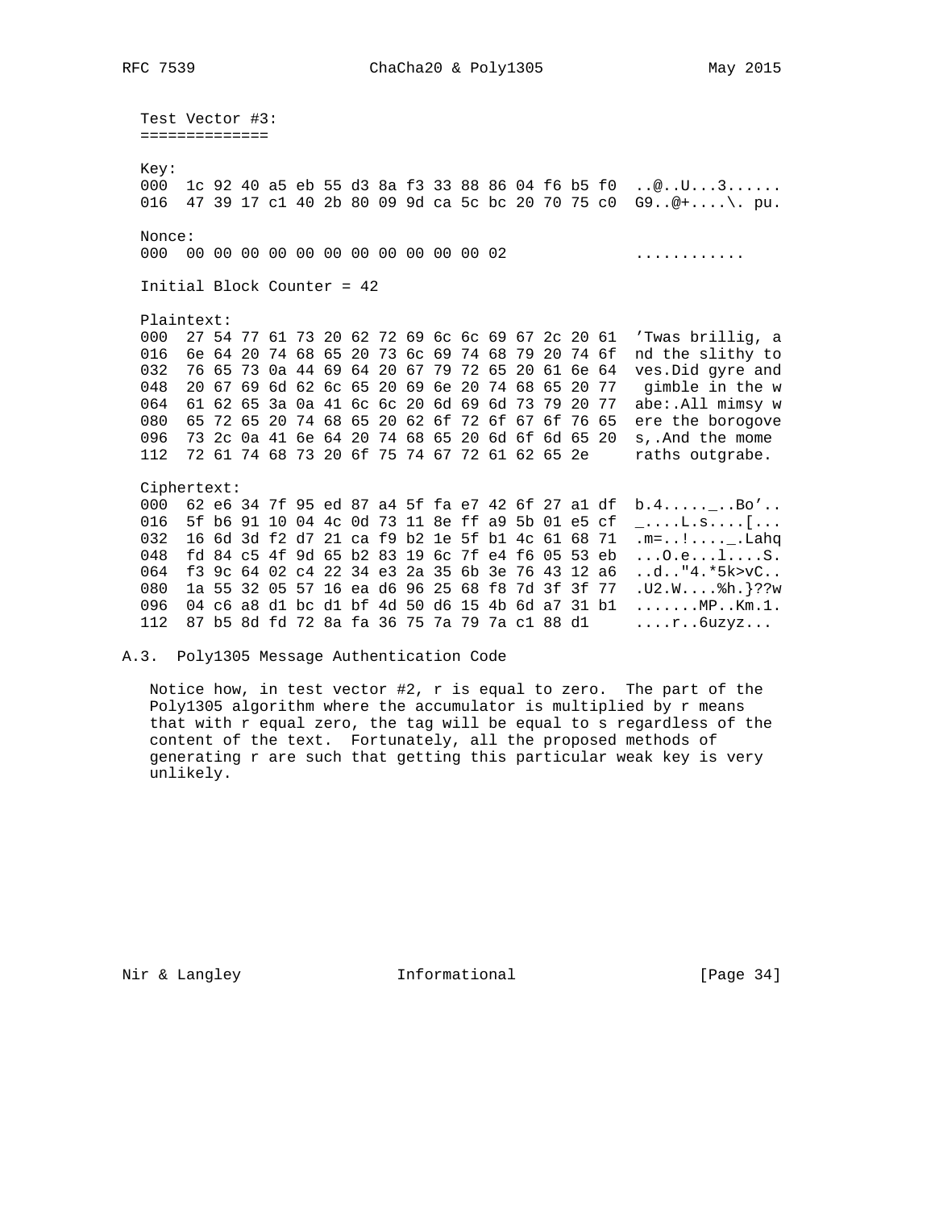Test Vector #3:
==============

```
Key:
000  1c 92 40 a5 eb 55 d3 8a f3 33 88 86 04 f6 b5 f0  ..@..U...3......
016  47 39 17 c1 40 2b 80 09 9d ca 5c bc 20 70 75 c0  G9..@+....\. pu.

Nonce:
000  00 00 00 00 00 00 00 00 00 00 00 02              ............

Initial Block Counter = 42

Plaintext:
000  27 54 77 61 73 20 62 72 69 6c 6c 69 67 2c 20 61  'Twas brillig, a
016  6e 64 20 74 68 65 20 73 6c 69 74 68 79 20 74 6f  nd the slithy to
032  76 65 73 0a 44 69 64 20 67 79 72 65 20 61 6e 64  ves.Did gyre and
048  20 67 69 6d 62 6c 65 20 69 6e 20 74 68 65 20 77   gimble in the w
064  61 62 65 3a 0a 41 6c 6c 20 6d 69 6d 73 79 20 77  abe:.All mimsy w
080  65 72 65 20 74 68 65 20 62 6f 72 6f 67 6f 76 65  ere the borogove
096  73 2c 0a 41 6e 64 20 74 68 65 20 6d 6f 6d 65 20  s,.And the mome
112  72 61 74 68 73 20 6f 75 74 67 72 61 62 65 2e     raths outgrabe.

Ciphertext:
000  62 e6 34 7f 95 ed 87 a4 5f fa e7 42 6f 27 a1 df  b.4....._..Bo'..
016  5f b6 91 10 04 4c 0d 73 11 8e ff a9 5b 01 e5 cf  _....L.s....[...
032  16 6d 3d f2 d7 21 ca f9 b2 1e 5f b1 4c 61 68 71  .m=..!...._.Lahq
048  fd 84 c5 4f 9d 65 b2 83 19 6c 7f e4 f6 05 53 eb  ...O.e...l....S.
064  f3 9c 64 02 c4 22 34 e3 2a 35 6b 3e 76 43 12 a6  ..d.."4.*5k>vC..
080  1a 55 32 05 57 16 ea d6 96 25 68 f8 7d 3f 3f 77  .U2.W....%h.}??w
096  04 c6 a8 d1 bc d1 bf 4d 50 d6 15 4b 6d a7 31 b1  .......MP..Km.1.
112  87 b5 8d fd 72 8a fa 36 75 7a 79 7a c1 88 d1     ....r..6uzyz...
```

## A.3. Poly1305 Message Authentication Code

Notice how, in test vector #2, r is equal to zero. The part of the Poly1305 algorithm where the accumulator is multiplied by r means that with r equal zero, the tag will be equal to s regardless of the content of the text. Fortunately, all the proposed methods of generating r are such that getting this particular weak key is very unlikely.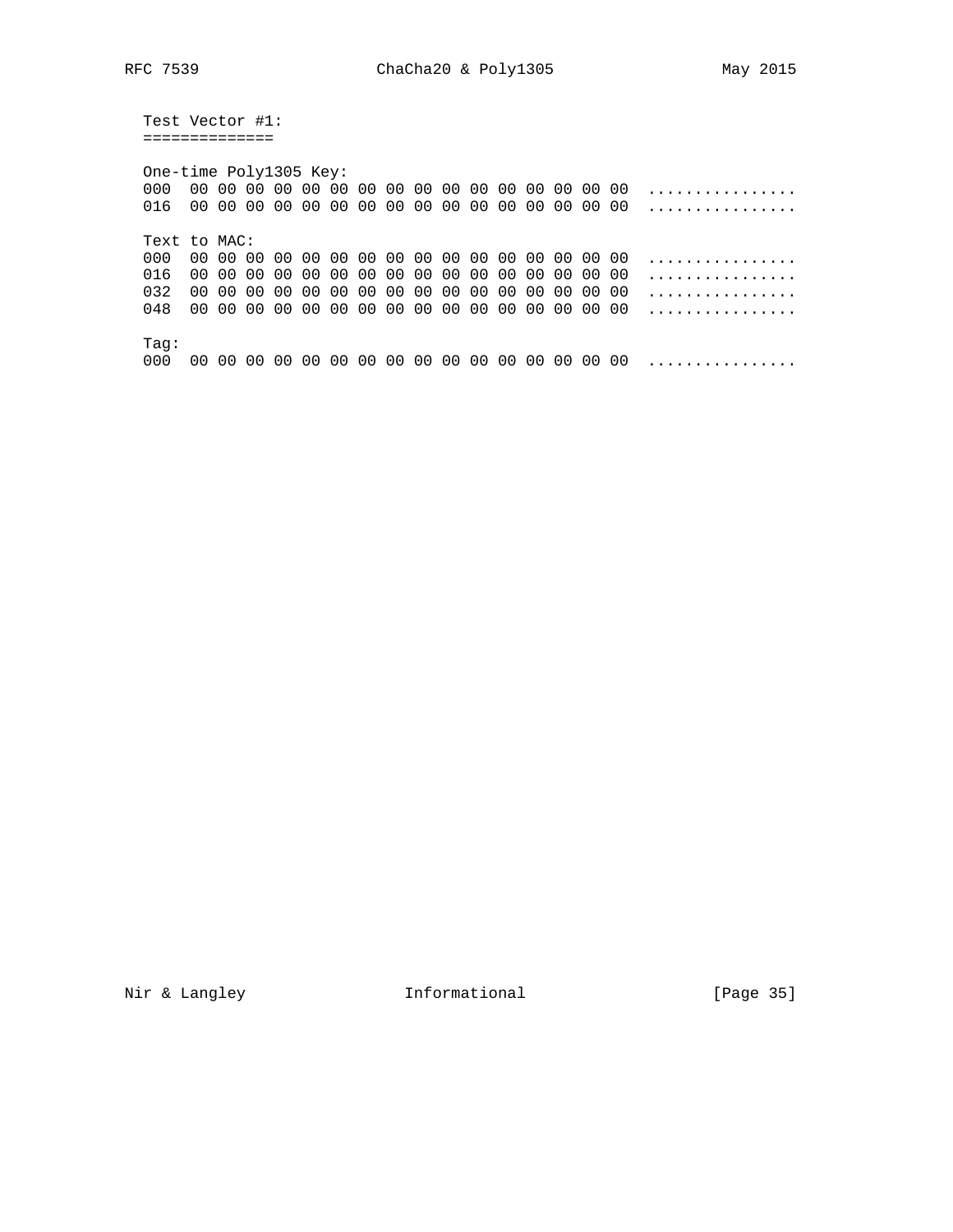Test Vector #1:
==============

```
One-time Poly1305 Key:
000  00 00 00 00 00 00 00 00 00 00 00 00 00 00 00 00  ................
016  00 00 00 00 00 00 00 00 00 00 00 00 00 00 00 00  ................

Text to MAC:
000  00 00 00 00 00 00 00 00 00 00 00 00 00 00 00 00  ................
016  00 00 00 00 00 00 00 00 00 00 00 00 00 00 00 00  ................
032  00 00 00 00 00 00 00 00 00 00 00 00 00 00 00 00  ................
048  00 00 00 00 00 00 00 00 00 00 00 00 00 00 00 00  ................

Tag:
000  00 00 00 00 00 00 00 00 00 00 00 00 00 00 00 00  ................
```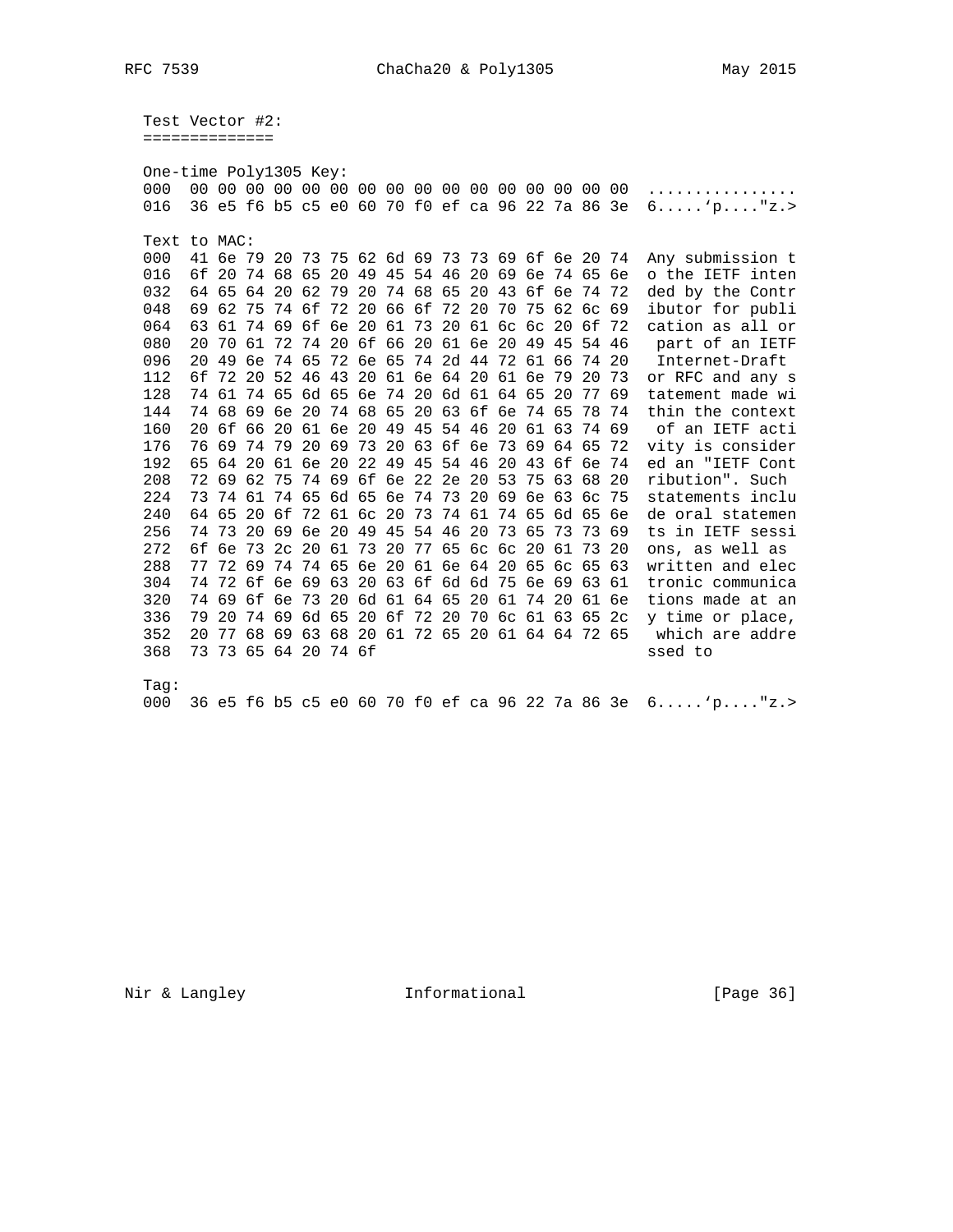Test Vector #2:
==============

```
One-time Poly1305 Key:
000  00 00 00 00 00 00 00 00 00 00 00 00 00 00 00 00  ................
016  36 e5 f6 b5 c5 e0 60 70 f0 ef ca 96 22 7a 86 3e  6.....`p...."z.>

Text to MAC:
000  41 6e 79 20 73 75 62 6d 69 73 73 69 6f 6e 20 74  Any submission t
016  6f 20 74 68 65 20 49 45 54 46 20 69 6e 74 65 6e  o the IETF inten
032  64 65 64 20 62 79 20 74 68 65 20 43 6f 6e 74 72  ded by the Contr
048  69 62 75 74 6f 72 20 66 6f 72 20 70 75 62 6c 69  ibutor for publi
064  63 61 74 69 6f 6e 20 61 73 20 61 6c 6c 20 6f 72  cation as all or
080  20 70 61 72 74 20 6f 66 20 61 6e 20 49 45 54 46   part of an IETF
096  20 49 6e 74 65 72 6e 65 74 2d 44 72 61 66 74 20   Internet-Draft
112  6f 72 20 52 46 43 20 61 6e 64 20 61 6e 79 20 73  or RFC and any s
128  74 61 74 65 6d 65 6e 74 20 6d 61 64 65 20 77 69  tatement made wi
144  74 68 69 6e 20 74 68 65 20 63 6f 6e 74 65 78 74  thin the context
160  20 6f 66 20 61 6e 20 49 45 54 46 20 61 63 74 69   of an IETF acti
176  76 69 74 79 20 69 73 20 63 6f 6e 73 69 64 65 72  vity is consider
192  65 64 20 61 6e 20 22 49 45 54 46 20 43 6f 6e 74  ed an "IETF Cont
208  72 69 62 75 74 69 6f 6e 22 2e 20 53 75 63 68 20  ribution". Such
224  73 74 61 74 65 6d 65 6e 74 73 20 69 6e 63 6c 75  statements inclu
240  64 65 20 6f 72 61 6c 20 73 74 61 74 65 6d 65 6e  de oral statemen
256  74 73 20 69 6e 20 49 45 54 46 20 73 65 73 73 69  ts in IETF sessi
272  6f 6e 73 2c 20 61 73 20 77 65 6c 6c 20 61 73 20  ons, as well as
288  77 72 69 74 74 65 6e 20 61 6e 64 20 65 6c 65 63  written and elec
304  74 72 6f 6e 69 63 20 63 6f 6d 6d 75 6e 69 63 61  tronic communica
320  74 69 6f 6e 73 20 6d 61 64 65 20 61 74 20 61 6e  tions made at an
336  79 20 74 69 6d 65 20 6f 72 20 70 6c 61 63 65 2c  y time or place,
352  20 77 68 69 63 68 20 61 72 65 20 61 64 64 72 65   which are addre
368  73 73 65 64 20 74 6f                             ssed to

Tag:
000  36 e5 f6 b5 c5 e0 60 70 f0 ef ca 96 22 7a 86 3e  6.....`p...."z.>
```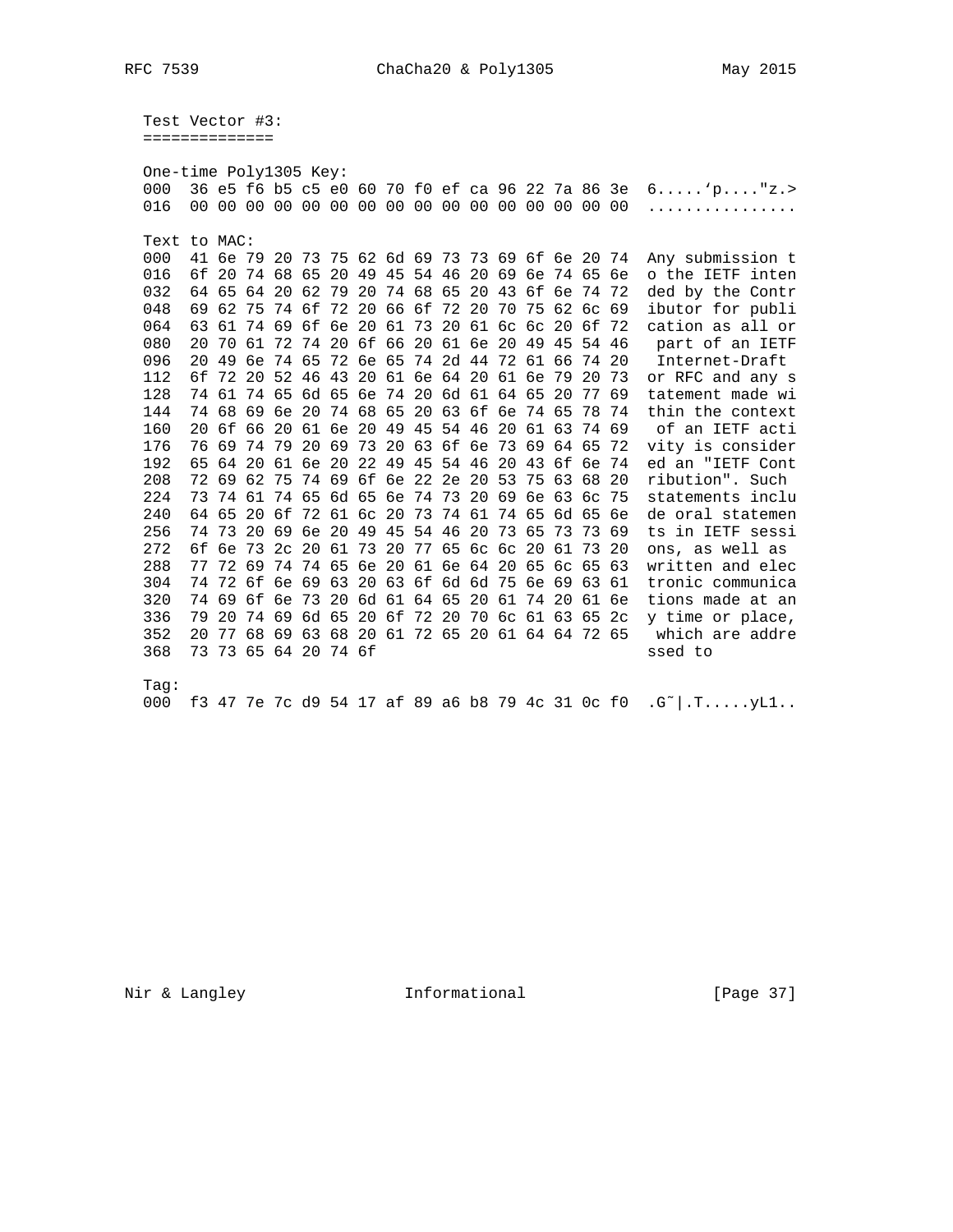Test Vector #3:
==============

```
One-time Poly1305 Key:
000  36 e5 f6 b5 c5 e0 60 70 f0 ef ca 96 22 7a 86 3e  6.....`p...."z.>
016  00 00 00 00 00 00 00 00 00 00 00 00 00 00 00 00  ................

Text to MAC:
000  41 6e 79 20 73 75 62 6d 69 73 73 69 6f 6e 20 74  Any submission t
016  6f 20 74 68 65 20 49 45 54 46 20 69 6e 74 65 6e  o the IETF inten
032  64 65 64 20 62 79 20 74 68 65 20 43 6f 6e 74 72  ded by the Contr
048  69 62 75 74 6f 72 20 66 6f 72 20 70 75 62 6c 69  ibutor for publi
064  63 61 74 69 6f 6e 20 61 73 20 61 6c 6c 20 6f 72  cation as all or
080  20 70 61 72 74 20 6f 66 20 61 6e 20 49 45 54 46   part of an IETF
096  20 49 6e 74 65 72 6e 65 74 2d 44 72 61 66 74 20   Internet-Draft
112  6f 72 20 52 46 43 20 61 6e 64 20 61 6e 79 20 73  or RFC and any s
128  74 61 74 65 6d 65 6e 74 20 6d 61 64 65 20 77 69  tatement made wi
144  74 68 69 6e 20 74 68 65 20 63 6f 6e 74 65 78 74  thin the context
160  20 6f 66 20 61 6e 20 49 45 54 46 20 61 63 74 69   of an IETF acti
176  76 69 74 79 20 69 73 20 63 6f 6e 73 69 64 65 72  vity is consider
192  65 64 20 61 6e 20 22 49 45 54 46 20 43 6f 6e 74  ed an "IETF Cont
208  72 69 62 75 74 69 6f 6e 22 2e 20 53 75 63 68 20  ribution". Such
224  73 74 61 74 65 6d 65 6e 74 73 20 69 6e 63 6c 75  statements inclu
240  64 65 20 6f 72 61 6c 20 73 74 61 74 65 6d 65 6e  de oral statemen
256  74 73 20 69 6e 20 49 45 54 46 20 73 65 73 73 69  ts in IETF sessi
272  6f 6e 73 2c 20 61 73 20 77 65 6c 6c 20 61 73 20  ons, as well as
288  77 72 69 74 74 65 6e 20 61 6e 64 20 65 6c 65 63  written and elec
304  74 72 6f 6e 69 63 20 63 6f 6d 6d 75 6e 69 63 61  tronic communica
320  74 69 6f 6e 73 20 6d 61 64 65 20 61 74 20 61 6e  tions made at an
336  79 20 74 69 6d 65 20 6f 72 20 70 6c 61 63 65 2c  y time or place,
352  20 77 68 69 63 68 20 61 72 65 20 61 64 64 72 65   which are addre
368  73 73 65 64 20 74 6f                             ssed to

Tag:
000  f3 47 7e 7c d9 54 17 af 89 a6 b8 79 4c 31 0c f0  .G~|.T.....yL1..
```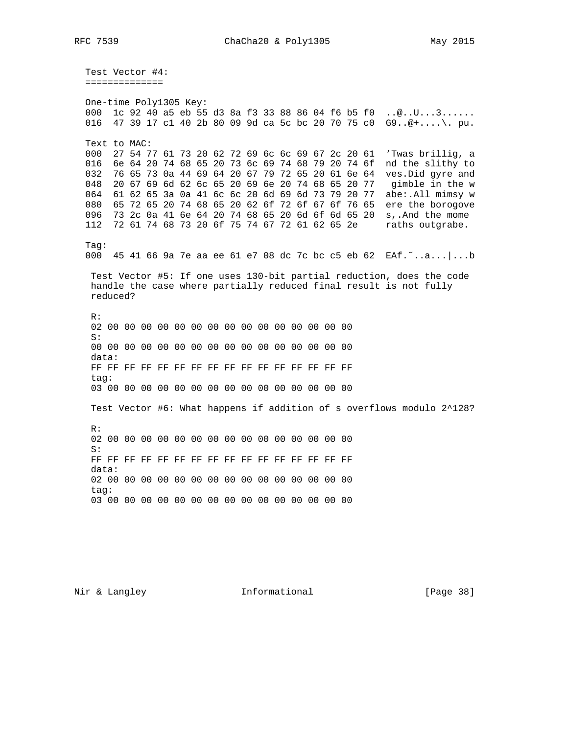Test Vector #4:
==============

```
One-time Poly1305 Key:
000  1c 92 40 a5 eb 55 d3 8a f3 33 88 86 04 f6 b5 f0  ..@..U...3......
016  47 39 17 c1 40 2b 80 09 9d ca 5c bc 20 70 75 c0  G9..@+....\. pu.

Text to MAC:
000  27 54 77 61 73 20 62 72 69 6c 6c 69 67 2c 20 61  'Twas brillig, a
016  6e 64 20 74 68 65 20 73 6c 69 74 68 79 20 74 6f  nd the slithy to
032  76 65 73 0a 44 69 64 20 67 79 72 65 20 61 6e 64  ves.Did gyre and
048  20 67 69 6d 62 6c 65 20 69 6e 20 74 68 65 20 77   gimble in the w
064  61 62 65 3a 0a 41 6c 6c 20 6d 69 6d 73 79 20 77  abe:.All mimsy w
080  65 72 65 20 74 68 65 20 62 6f 72 6f 67 6f 76 65  ere the borogove
096  73 2c 0a 41 6e 64 20 74 68 65 20 6d 6f 6d 65 20  s,.And the mome
112  72 61 74 68 73 20 6f 75 74 67 72 61 62 65 2e     raths outgrabe.

Tag:
000  45 41 66 9a 7e aa ee 61 e7 08 dc 7c bc c5 eb 62  EAf.~..a...|...b
```

Test Vector #5: If one uses 130-bit partial reduction, does the code handle the case where partially reduced final result is not fully reduced?

```
R:
02 00 00 00 00 00 00 00 00 00 00 00 00 00 00 00
S:
00 00 00 00 00 00 00 00 00 00 00 00 00 00 00 00
data:
FF FF FF FF FF FF FF FF FF FF FF FF FF FF FF FF
tag:
03 00 00 00 00 00 00 00 00 00 00 00 00 00 00 00
```

Test Vector #6: What happens if addition of s overflows modulo 2^128?

```
R:
02 00 00 00 00 00 00 00 00 00 00 00 00 00 00 00
S:
FF FF FF FF FF FF FF FF FF FF FF FF FF FF FF FF
data:
02 00 00 00 00 00 00 00 00 00 00 00 00 00 00 00
tag:
03 00 00 00 00 00 00 00 00 00 00 00 00 00 00 00
```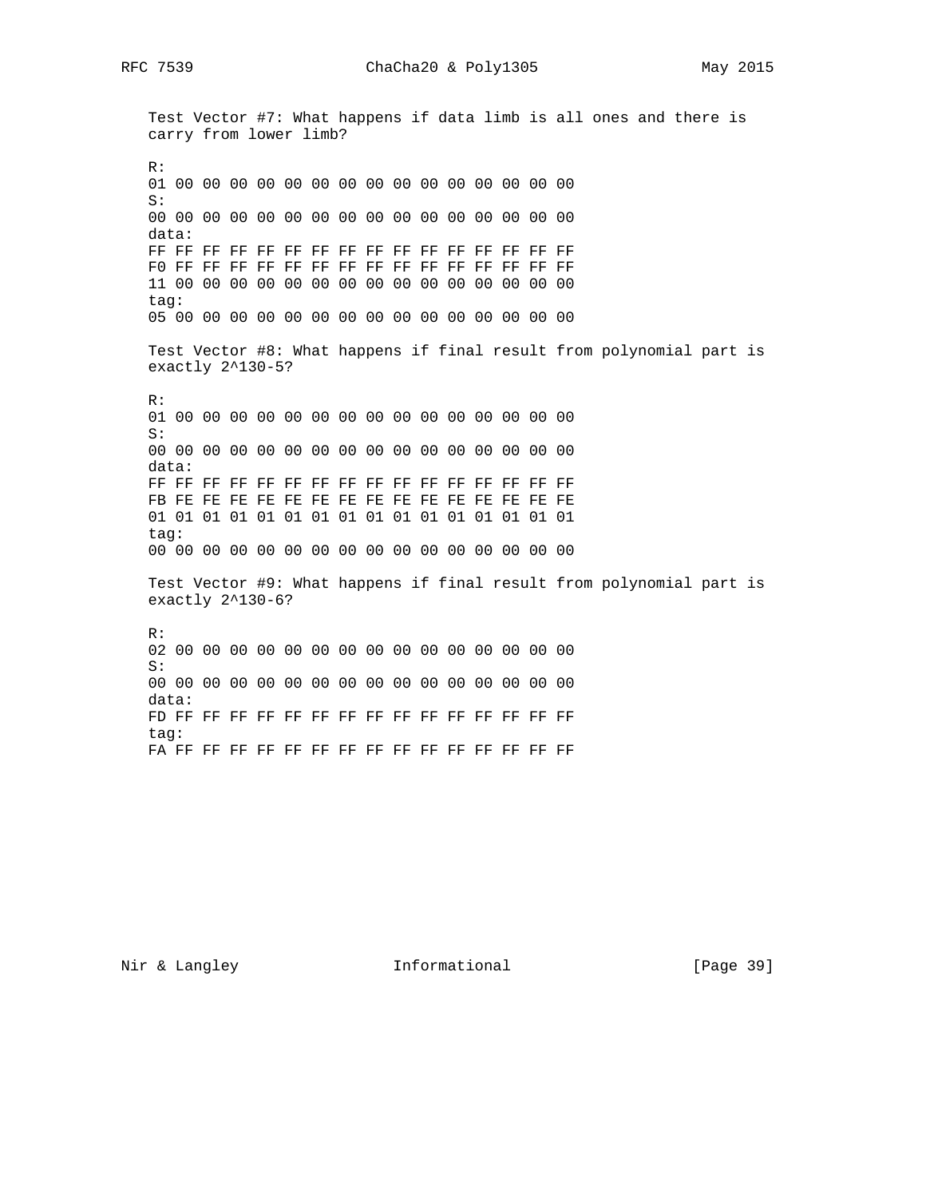Test Vector #7: What happens if data limb is all ones and there is carry from lower limb?

```
R:
01 00 00 00 00 00 00 00 00 00 00 00 00 00 00 00
S:
00 00 00 00 00 00 00 00 00 00 00 00 00 00 00 00
data:
FF FF FF FF FF FF FF FF FF FF FF FF FF FF FF FF
F0 FF FF FF FF FF FF FF FF FF FF FF FF FF FF FF
11 00 00 00 00 00 00 00 00 00 00 00 00 00 00 00
tag:
05 00 00 00 00 00 00 00 00 00 00 00 00 00 00 00
```

Test Vector #8: What happens if final result from polynomial part is exactly 2^130-5?

```
R:
01 00 00 00 00 00 00 00 00 00 00 00 00 00 00 00
S:
00 00 00 00 00 00 00 00 00 00 00 00 00 00 00 00
data:
FF FF FF FF FF FF FF FF FF FF FF FF FF FF FF FF
FB FE FE FE FE FE FE FE FE FE FE FE FE FE FE FE
01 01 01 01 01 01 01 01 01 01 01 01 01 01 01 01
tag:
00 00 00 00 00 00 00 00 00 00 00 00 00 00 00 00
```

Test Vector #9: What happens if final result from polynomial part is exactly 2^130-6?

```
R:
02 00 00 00 00 00 00 00 00 00 00 00 00 00 00 00
S:
00 00 00 00 00 00 00 00 00 00 00 00 00 00 00 00
data:
FD FF FF FF FF FF FF FF FF FF FF FF FF FF FF FF
tag:
FA FF FF FF FF FF FF FF FF FF FF FF FF FF FF FF
```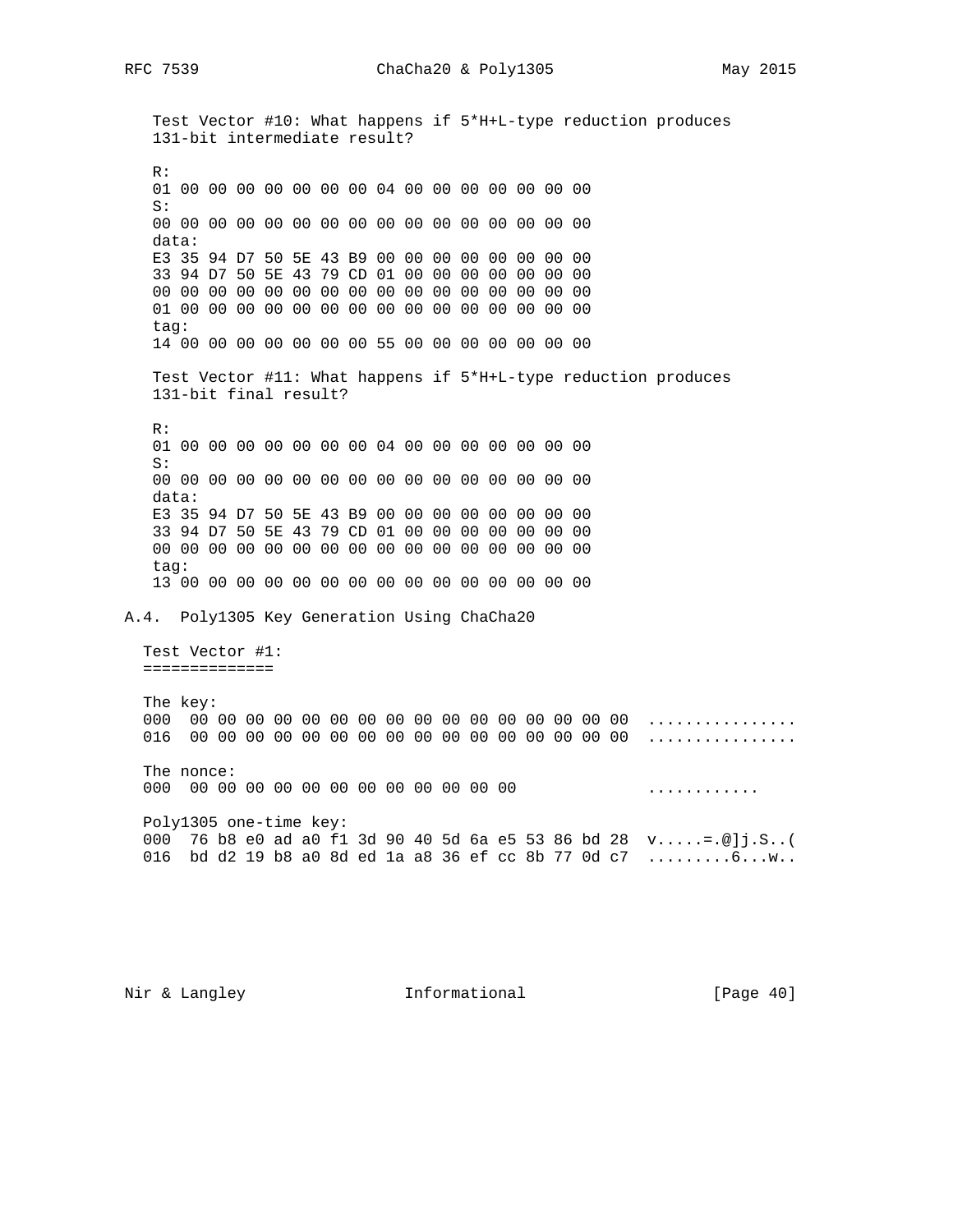Test Vector #10: What happens if 5*H+L-type reduction produces 131-bit intermediate result?

```
R:
01 00 00 00 00 00 00 00 04 00 00 00 00 00 00 00
S:
00 00 00 00 00 00 00 00 00 00 00 00 00 00 00 00
data:
E3 35 94 D7 50 5E 43 B9 00 00 00 00 00 00 00 00
33 94 D7 50 5E 43 79 CD 01 00 00 00 00 00 00 00
00 00 00 00 00 00 00 00 00 00 00 00 00 00 00 00
01 00 00 00 00 00 00 00 00 00 00 00 00 00 00 00
tag:
14 00 00 00 00 00 00 00 55 00 00 00 00 00 00 00
```

Test Vector #11: What happens if 5*H+L-type reduction produces 131-bit final result?

```
R:
01 00 00 00 00 00 00 00 04 00 00 00 00 00 00 00
S:
00 00 00 00 00 00 00 00 00 00 00 00 00 00 00 00
data:
E3 35 94 D7 50 5E 43 B9 00 00 00 00 00 00 00 00
33 94 D7 50 5E 43 79 CD 01 00 00 00 00 00 00 00
00 00 00 00 00 00 00 00 00 00 00 00 00 00 00 00
tag:
13 00 00 00 00 00 00 00 00 00 00 00 00 00 00 00
```

## A.4. Poly1305 Key Generation Using ChaCha20

Test Vector #1:
==============

```
The key:
000  00 00 00 00 00 00 00 00 00 00 00 00 00 00 00 00  ................
016  00 00 00 00 00 00 00 00 00 00 00 00 00 00 00 00  ................

The nonce:
000  00 00 00 00 00 00 00 00 00 00 00 00              ............

Poly1305 one-time key:
000  76 b8 e0 ad a0 f1 3d 90 40 5d 6a e5 53 86 bd 28  v.....=.@]j.S..(
016  bd d2 19 b8 a0 8d ed 1a a8 36 ef cc 8b 77 0d c7  .........6...w..
```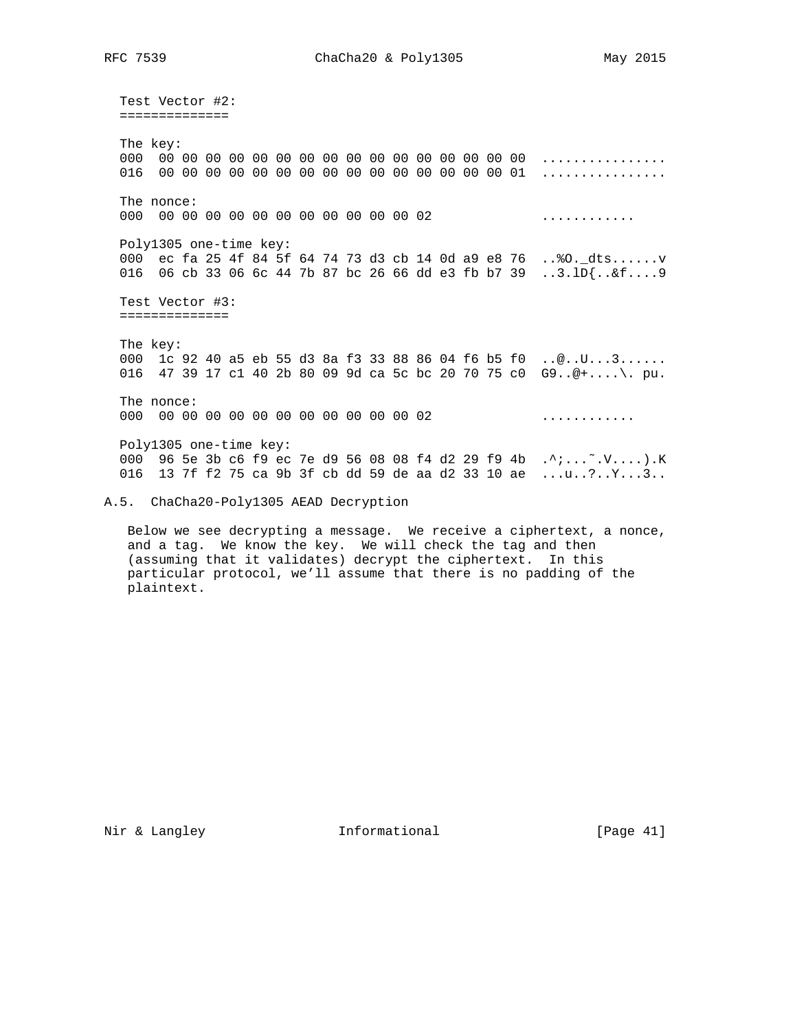Test Vector #2:
==============

The key:

```
000  00 00 00 00 00 00 00 00 00 00 00 00 00 00 00 00  ................
016  00 00 00 00 00 00 00 00 00 00 00 00 00 00 00 01  ................
```

The nonce:

```
000  00 00 00 00 00 00 00 00 00 00 00 02              ............
```

Poly1305 one-time key:

```
000  ec fa 25 4f 84 5f 64 74 73 d3 cb 14 0d a9 e8 76  ..%O._dts......v
016  06 cb 33 06 6c 44 7b 87 bc 26 66 dd e3 fb b7 39  ..3.lD{..&f....9
```

Test Vector #3:
==============

The key:

```
000  1c 92 40 a5 eb 55 d3 8a f3 33 88 86 04 f6 b5 f0  ..@..U...3......
016  47 39 17 c1 40 2b 80 09 9d ca 5c bc 20 70 75 c0  G9..@+....\. pu.
```

The nonce:

```
000  00 00 00 00 00 00 00 00 00 00 00 02              ............
```

Poly1305 one-time key:

```
000  96 5e 3b c6 f9 ec 7e d9 56 08 08 f4 d2 29 f9 4b  .^;...~.V....).K
016  13 7f f2 75 ca 9b 3f cb dd 59 de aa d2 33 10 ae  ...u..?..Y...3..
```

## A.5. ChaCha20-Poly1305 AEAD Decryption

Below we see decrypting a message. We receive a ciphertext, a nonce, and a tag. We know the key. We will check the tag and then (assuming that it validates) decrypt the ciphertext. In this particular protocol, we'll assume that there is no padding of the plaintext.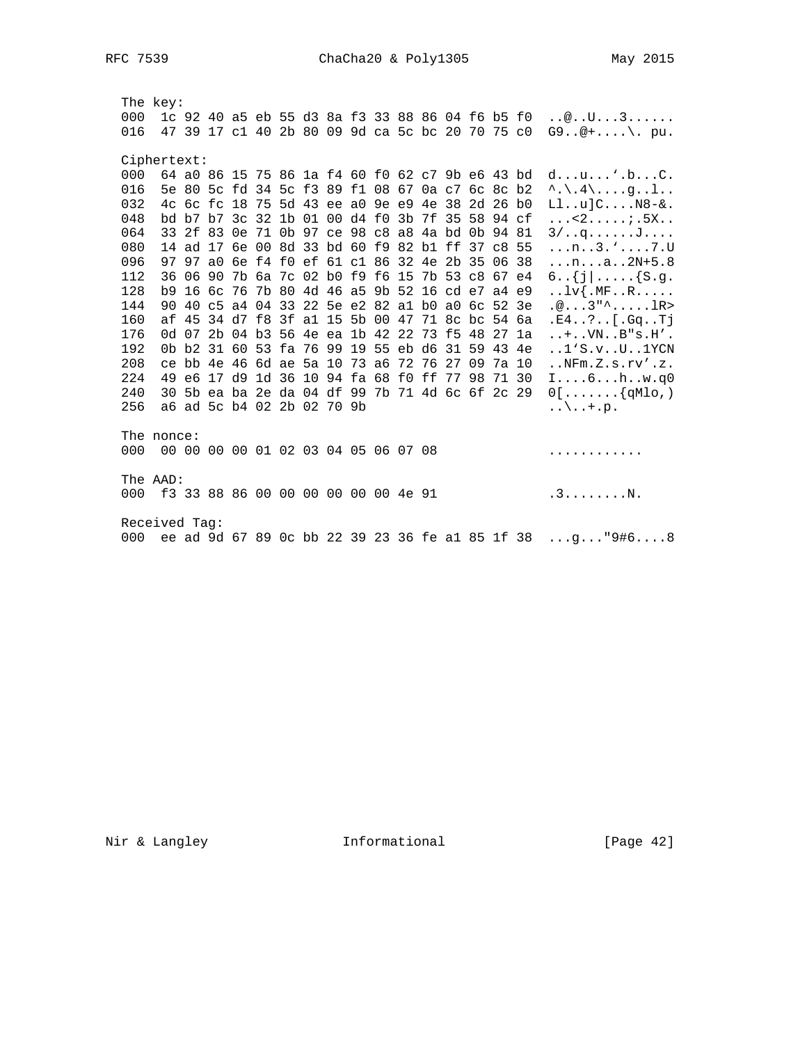```
   The key:
   000  1c 92 40 a5 eb 55 d3 8a f3 33 88 86 04 f6 b5 f0  ..@..U...3......
   016  47 39 17 c1 40 2b 80 09 9d ca 5c bc 20 70 75 c0  G9..@+....\. pu.

   Ciphertext:
   000  64 a0 86 15 75 86 1a f4 60 f0 62 c7 9b e6 43 bd  d...u...`.b...C.
   016  5e 80 5c fd 34 5c f3 89 f1 08 67 0a c7 6c 8c b2  ^.\.4\....g..l..
   032  4c 6c fc 18 75 5d 43 ee a0 9e e9 4e 38 2d 26 b0  Ll..u]C....N8-&.
   048  bd b7 b7 3c 32 1b 01 00 d4 f0 3b 7f 35 58 94 cf  ...<2.....;.5X..
   064  33 2f 83 0e 71 0b 97 ce 98 c8 a8 4a bd 0b 94 81  3/..q......J....
   080  14 ad 17 6e 00 8d 33 bd 60 f9 82 b1 ff 37 c8 55  ...n..3.`....7.U
   096  97 97 a0 6e f4 f0 ef 61 c1 86 32 4e 2b 35 06 38  ...n...a..2N+5.8
   112  36 06 90 7b 6a 7c 02 b0 f9 f6 15 7b 53 c8 67 e4  6..{j|.....{S.g.
   128  b9 16 6c 76 7b 80 4d 46 a5 9b 52 16 cd e7 a4 e9  ..lv{.MF..R.....
   144  90 40 c5 a4 04 33 22 5e e2 82 a1 b0 a0 6c 52 3e  .@...3"^.....lR>
   160  af 45 34 d7 f8 3f a1 15 5b 00 47 71 8c bc 54 6a  .E4..?..[.Gq..Tj
   176  0d 07 2b 04 b3 56 4e ea 1b 42 22 73 f5 48 27 1a  ..+..VN..B"s.H'.
   192  0b b2 31 60 53 fa 76 99 19 55 eb d6 31 59 43 4e  ..1`S.v..U..1YCN
   208  ce bb 4e 46 6d ae 5a 10 73 a6 72 76 27 09 7a 10  ..NFm.Z.s.rv'.z.
   224  49 e6 17 d9 1d 36 10 94 fa 68 f0 ff 77 98 71 30  I....6...h..w.q0
   240  30 5b ea ba 2e da 04 df 99 7b 71 4d 6c 6f 2c 29  0[.......{qMlo,)
   256  a6 ad 5c b4 02 2b 02 70 9b                       ..\..+.p.

   The nonce:
   000  00 00 00 00 01 02 03 04 05 06 07 08              ............

   The AAD:
   000  f3 33 88 86 00 00 00 00 00 00 4e 91              .3........N.

   Received Tag:
   000  ee ad 9d 67 89 0c bb 22 39 23 36 fe a1 85 1f 38  ...g..."9#6....8
```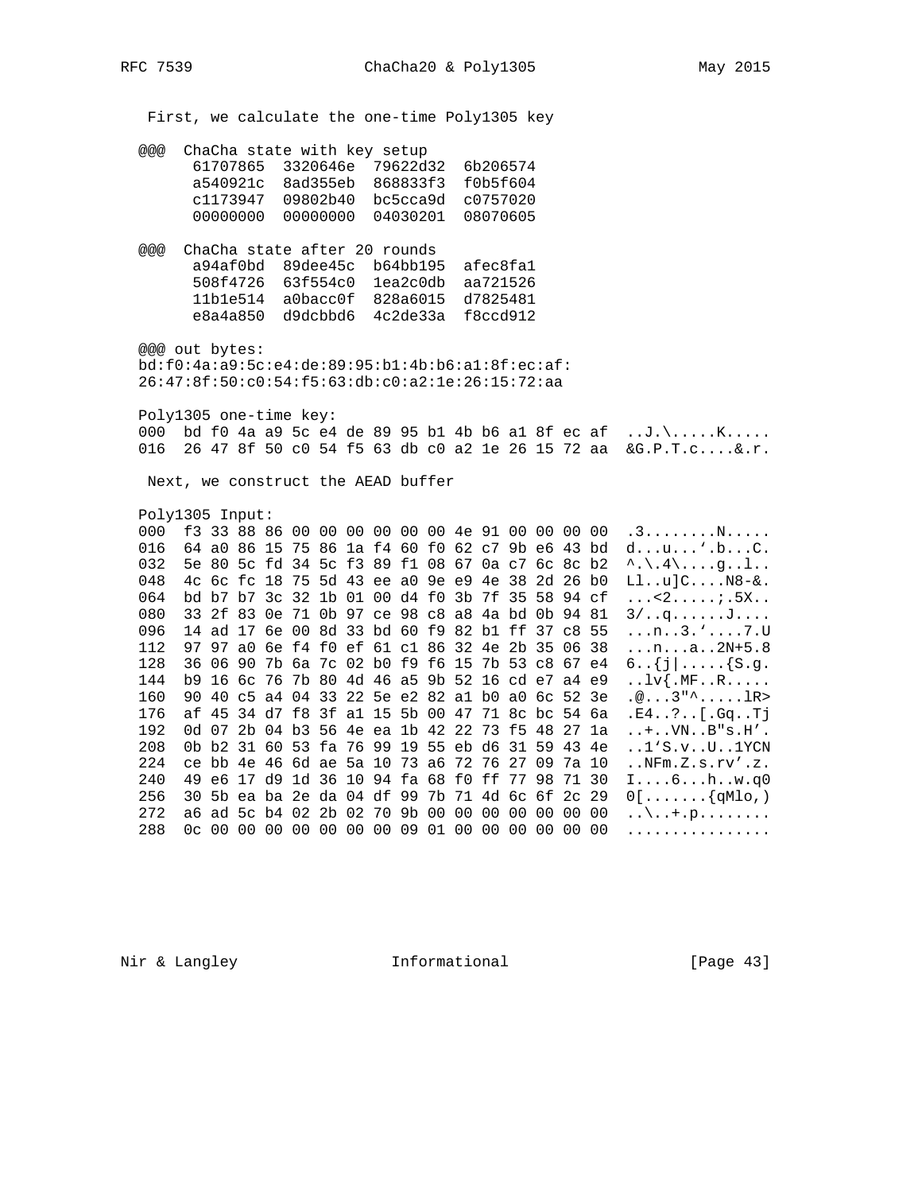First, we calculate the one-time Poly1305 key

```
@@@  ChaCha state with key setup
      61707865  3320646e  79622d32  6b206574
      a540921c  8ad355eb  868833f3  f0b5f604
      c1173947  09802b40  bc5cca9d  c0757020
      00000000  00000000  04030201  08070605

@@@  ChaCha state after 20 rounds
      a94af0bd  89dee45c  b64bb195  afec8fa1
      508f4726  63f554c0  1ea2c0db  aa721526
      11b1e514  a0bacc0f  828a6015  d7825481
      e8a4a850  d9dcbbd6  4c2de33a  f8ccd912

@@@ out bytes:
bd:f0:4a:a9:5c:e4:de:89:95:b1:4b:b6:a1:8f:ec:af:
26:47:8f:50:c0:54:f5:63:db:c0:a2:1e:26:15:72:aa

Poly1305 one-time key:
000  bd f0 4a a9 5c e4 de 89 95 b1 4b b6 a1 8f ec af  ..J.\.....K.....
016  26 47 8f 50 c0 54 f5 63 db c0 a2 1e 26 15 72 aa  &G.P.T.c....&.r.
```

Next, we construct the AEAD buffer

```
Poly1305 Input:
000  f3 33 88 86 00 00 00 00 00 00 4e 91 00 00 00 00  .3........N.....
016  64 a0 86 15 75 86 1a f4 60 f0 62 c7 9b e6 43 bd  d...u...'.b...C.
032  5e 80 5c fd 34 5c f3 89 f1 08 67 0a c7 6c 8c b2  ^.\.4\....g..l..
048  4c 6c fc 18 75 5d 43 ee a0 9e e9 4e 38 2d 26 b0  Ll..u]C....N8-&.
064  bd b7 b7 3c 32 1b 01 00 d4 f0 3b 7f 35 58 94 cf  ...<2.....;.5X..
080  33 2f 83 0e 71 0b 97 ce 98 c8 a8 4a bd 0b 94 81  3/..q......J....
096  14 ad 17 6e 00 8d 33 bd 60 f9 82 b1 ff 37 c8 55  ...n..3.'....7.U
112  97 97 a0 6e f4 f0 ef 61 c1 86 32 4e 2b 35 06 38  ...n...a..2N+5.8
128  36 06 90 7b 6a 7c 02 b0 f9 f6 15 7b 53 c8 67 e4  6..{j|.....{S.g.
144  b9 16 6c 76 7b 80 4d 46 a5 9b 52 16 cd e7 a4 e9  ..lv{.MF..R.....
160  90 40 c5 a4 04 33 22 5e e2 82 a1 b0 a0 6c 52 3e  .@...3"^.....lR>
176  af 45 34 d7 f8 3f a1 15 5b 00 47 71 8c bc 54 6a  .E4..?..[.Gq..Tj
192  0d 07 2b 04 b3 56 4e ea 1b 42 22 73 f5 48 27 1a  ..+..VN..B"s.H'.
208  0b b2 31 60 53 fa 76 99 19 55 eb d6 31 59 43 4e  ..1'S.v..U..1YCN
224  ce bb 4e 46 6d ae 5a 10 73 a6 72 76 27 09 7a 10  ..NFm.Z.s.rv'.z.
240  49 e6 17 d9 1d 36 10 94 fa 68 f0 ff 77 98 71 30  I....6...h..w.q0
256  30 5b ea ba 2e da 04 df 99 7b 71 4d 6c 6f 2c 29  0[.......{qMlo,)
272  a6 ad 5c b4 02 2b 02 70 9b 00 00 00 00 00 00 00  ..\..+.p........
288  0c 00 00 00 00 00 00 00 09 01 00 00 00 00 00 00  ................
```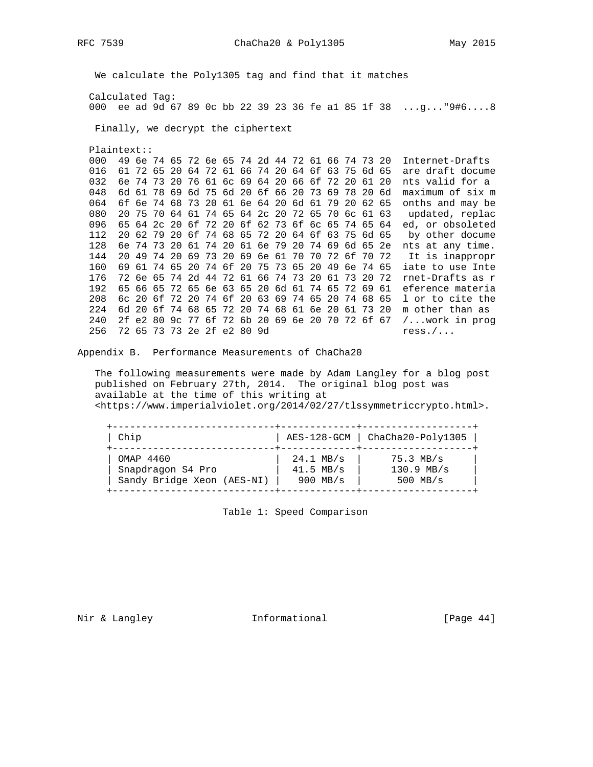We calculate the Poly1305 tag and find that it matches

```
Calculated Tag:
000  ee ad 9d 67 89 0c bb 22 39 23 36 fe a1 85 1f 38  ...g..."9#6....8
```

Finally, we decrypt the ciphertext

```
Plaintext::
000  49 6e 74 65 72 6e 65 74 2d 44 72 61 66 74 73 20  Internet-Drafts
016  61 72 65 20 64 72 61 66 74 20 64 6f 63 75 6d 65  are draft docume
032  6e 74 73 20 76 61 6c 69 64 20 66 6f 72 20 61 20  nts valid for a
048  6d 61 78 69 6d 75 6d 20 6f 66 20 73 69 78 20 6d  maximum of six m
064  6f 6e 74 68 73 20 61 6e 64 20 6d 61 79 20 62 65  onths and may be
080  20 75 70 64 61 74 65 64 2c 20 72 65 70 6c 61 63   updated, replac
096  65 64 2c 20 6f 72 20 6f 62 73 6f 6c 65 74 65 64  ed, or obsoleted
112  20 62 79 20 6f 74 68 65 72 20 64 6f 63 75 6d 65   by other docume
128  6e 74 73 20 61 74 20 61 6e 79 20 74 69 6d 65 2e  nts at any time.
144  20 49 74 20 69 73 20 69 6e 61 70 70 72 6f 70 72   It is inappropr
160  69 61 74 65 20 74 6f 20 75 73 65 20 49 6e 74 65  iate to use Inte
176  72 6e 65 74 2d 44 72 61 66 74 73 20 61 73 20 72  rnet-Drafts as r
192  65 66 65 72 65 6e 63 65 20 6d 61 74 65 72 69 61  eference materia
208  6c 20 6f 72 20 74 6f 20 63 69 74 65 20 74 68 65  l or to cite the
224  6d 20 6f 74 68 65 72 20 74 68 61 6e 20 61 73 20  m other than as
240  2f e2 80 9c 77 6f 72 6b 20 69 6e 20 70 72 6f 67  /...work in prog
256  72 65 73 73 2e 2f e2 80 9d                       ress./...
```

## Appendix B. Performance Measurements of ChaCha20

The following measurements were made by Adam Langley for a blog post published on February 27th, 2014. The original blog post was available at the time of this writing at <https://www.imperialviolet.org/2014/02/27/tlssymmetriccrypto.html>.

| Chip | AES-128-GCM | ChaCha20-Poly1305 |
|---|---|---|
| OMAP 4460 | 24.1 MB/s | 75.3 MB/s |
| Snapdragon S4 Pro | 41.5 MB/s | 130.9 MB/s |
| Sandy Bridge Xeon (AES-NI) | 900 MB/s | 500 MB/s |

Table 1: Speed Comparison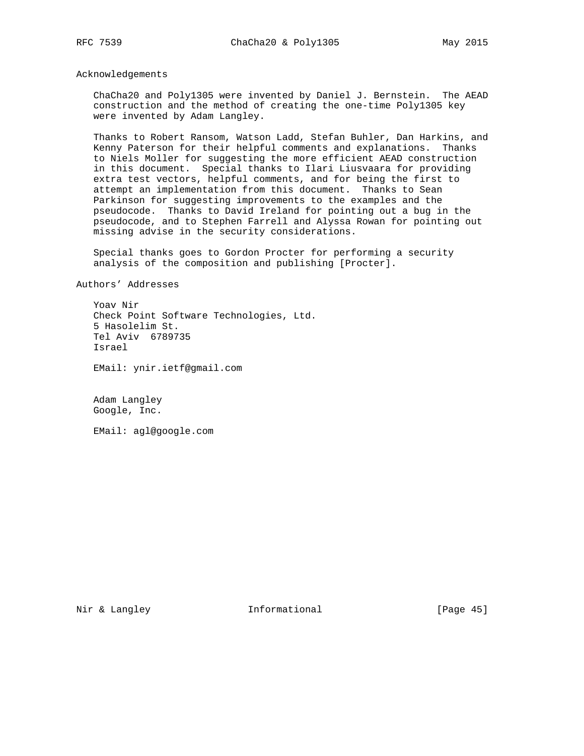## Acknowledgements

ChaCha20 and Poly1305 were invented by Daniel J. Bernstein. The AEAD construction and the method of creating the one-time Poly1305 key were invented by Adam Langley.

Thanks to Robert Ransom, Watson Ladd, Stefan Buhler, Dan Harkins, and Kenny Paterson for their helpful comments and explanations. Thanks to Niels Moller for suggesting the more efficient AEAD construction in this document. Special thanks to Ilari Liusvaara for providing extra test vectors, helpful comments, and for being the first to attempt an implementation from this document. Thanks to Sean Parkinson for suggesting improvements to the examples and the pseudocode. Thanks to David Ireland for pointing out a bug in the pseudocode, and to Stephen Farrell and Alyssa Rowan for pointing out missing advise in the security considerations.

Special thanks goes to Gordon Procter for performing a security analysis of the composition and publishing [Procter].

## Authors' Addresses

Yoav Nir
Check Point Software Technologies, Ltd.
5 Hasolelim St.
Tel Aviv  6789735
Israel

EMail: ynir.ietf@gmail.com

Adam Langley
Google, Inc.

EMail: agl@google.com